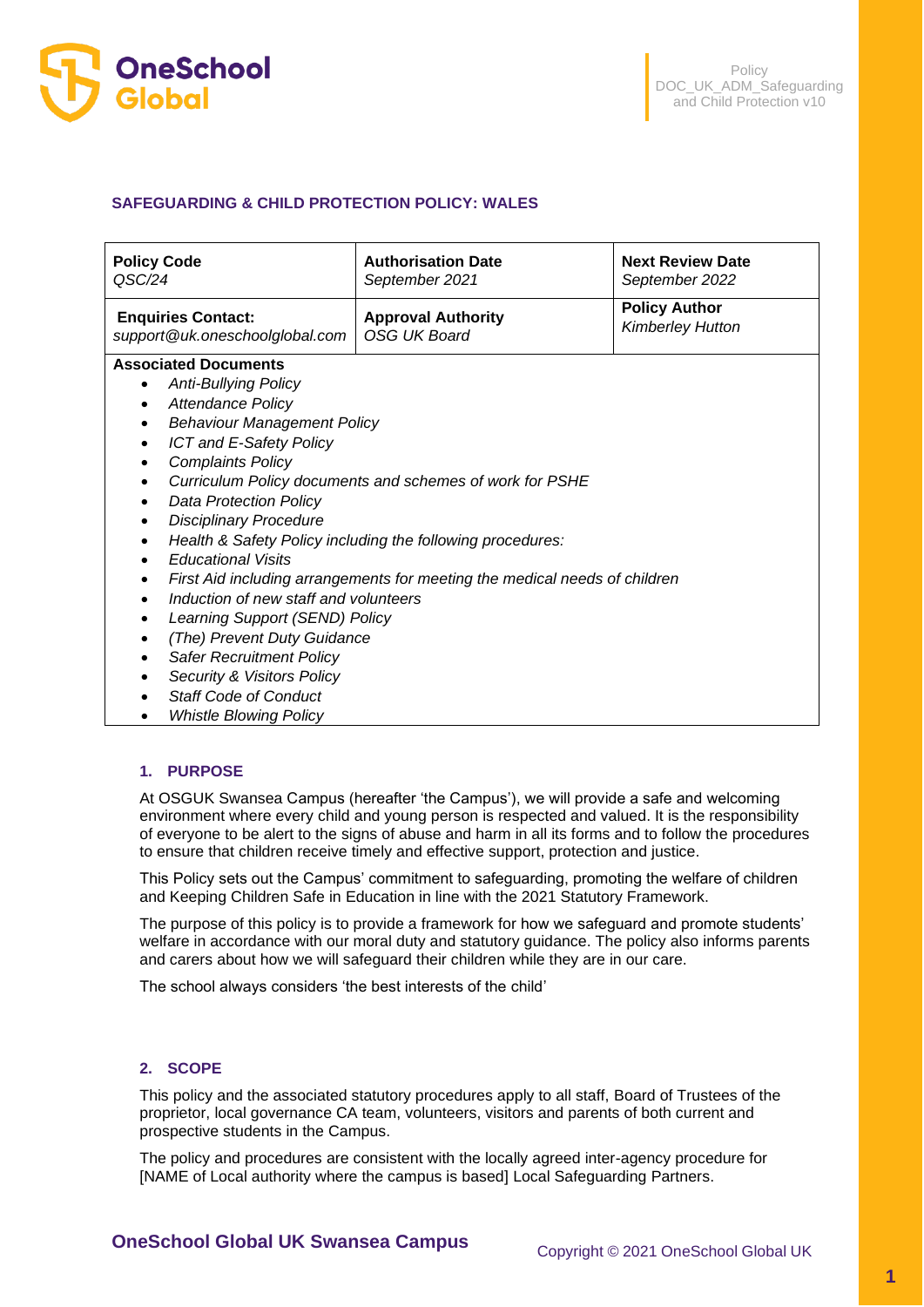# SAFEGUARDING & CHILD PROTECTION POLICY: WALES

| **Policy Code**<br>*QSC/24* | **Authorisation Date**<br>*September 2021* | **Next Review Date**<br>*September 2022* |
|---|---|---|
| **Enquiries Contact:**<br>*support@uk.oneschoolglobal.com* | **Approval Authority**<br>*OSG UK Board* | **Policy Author**<br>*Kimberley Hutton* |

**Associated Documents**

- *Anti-Bullying Policy*
- *Attendance Policy*
- *Behaviour Management Policy*
- *ICT and E-Safety Policy*
- *Complaints Policy*
- *Curriculum Policy documents and schemes of work for PSHE*
- *Data Protection Policy*
- *Disciplinary Procedure*
- *Health & Safety Policy including the following procedures:*
- *Educational Visits*
- *First Aid including arrangements for meeting the medical needs of children*
- *Induction of new staff and volunteers*
- *Learning Support (SEND) Policy*
- *(The) Prevent Duty Guidance*
- *Safer Recruitment Policy*
- *Security & Visitors Policy*
- *Staff Code of Conduct*
- *Whistle Blowing Policy*

## 1. PURPOSE

At OSGUK Swansea Campus (hereafter 'the Campus'), we will provide a safe and welcoming environment where every child and young person is respected and valued. It is the responsibility of everyone to be alert to the signs of abuse and harm in all its forms and to follow the procedures to ensure that children receive timely and effective support, protection and justice.

This Policy sets out the Campus' commitment to safeguarding, promoting the welfare of children and Keeping Children Safe in Education in line with the 2021 Statutory Framework.

The purpose of this policy is to provide a framework for how we safeguard and promote students' welfare in accordance with our moral duty and statutory guidance. The policy also informs parents and carers about how we will safeguard their children while they are in our care.

The school always considers 'the best interests of the child'

## 2. SCOPE

This policy and the associated statutory procedures apply to all staff, Board of Trustees of the proprietor, local governance CA team, volunteers, visitors and parents of both current and prospective students in the Campus.

The policy and procedures are consistent with the locally agreed inter-agency procedure for [NAME of Local authority where the campus is based] Local Safeguarding Partners.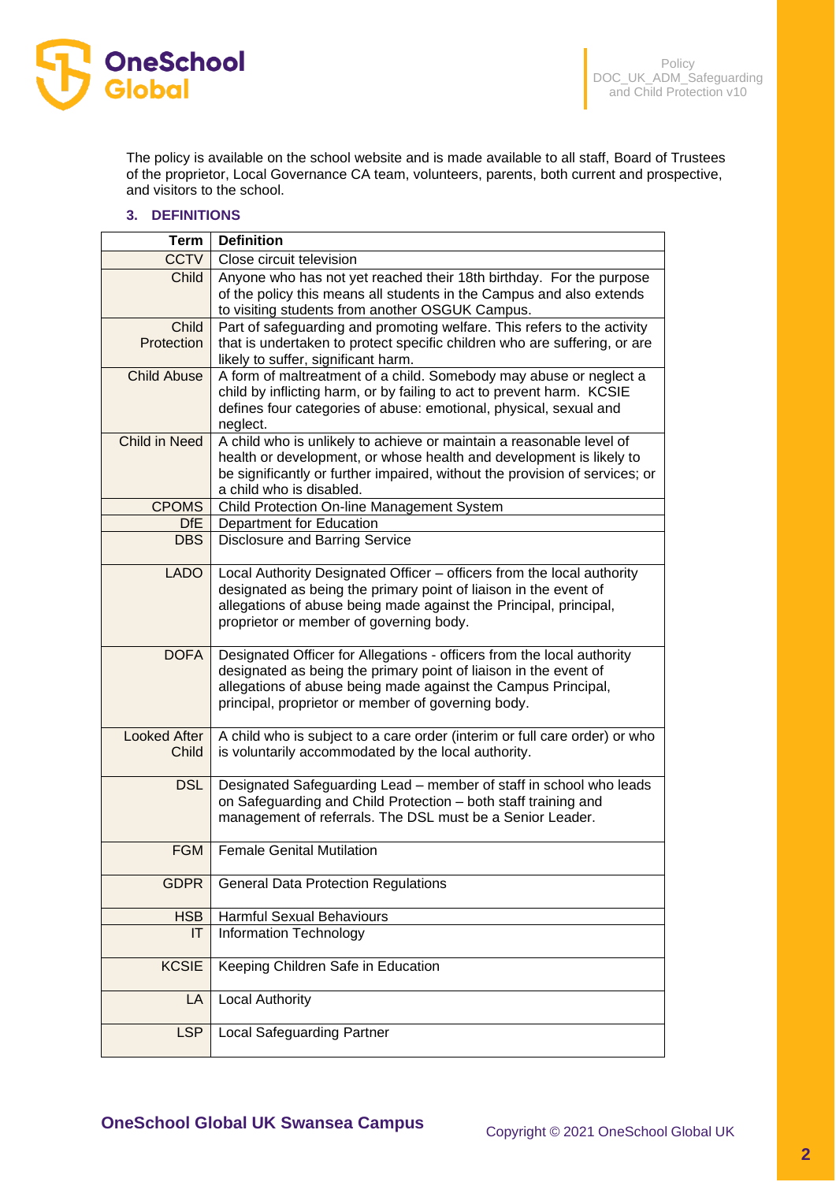The policy is available on the school website and is made available to all staff, Board of Trustees of the proprietor, Local Governance CA team, volunteers, parents, both current and prospective, and visitors to the school.

## 3. DEFINITIONS

| Term | Definition |
|---|---|
| CCTV | Close circuit television |
| Child | Anyone who has not yet reached their 18th birthday. For the purpose of the policy this means all students in the Campus and also extends to visiting students from another OSGUK Campus. |
| Child Protection | Part of safeguarding and promoting welfare. This refers to the activity that is undertaken to protect specific children who are suffering, or are likely to suffer, significant harm. |
| Child Abuse | A form of maltreatment of a child. Somebody may abuse or neglect a child by inflicting harm, or by failing to act to prevent harm. KCSIE defines four categories of abuse: emotional, physical, sexual and neglect. |
| Child in Need | A child who is unlikely to achieve or maintain a reasonable level of health or development, or whose health and development is likely to be significantly or further impaired, without the provision of services; or a child who is disabled. |
| CPOMS | Child Protection On-line Management System |
| DfE | Department for Education |
| DBS | Disclosure and Barring Service |
| LADO | Local Authority Designated Officer – officers from the local authority designated as being the primary point of liaison in the event of allegations of abuse being made against the Principal, principal, proprietor or member of governing body. |
| DOFA | Designated Officer for Allegations - officers from the local authority designated as being the primary point of liaison in the event of allegations of abuse being made against the Campus Principal, principal, proprietor or member of governing body. |
| Looked After Child | A child who is subject to a care order (interim or full care order) or who is voluntarily accommodated by the local authority. |
| DSL | Designated Safeguarding Lead – member of staff in school who leads on Safeguarding and Child Protection – both staff training and management of referrals. The DSL must be a Senior Leader. |
| FGM | Female Genital Mutilation |
| GDPR | General Data Protection Regulations |
| HSB | Harmful Sexual Behaviours |
| IT | Information Technology |
| KCSIE | Keeping Children Safe in Education |
| LA | Local Authority |
| LSP | Local Safeguarding Partner |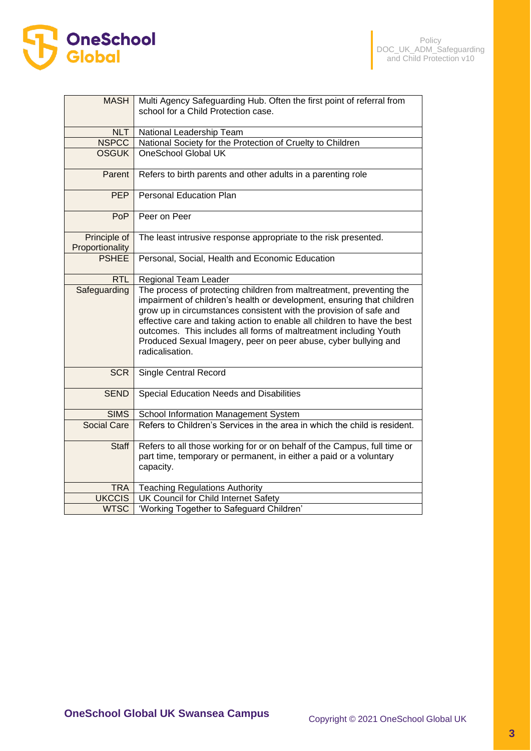| | |
|---|---|
| MASH | Multi Agency Safeguarding Hub. Often the first point of referral from school for a Child Protection case. |
| NLT | National Leadership Team |
| NSPCC | National Society for the Protection of Cruelty to Children |
| OSGUK | OneSchool Global UK |
| Parent | Refers to birth parents and other adults in a parenting role |
| PEP | Personal Education Plan |
| PoP | Peer on Peer |
| Principle of Proportionality | The least intrusive response appropriate to the risk presented. |
| PSHEE | Personal, Social, Health and Economic Education |
| RTL | Regional Team Leader |
| Safeguarding | The process of protecting children from maltreatment, preventing the impairment of children's health or development, ensuring that children grow up in circumstances consistent with the provision of safe and effective care and taking action to enable all children to have the best outcomes. This includes all forms of maltreatment including Youth Produced Sexual Imagery, peer on peer abuse, cyber bullying and radicalisation. |
| SCR | Single Central Record |
| SEND | Special Education Needs and Disabilities |
| SIMS | School Information Management System |
| Social Care | Refers to Children's Services in the area in which the child is resident. |
| Staff | Refers to all those working for or on behalf of the Campus, full time or part time, temporary or permanent, in either a paid or a voluntary capacity. |
| TRA | Teaching Regulations Authority |
| UKCCIS | UK Council for Child Internet Safety |
| WTSC | 'Working Together to Safeguard Children' |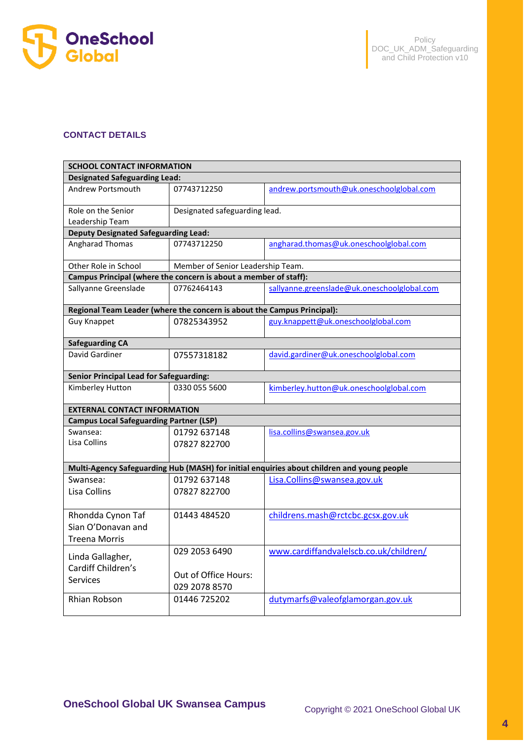## CONTACT DETAILS

| SCHOOL CONTACT INFORMATION | | |
|---|---|---|
| **Designated Safeguarding Lead:** | | |
| Andrew Portsmouth | 07743712250 | andrew.portsmouth@uk.oneschoolglobal.com |
| Role on the Senior Leadership Team | Designated safeguarding lead. | |
| **Deputy Designated Safeguarding Lead:** | | |
| Angharad Thomas | 07743712250 | angharad.thomas@uk.oneschoolglobal.com |
| Other Role in School | Member of Senior Leadership Team. | |
| **Campus Principal (where the concern is about a member of staff):** | | |
| Sallyanne Greenslade | 07762464143 | sallyanne.greenslade@uk.oneschoolglobal.com |
| **Regional Team Leader (where the concern is about the Campus Principal):** | | |
| Guy Knappet | 07825343952 | guy.knappett@uk.oneschoolglobal.com |
| **Safeguarding CA** | | |
| David Gardiner | 07557318182 | david.gardiner@uk.oneschoolglobal.com |
| **Senior Principal Lead for Safeguarding:** | | |
| Kimberley Hutton | 0330 055 5600 | kimberley.hutton@uk.oneschoolglobal.com |
| **EXTERNAL CONTACT INFORMATION** | | |
| **Campus Local Safeguarding Partner (LSP)** | | |
| Swansea:<br>Lisa Collins | 01792 637148<br>07827 822700 | lisa.collins@swansea.gov.uk |
| **Multi-Agency Safeguarding Hub (MASH) for initial enquiries about children and young people** | | |
| Swansea:<br>Lisa Collins | 01792 637148<br>07827 822700 | Lisa.Collins@swansea.gov.uk |
| Rhondda Cynon Taf<br>Sian O'Donavan and Treena Morris | 01443 484520 | childrens.mash@rctcbc.gcsx.gov.uk |
| Linda Gallagher, Cardiff Children's Services | 029 2053 6490<br><br>Out of Office Hours:<br>029 2078 8570 | www.cardiffandvalelscb.co.uk/children/ |
| Rhian Robson | 01446 725202 | dutymarfs@valeofglamorgan.gov.uk |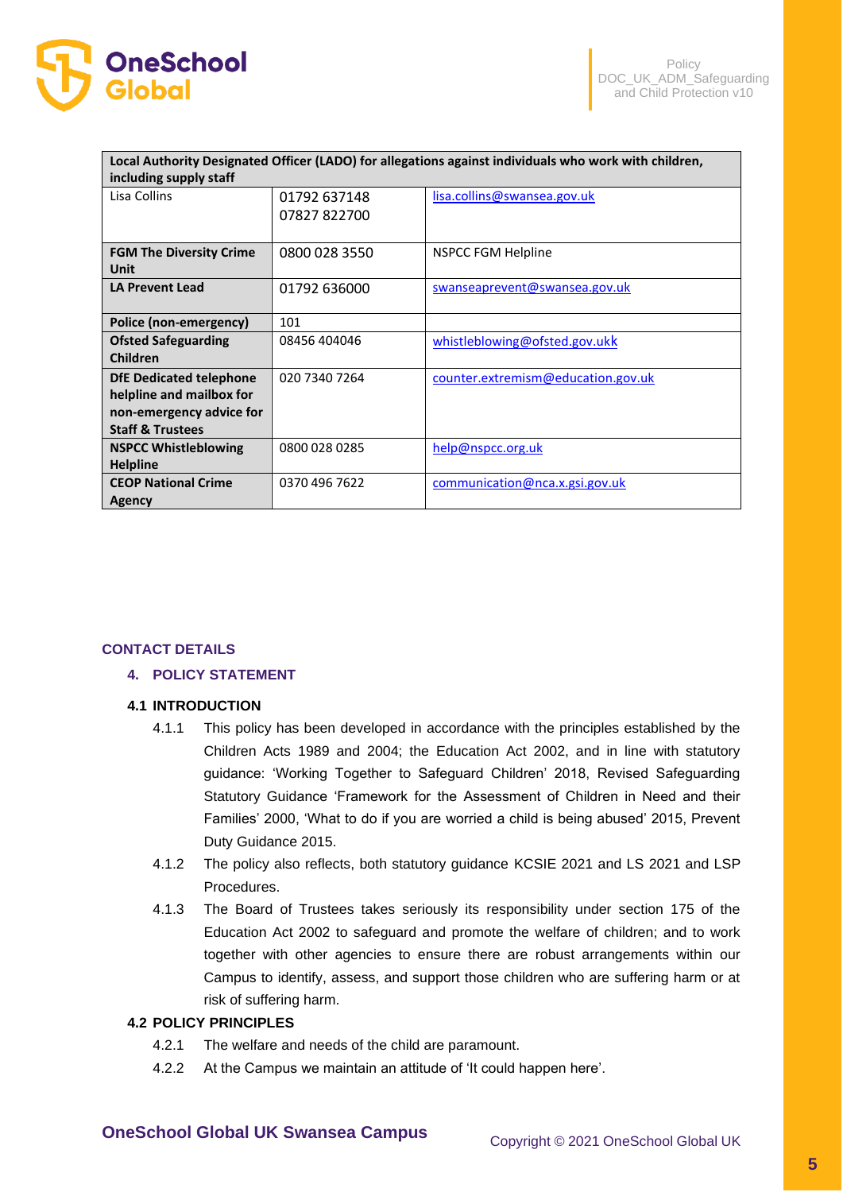| Local Authority Designated Officer (LADO) for allegations against individuals who work with children, including supply staff | | |
|---|---|---|
| Lisa Collins | 01792 637148<br>07827 822700 | lisa.collins@swansea.gov.uk |
| **FGM The Diversity Crime Unit** | 0800 028 3550 | NSPCC FGM Helpline |
| **LA Prevent Lead** | 01792 636000 | swanseaprevent@swansea.gov.uk |
| **Police (non-emergency)** | 101 | |
| **Ofsted Safeguarding Children** | 08456 404046 | whistleblowing@ofsted.gov.ukk |
| **DfE Dedicated telephone helpline and mailbox for non-emergency advice for Staff & Trustees** | 020 7340 7264 | counter.extremism@education.gov.uk |
| **NSPCC Whistleblowing Helpline** | 0800 028 0285 | help@nspcc.org.uk |
| **CEOP National Crime Agency** | 0370 496 7622 | communication@nca.x.gsi.gov.uk |

## CONTACT DETAILS

## 4. POLICY STATEMENT

### 4.1 INTRODUCTION

4.1.1 This policy has been developed in accordance with the principles established by the Children Acts 1989 and 2004; the Education Act 2002, and in line with statutory guidance: 'Working Together to Safeguard Children' 2018, Revised Safeguarding Statutory Guidance 'Framework for the Assessment of Children in Need and their Families' 2000, 'What to do if you are worried a child is being abused' 2015, Prevent Duty Guidance 2015.

4.1.2 The policy also reflects, both statutory guidance KCSIE 2021 and LS 2021 and LSP Procedures.

4.1.3 The Board of Trustees takes seriously its responsibility under section 175 of the Education Act 2002 to safeguard and promote the welfare of children; and to work together with other agencies to ensure there are robust arrangements within our Campus to identify, assess, and support those children who are suffering harm or at risk of suffering harm.

### 4.2 POLICY PRINCIPLES

4.2.1 The welfare and needs of the child are paramount.

4.2.2 At the Campus we maintain an attitude of 'It could happen here'.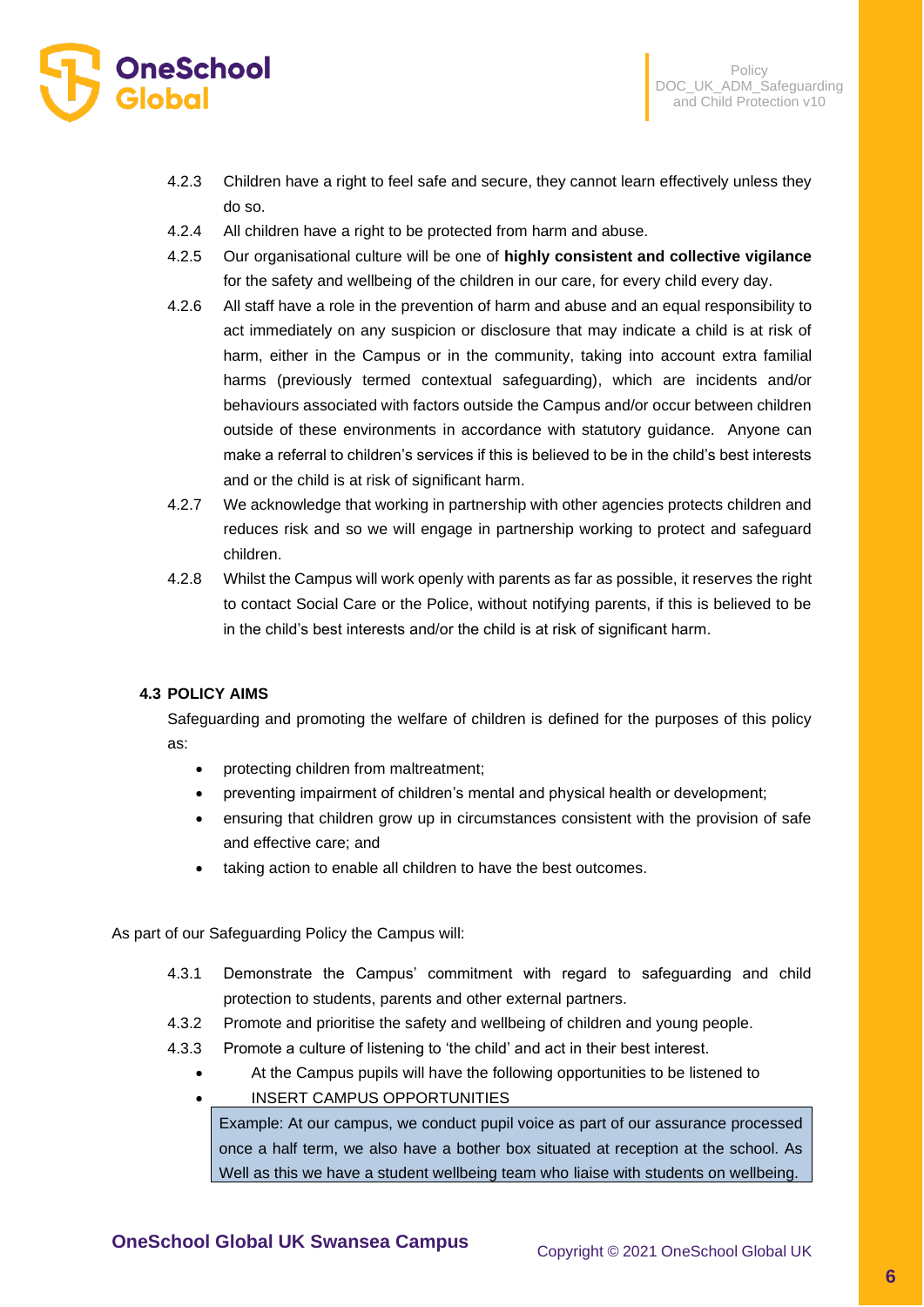4.2.3 Children have a right to feel safe and secure, they cannot learn effectively unless they do so.

4.2.4 All children have a right to be protected from harm and abuse.

4.2.5 Our organisational culture will be one of **highly consistent and collective vigilance** for the safety and wellbeing of the children in our care, for every child every day.

4.2.6 All staff have a role in the prevention of harm and abuse and an equal responsibility to act immediately on any suspicion or disclosure that may indicate a child is at risk of harm, either in the Campus or in the community, taking into account extra familial harms (previously termed contextual safeguarding), which are incidents and/or behaviours associated with factors outside the Campus and/or occur between children outside of these environments in accordance with statutory guidance. Anyone can make a referral to children's services if this is believed to be in the child's best interests and or the child is at risk of significant harm.

4.2.7 We acknowledge that working in partnership with other agencies protects children and reduces risk and so we will engage in partnership working to protect and safeguard children.

4.2.8 Whilst the Campus will work openly with parents as far as possible, it reserves the right to contact Social Care or the Police, without notifying parents, if this is believed to be in the child's best interests and/or the child is at risk of significant harm.

### 4.3 POLICY AIMS

Safeguarding and promoting the welfare of children is defined for the purposes of this policy as:

- protecting children from maltreatment;
- preventing impairment of children's mental and physical health or development;
- ensuring that children grow up in circumstances consistent with the provision of safe and effective care; and
- taking action to enable all children to have the best outcomes.

As part of our Safeguarding Policy the Campus will:

4.3.1 Demonstrate the Campus' commitment with regard to safeguarding and child protection to students, parents and other external partners.

4.3.2 Promote and prioritise the safety and wellbeing of children and young people.

4.3.3 Promote a culture of listening to 'the child' and act in their best interest.

- At the Campus pupils will have the following opportunities to be listened to
- INSERT CAMPUS OPPORTUNITIES

Example: At our campus, we conduct pupil voice as part of our assurance processed once a half term, we also have a bother box situated at reception at the school. As Well as this we have a student wellbeing team who liaise with students on wellbeing.

OneSchool Global UK Swansea Campus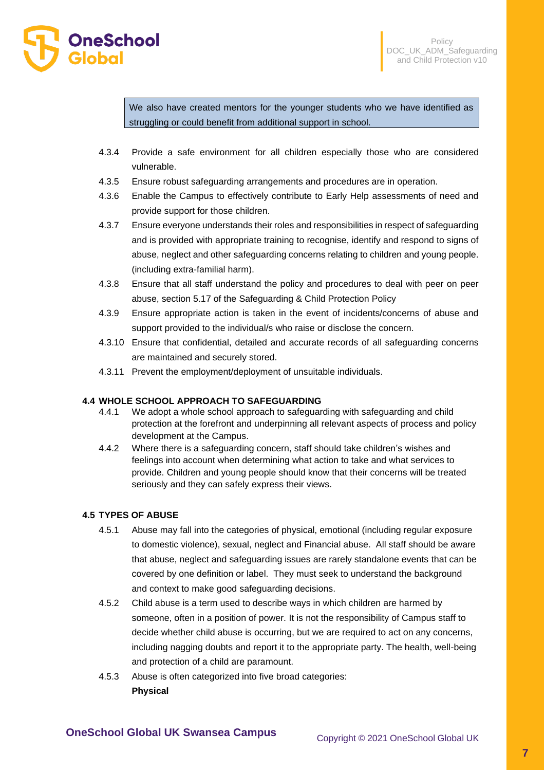We also have created mentors for the younger students who we have identified as struggling or could benefit from additional support in school.

4.3.4 Provide a safe environment for all children especially those who are considered vulnerable.

4.3.5 Ensure robust safeguarding arrangements and procedures are in operation.

4.3.6 Enable the Campus to effectively contribute to Early Help assessments of need and provide support for those children.

4.3.7 Ensure everyone understands their roles and responsibilities in respect of safeguarding and is provided with appropriate training to recognise, identify and respond to signs of abuse, neglect and other safeguarding concerns relating to children and young people. (including extra-familial harm).

4.3.8 Ensure that all staff understand the policy and procedures to deal with peer on peer abuse, section 5.17 of the Safeguarding & Child Protection Policy

4.3.9 Ensure appropriate action is taken in the event of incidents/concerns of abuse and support provided to the individual/s who raise or disclose the concern.

4.3.10 Ensure that confidential, detailed and accurate records of all safeguarding concerns are maintained and securely stored.

4.3.11 Prevent the employment/deployment of unsuitable individuals.

### 4.4 WHOLE SCHOOL APPROACH TO SAFEGUARDING

4.4.1 We adopt a whole school approach to safeguarding with safeguarding and child protection at the forefront and underpinning all relevant aspects of process and policy development at the Campus.

4.4.2 Where there is a safeguarding concern, staff should take children's wishes and feelings into account when determining what action to take and what services to provide. Children and young people should know that their concerns will be treated seriously and they can safely express their views.

### 4.5 TYPES OF ABUSE

4.5.1 Abuse may fall into the categories of physical, emotional (including regular exposure to domestic violence), sexual, neglect and Financial abuse. All staff should be aware that abuse, neglect and safeguarding issues are rarely standalone events that can be covered by one definition or label. They must seek to understand the background and context to make good safeguarding decisions.

4.5.2 Child abuse is a term used to describe ways in which children are harmed by someone, often in a position of power. It is not the responsibility of Campus staff to decide whether child abuse is occurring, but we are required to act on any concerns, including nagging doubts and report it to the appropriate party. The health, well-being and protection of a child are paramount.

4.5.3 Abuse is often categorized into five broad categories:

**Physical**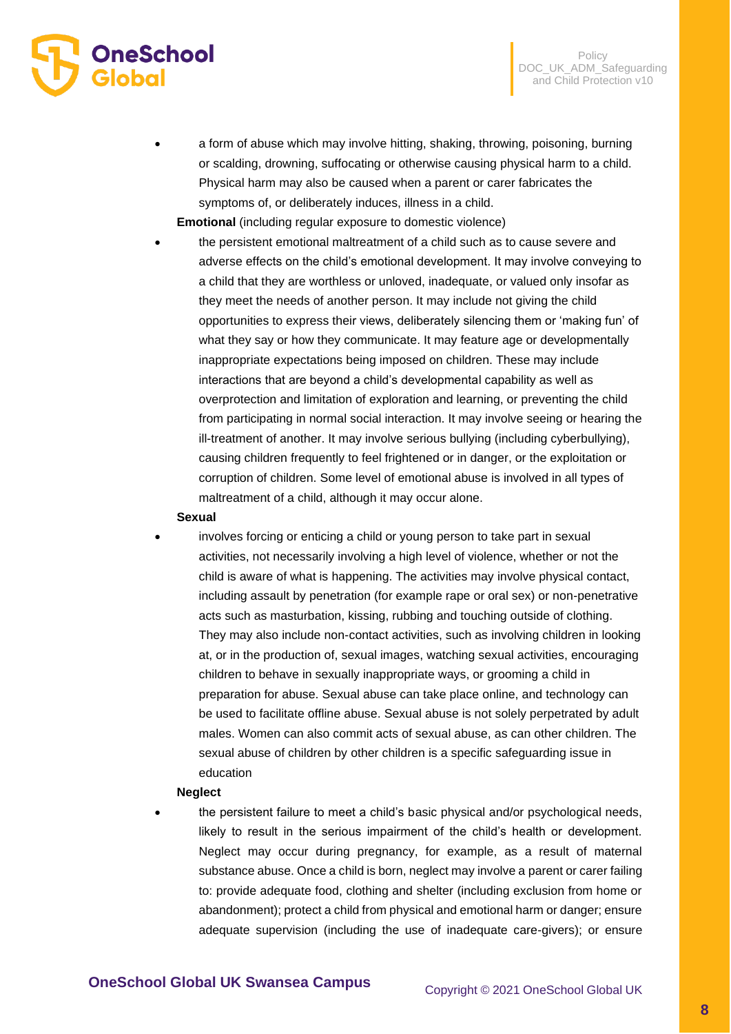- a form of abuse which may involve hitting, shaking, throwing, poisoning, burning or scalding, drowning, suffocating or otherwise causing physical harm to a child. Physical harm may also be caused when a parent or carer fabricates the symptoms of, or deliberately induces, illness in a child.

**Emotional** (including regular exposure to domestic violence)

- the persistent emotional maltreatment of a child such as to cause severe and adverse effects on the child's emotional development. It may involve conveying to a child that they are worthless or unloved, inadequate, or valued only insofar as they meet the needs of another person. It may include not giving the child opportunities to express their views, deliberately silencing them or 'making fun' of what they say or how they communicate. It may feature age or developmentally inappropriate expectations being imposed on children. These may include interactions that are beyond a child's developmental capability as well as overprotection and limitation of exploration and learning, or preventing the child from participating in normal social interaction. It may involve seeing or hearing the ill-treatment of another. It may involve serious bullying (including cyberbullying), causing children frequently to feel frightened or in danger, or the exploitation or corruption of children. Some level of emotional abuse is involved in all types of maltreatment of a child, although it may occur alone.

**Sexual**

- involves forcing or enticing a child or young person to take part in sexual activities, not necessarily involving a high level of violence, whether or not the child is aware of what is happening. The activities may involve physical contact, including assault by penetration (for example rape or oral sex) or non-penetrative acts such as masturbation, kissing, rubbing and touching outside of clothing. They may also include non-contact activities, such as involving children in looking at, or in the production of, sexual images, watching sexual activities, encouraging children to behave in sexually inappropriate ways, or grooming a child in preparation for abuse. Sexual abuse can take place online, and technology can be used to facilitate offline abuse. Sexual abuse is not solely perpetrated by adult males. Women can also commit acts of sexual abuse, as can other children. The sexual abuse of children by other children is a specific safeguarding issue in education

**Neglect**

- the persistent failure to meet a child's basic physical and/or psychological needs, likely to result in the serious impairment of the child's health or development. Neglect may occur during pregnancy, for example, as a result of maternal substance abuse. Once a child is born, neglect may involve a parent or carer failing to: provide adequate food, clothing and shelter (including exclusion from home or abandonment); protect a child from physical and emotional harm or danger; ensure adequate supervision (including the use of inadequate care-givers); or ensure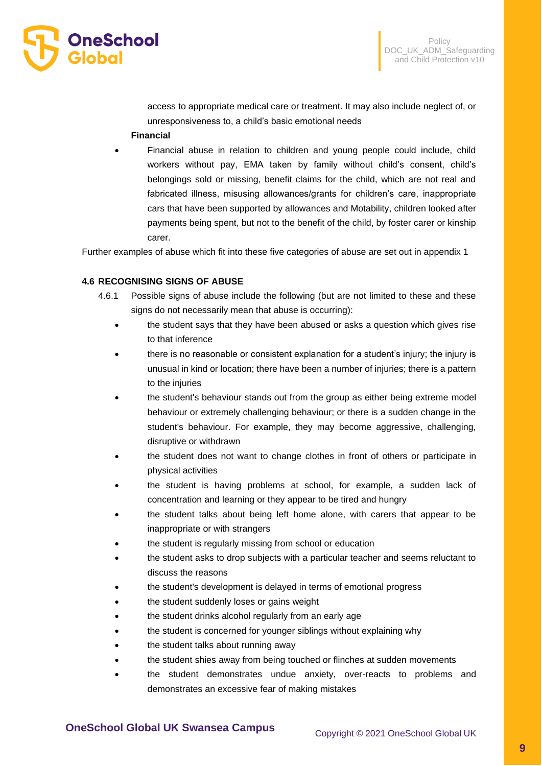access to appropriate medical care or treatment. It may also include neglect of, or unresponsiveness to, a child's basic emotional needs

**Financial**

- Financial abuse in relation to children and young people could include, child workers without pay, EMA taken by family without child's consent, child's belongings sold or missing, benefit claims for the child, which are not real and fabricated illness, misusing allowances/grants for children's care, inappropriate cars that have been supported by allowances and Motability, children looked after payments being spent, but not to the benefit of the child, by foster carer or kinship carer.

Further examples of abuse which fit into these five categories of abuse are set out in appendix 1

### 4.6 RECOGNISING SIGNS OF ABUSE

4.6.1 Possible signs of abuse include the following (but are not limited to these and these signs do not necessarily mean that abuse is occurring):

- the student says that they have been abused or asks a question which gives rise to that inference
- there is no reasonable or consistent explanation for a student's injury; the injury is unusual in kind or location; there have been a number of injuries; there is a pattern to the injuries
- the student's behaviour stands out from the group as either being extreme model behaviour or extremely challenging behaviour; or there is a sudden change in the student's behaviour. For example, they may become aggressive, challenging, disruptive or withdrawn
- the student does not want to change clothes in front of others or participate in physical activities
- the student is having problems at school, for example, a sudden lack of concentration and learning or they appear to be tired and hungry
- the student talks about being left home alone, with carers that appear to be inappropriate or with strangers
- the student is regularly missing from school or education
- the student asks to drop subjects with a particular teacher and seems reluctant to discuss the reasons
- the student's development is delayed in terms of emotional progress
- the student suddenly loses or gains weight
- the student drinks alcohol regularly from an early age
- the student is concerned for younger siblings without explaining why
- the student talks about running away
- the student shies away from being touched or flinches at sudden movements
- the student demonstrates undue anxiety, over-reacts to problems and demonstrates an excessive fear of making mistakes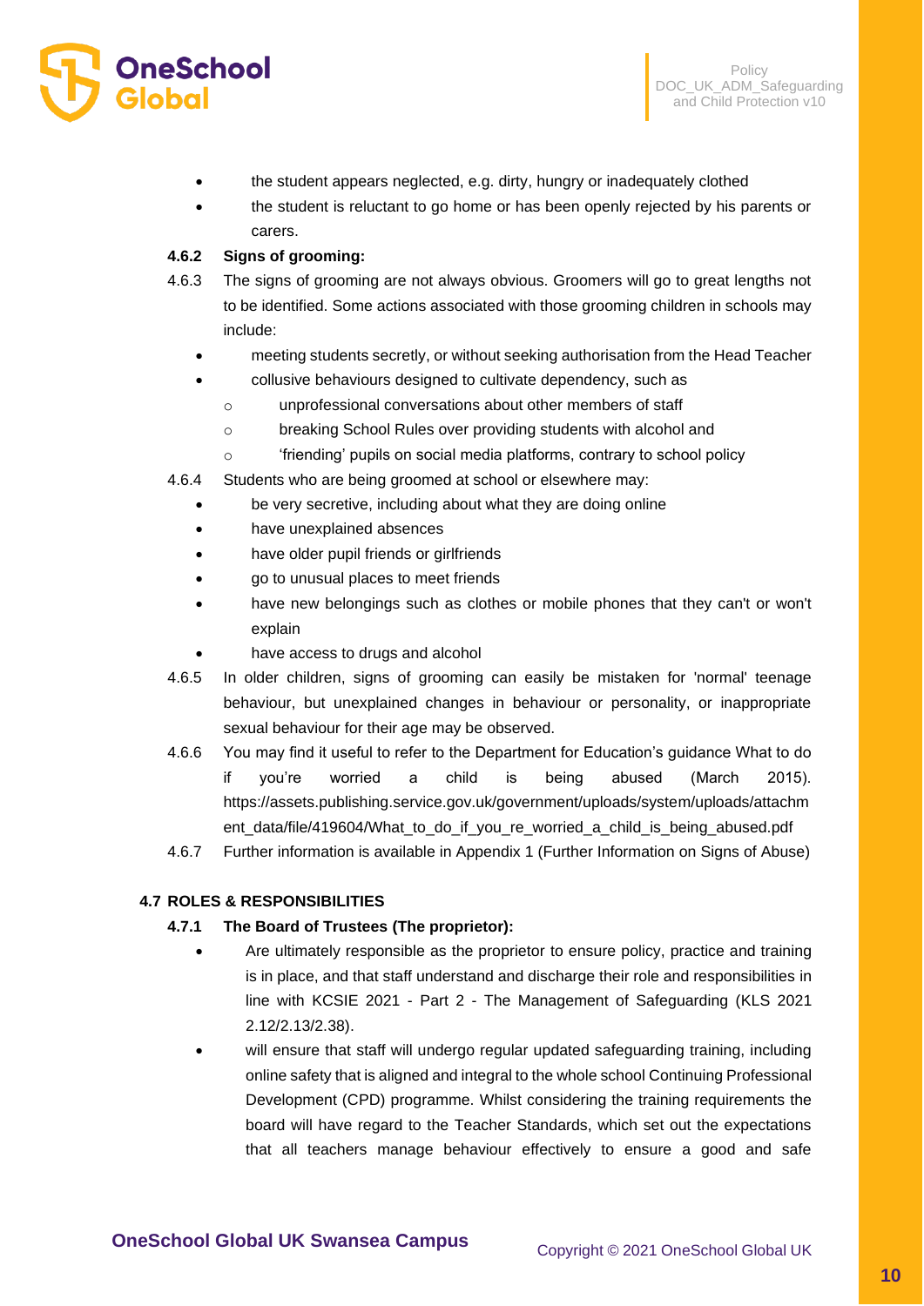- the student appears neglected, e.g. dirty, hungry or inadequately clothed
- the student is reluctant to go home or has been openly rejected by his parents or carers.

**4.6.2 Signs of grooming:**

4.6.3 The signs of grooming are not always obvious. Groomers will go to great lengths not to be identified. Some actions associated with those grooming children in schools may include:

- meeting students secretly, or without seeking authorisation from the Head Teacher
- collusive behaviours designed to cultivate dependency, such as
  - unprofessional conversations about other members of staff
  - breaking School Rules over providing students with alcohol and
  - 'friending' pupils on social media platforms, contrary to school policy

4.6.4 Students who are being groomed at school or elsewhere may:

- be very secretive, including about what they are doing online
- have unexplained absences
- have older pupil friends or girlfriends
- go to unusual places to meet friends
- have new belongings such as clothes or mobile phones that they can't or won't explain
- have access to drugs and alcohol

4.6.5 In older children, signs of grooming can easily be mistaken for 'normal' teenage behaviour, but unexplained changes in behaviour or personality, or inappropriate sexual behaviour for their age may be observed.

4.6.6 You may find it useful to refer to the Department for Education's guidance What to do if you're worried a child is being abused (March 2015). https://assets.publishing.service.gov.uk/government/uploads/system/uploads/attachment_data/file/419604/What_to_do_if_you_re_worried_a_child_is_being_abused.pdf

4.6.7 Further information is available in Appendix 1 (Further Information on Signs of Abuse)

### 4.7 ROLES & RESPONSIBILITIES

**4.7.1 The Board of Trustees (The proprietor):**

- Are ultimately responsible as the proprietor to ensure policy, practice and training is in place, and that staff understand and discharge their role and responsibilities in line with KCSIE 2021 - Part 2 - The Management of Safeguarding (KLS 2021 2.12/2.13/2.38).
- will ensure that staff will undergo regular updated safeguarding training, including online safety that is aligned and integral to the whole school Continuing Professional Development (CPD) programme. Whilst considering the training requirements the board will have regard to the Teacher Standards, which set out the expectations that all teachers manage behaviour effectively to ensure a good and safe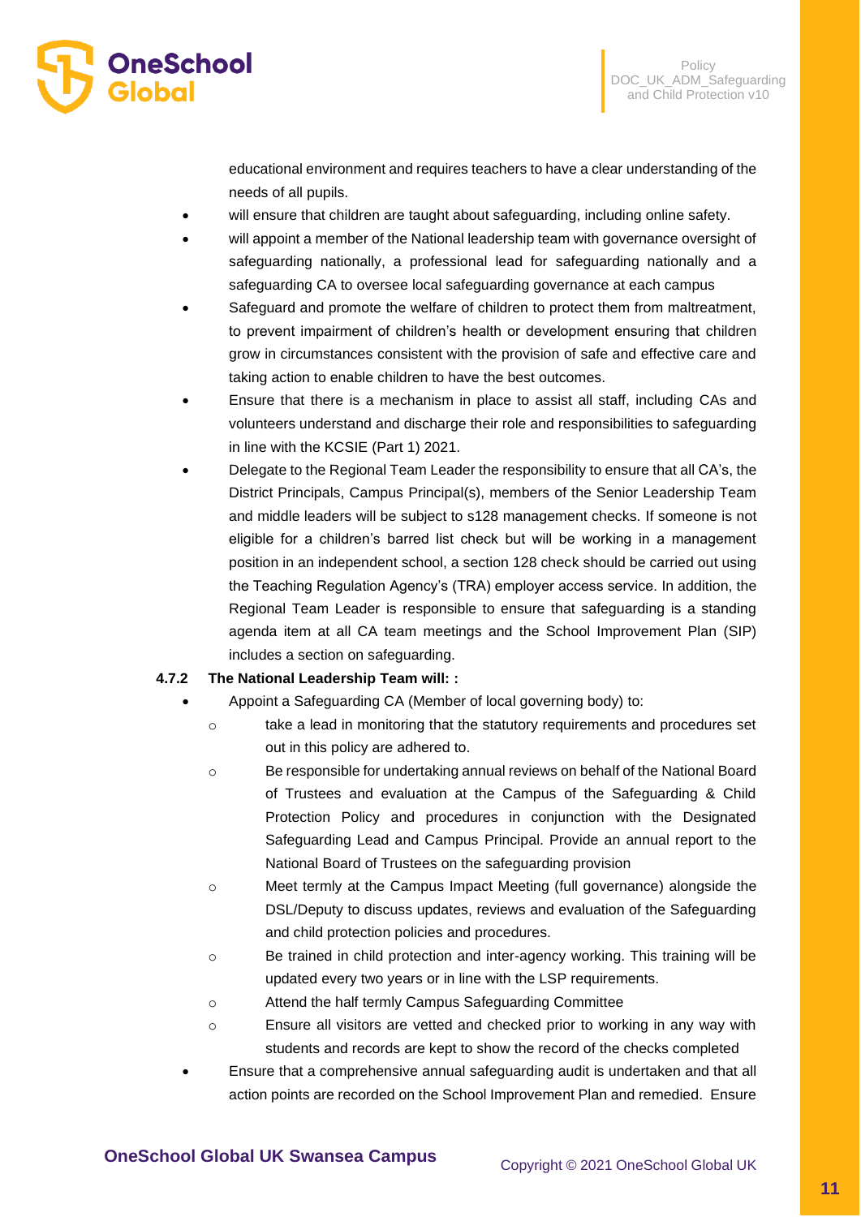educational environment and requires teachers to have a clear understanding of the needs of all pupils.

- will ensure that children are taught about safeguarding, including online safety.
- will appoint a member of the National leadership team with governance oversight of safeguarding nationally, a professional lead for safeguarding nationally and a safeguarding CA to oversee local safeguarding governance at each campus
- Safeguard and promote the welfare of children to protect them from maltreatment, to prevent impairment of children's health or development ensuring that children grow in circumstances consistent with the provision of safe and effective care and taking action to enable children to have the best outcomes.
- Ensure that there is a mechanism in place to assist all staff, including CAs and volunteers understand and discharge their role and responsibilities to safeguarding in line with the KCSIE (Part 1) 2021.
- Delegate to the Regional Team Leader the responsibility to ensure that all CA's, the District Principals, Campus Principal(s), members of the Senior Leadership Team and middle leaders will be subject to s128 management checks. If someone is not eligible for a children's barred list check but will be working in a management position in an independent school, a section 128 check should be carried out using the Teaching Regulation Agency's (TRA) employer access service. In addition, the Regional Team Leader is responsible to ensure that safeguarding is a standing agenda item at all CA team meetings and the School Improvement Plan (SIP) includes a section on safeguarding.

**4.7.2 The National Leadership Team will: :**

- Appoint a Safeguarding CA (Member of local governing body) to:
  - take a lead in monitoring that the statutory requirements and procedures set out in this policy are adhered to.
  - Be responsible for undertaking annual reviews on behalf of the National Board of Trustees and evaluation at the Campus of the Safeguarding & Child Protection Policy and procedures in conjunction with the Designated Safeguarding Lead and Campus Principal. Provide an annual report to the National Board of Trustees on the safeguarding provision
  - Meet termly at the Campus Impact Meeting (full governance) alongside the DSL/Deputy to discuss updates, reviews and evaluation of the Safeguarding and child protection policies and procedures.
  - Be trained in child protection and inter-agency working. This training will be updated every two years or in line with the LSP requirements.
  - Attend the half termly Campus Safeguarding Committee
  - Ensure all visitors are vetted and checked prior to working in any way with students and records are kept to show the record of the checks completed
- Ensure that a comprehensive annual safeguarding audit is undertaken and that all action points are recorded on the School Improvement Plan and remedied. Ensure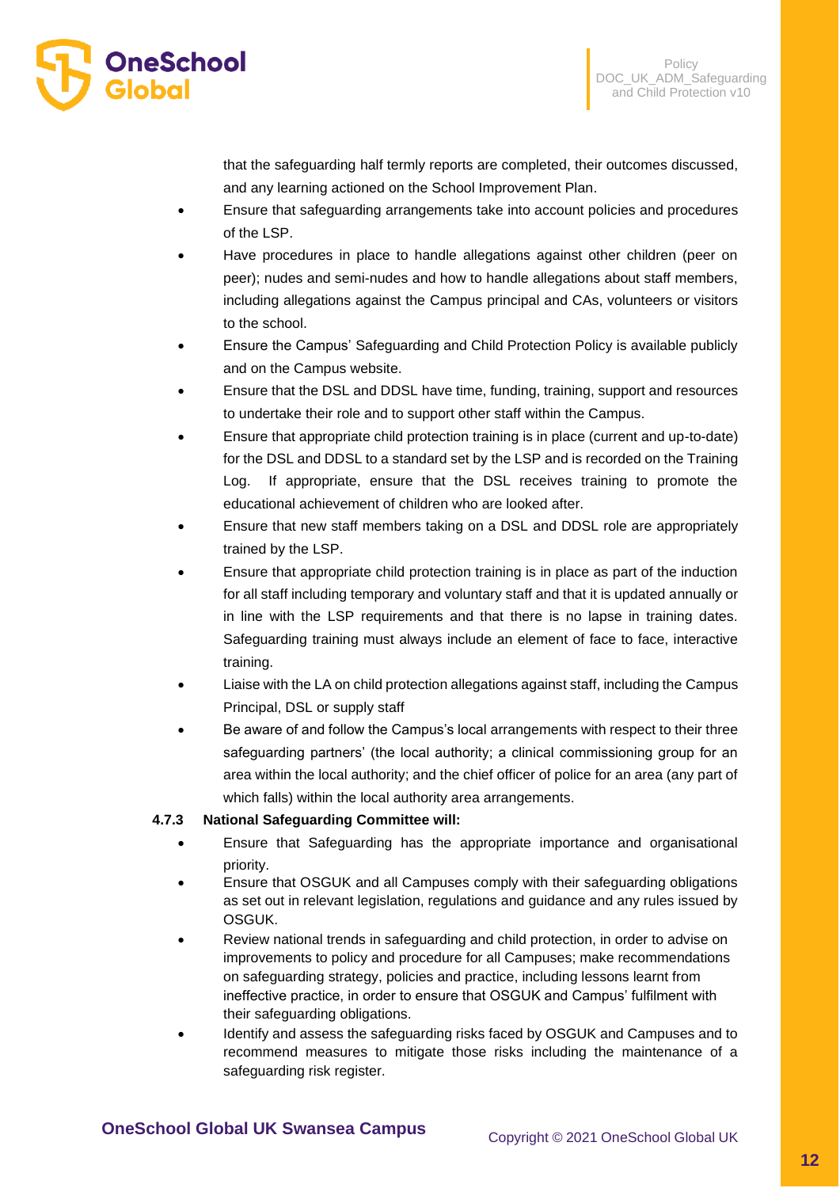that the safeguarding half termly reports are completed, their outcomes discussed, and any learning actioned on the School Improvement Plan.

- Ensure that safeguarding arrangements take into account policies and procedures of the LSP.
- Have procedures in place to handle allegations against other children (peer on peer); nudes and semi-nudes and how to handle allegations about staff members, including allegations against the Campus principal and CAs, volunteers or visitors to the school.
- Ensure the Campus' Safeguarding and Child Protection Policy is available publicly and on the Campus website.
- Ensure that the DSL and DDSL have time, funding, training, support and resources to undertake their role and to support other staff within the Campus.
- Ensure that appropriate child protection training is in place (current and up-to-date) for the DSL and DDSL to a standard set by the LSP and is recorded on the Training Log. If appropriate, ensure that the DSL receives training to promote the educational achievement of children who are looked after.
- Ensure that new staff members taking on a DSL and DDSL role are appropriately trained by the LSP.
- Ensure that appropriate child protection training is in place as part of the induction for all staff including temporary and voluntary staff and that it is updated annually or in line with the LSP requirements and that there is no lapse in training dates. Safeguarding training must always include an element of face to face, interactive training.
- Liaise with the LA on child protection allegations against staff, including the Campus Principal, DSL or supply staff
- Be aware of and follow the Campus's local arrangements with respect to their three safeguarding partners' (the local authority; a clinical commissioning group for an area within the local authority; and the chief officer of police for an area (any part of which falls) within the local authority area arrangements.

#### 4.7.3 National Safeguarding Committee will:

- Ensure that Safeguarding has the appropriate importance and organisational priority.
- Ensure that OSGUK and all Campuses comply with their safeguarding obligations as set out in relevant legislation, regulations and guidance and any rules issued by OSGUK.
- Review national trends in safeguarding and child protection, in order to advise on improvements to policy and procedure for all Campuses; make recommendations on safeguarding strategy, policies and practice, including lessons learnt from ineffective practice, in order to ensure that OSGUK and Campus' fulfilment with their safeguarding obligations.
- Identify and assess the safeguarding risks faced by OSGUK and Campuses and to recommend measures to mitigate those risks including the maintenance of a safeguarding risk register.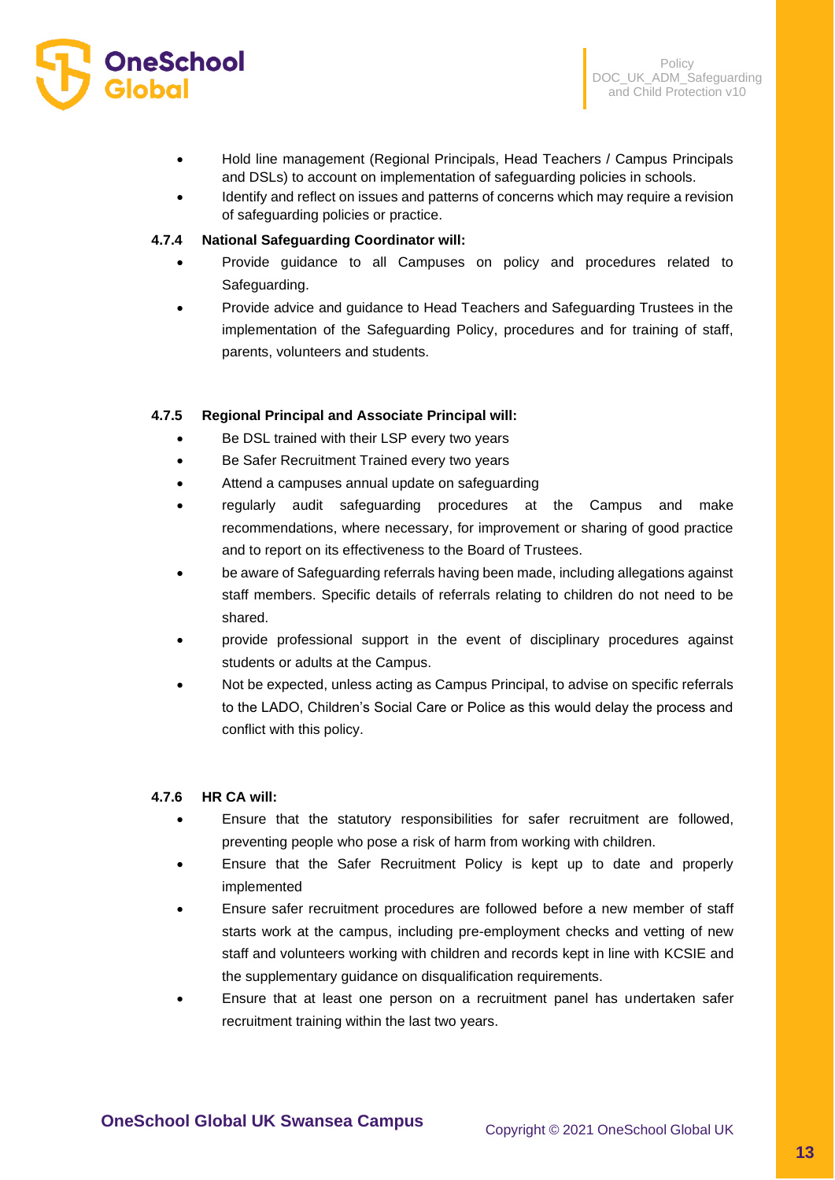- Hold line management (Regional Principals, Head Teachers / Campus Principals and DSLs) to account on implementation of safeguarding policies in schools.
- Identify and reflect on issues and patterns of concerns which may require a revision of safeguarding policies or practice.

**4.7.4 National Safeguarding Coordinator will:**

- Provide guidance to all Campuses on policy and procedures related to Safeguarding.
- Provide advice and guidance to Head Teachers and Safeguarding Trustees in the implementation of the Safeguarding Policy, procedures and for training of staff, parents, volunteers and students.

**4.7.5 Regional Principal and Associate Principal will:**

- Be DSL trained with their LSP every two years
- Be Safer Recruitment Trained every two years
- Attend a campuses annual update on safeguarding
- regularly audit safeguarding procedures at the Campus and make recommendations, where necessary, for improvement or sharing of good practice and to report on its effectiveness to the Board of Trustees.
- be aware of Safeguarding referrals having been made, including allegations against staff members. Specific details of referrals relating to children do not need to be shared.
- provide professional support in the event of disciplinary procedures against students or adults at the Campus.
- Not be expected, unless acting as Campus Principal, to advise on specific referrals to the LADO, Children's Social Care or Police as this would delay the process and conflict with this policy.

**4.7.6 HR CA will:**

- Ensure that the statutory responsibilities for safer recruitment are followed, preventing people who pose a risk of harm from working with children.
- Ensure that the Safer Recruitment Policy is kept up to date and properly implemented
- Ensure safer recruitment procedures are followed before a new member of staff starts work at the campus, including pre-employment checks and vetting of new staff and volunteers working with children and records kept in line with KCSIE and the supplementary guidance on disqualification requirements.
- Ensure that at least one person on a recruitment panel has undertaken safer recruitment training within the last two years.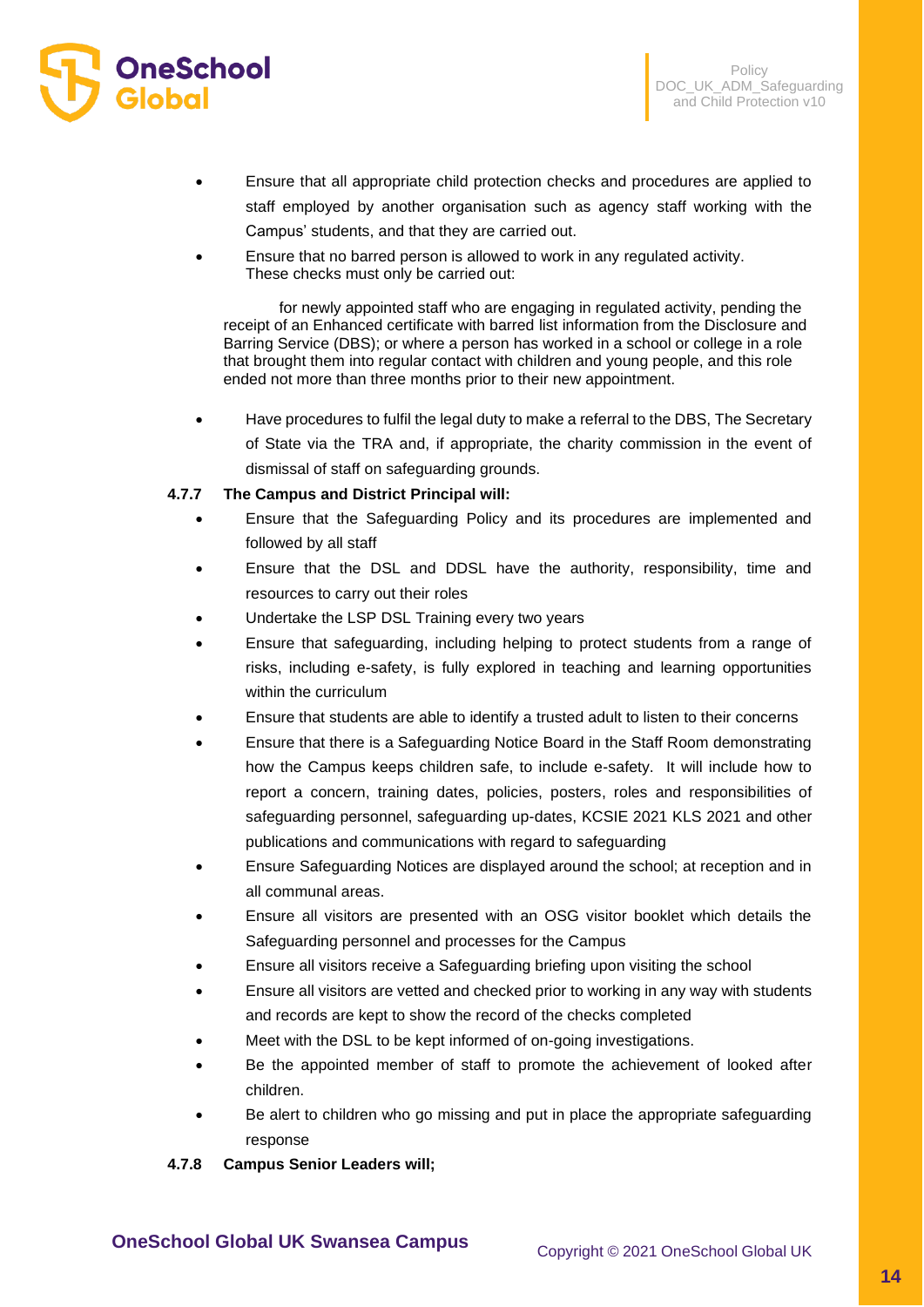- Ensure that all appropriate child protection checks and procedures are applied to staff employed by another organisation such as agency staff working with the Campus' students, and that they are carried out.
- Ensure that no barred person is allowed to work in any regulated activity. These checks must only be carried out:

  for newly appointed staff who are engaging in regulated activity, pending the receipt of an Enhanced certificate with barred list information from the Disclosure and Barring Service (DBS); or where a person has worked in a school or college in a role that brought them into regular contact with children and young people, and this role ended not more than three months prior to their new appointment.

- Have procedures to fulfil the legal duty to make a referral to the DBS, The Secretary of State via the TRA and, if appropriate, the charity commission in the event of dismissal of staff on safeguarding grounds.

**4.7.7 The Campus and District Principal will:**

- Ensure that the Safeguarding Policy and its procedures are implemented and followed by all staff
- Ensure that the DSL and DDSL have the authority, responsibility, time and resources to carry out their roles
- Undertake the LSP DSL Training every two years
- Ensure that safeguarding, including helping to protect students from a range of risks, including e-safety, is fully explored in teaching and learning opportunities within the curriculum
- Ensure that students are able to identify a trusted adult to listen to their concerns
- Ensure that there is a Safeguarding Notice Board in the Staff Room demonstrating how the Campus keeps children safe, to include e-safety. It will include how to report a concern, training dates, policies, posters, roles and responsibilities of safeguarding personnel, safeguarding up-dates, KCSIE 2021 KLS 2021 and other publications and communications with regard to safeguarding
- Ensure Safeguarding Notices are displayed around the school; at reception and in all communal areas.
- Ensure all visitors are presented with an OSG visitor booklet which details the Safeguarding personnel and processes for the Campus
- Ensure all visitors receive a Safeguarding briefing upon visiting the school
- Ensure all visitors are vetted and checked prior to working in any way with students and records are kept to show the record of the checks completed
- Meet with the DSL to be kept informed of on-going investigations.
- Be the appointed member of staff to promote the achievement of looked after children.
- Be alert to children who go missing and put in place the appropriate safeguarding response

**4.7.8 Campus Senior Leaders will;**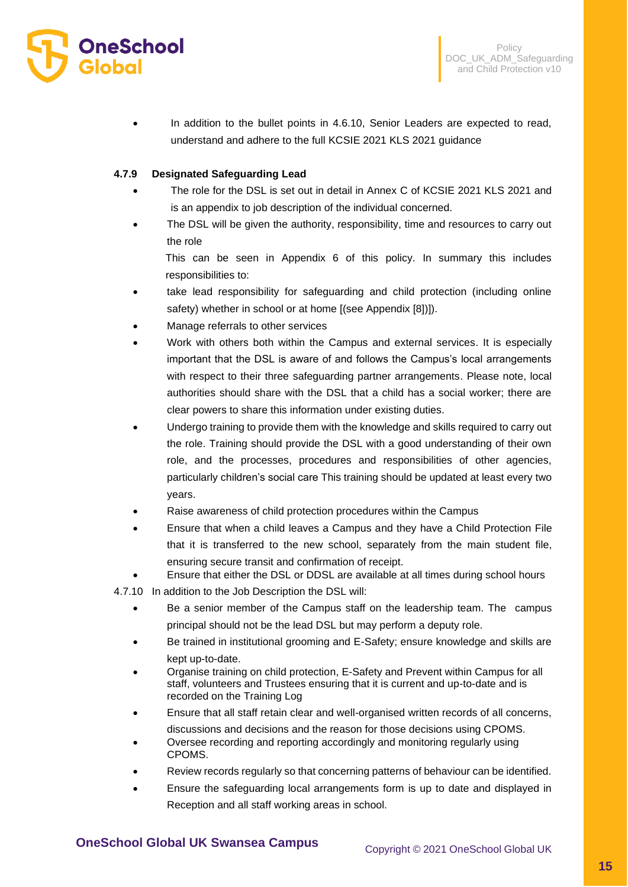- In addition to the bullet points in 4.6.10, Senior Leaders are expected to read, understand and adhere to the full KCSIE 2021 KLS 2021 guidance

#### 4.7.9 Designated Safeguarding Lead

- The role for the DSL is set out in detail in Annex C of KCSIE 2021 KLS 2021 and is an appendix to job description of the individual concerned.
- The DSL will be given the authority, responsibility, time and resources to carry out the role

  This can be seen in Appendix 6 of this policy. In summary this includes responsibilities to:
- take lead responsibility for safeguarding and child protection (including online safety) whether in school or at home [(see Appendix [8])]).
- Manage referrals to other services
- Work with others both within the Campus and external services. It is especially important that the DSL is aware of and follows the Campus's local arrangements with respect to their three safeguarding partner arrangements. Please note, local authorities should share with the DSL that a child has a social worker; there are clear powers to share this information under existing duties.
- Undergo training to provide them with the knowledge and skills required to carry out the role. Training should provide the DSL with a good understanding of their own role, and the processes, procedures and responsibilities of other agencies, particularly children's social care This training should be updated at least every two years.
- Raise awareness of child protection procedures within the Campus
- Ensure that when a child leaves a Campus and they have a Child Protection File that it is transferred to the new school, separately from the main student file, ensuring secure transit and confirmation of receipt.
- Ensure that either the DSL or DDSL are available at all times during school hours

4.7.10 In addition to the Job Description the DSL will:

- Be a senior member of the Campus staff on the leadership team. The campus principal should not be the lead DSL but may perform a deputy role.
- Be trained in institutional grooming and E-Safety; ensure knowledge and skills are kept up-to-date.
- Organise training on child protection, E-Safety and Prevent within Campus for all staff, volunteers and Trustees ensuring that it is current and up-to-date and is recorded on the Training Log
- Ensure that all staff retain clear and well-organised written records of all concerns, discussions and decisions and the reason for those decisions using CPOMS.
- Oversee recording and reporting accordingly and monitoring regularly using CPOMS.
- Review records regularly so that concerning patterns of behaviour can be identified.
- Ensure the safeguarding local arrangements form is up to date and displayed in Reception and all staff working areas in school.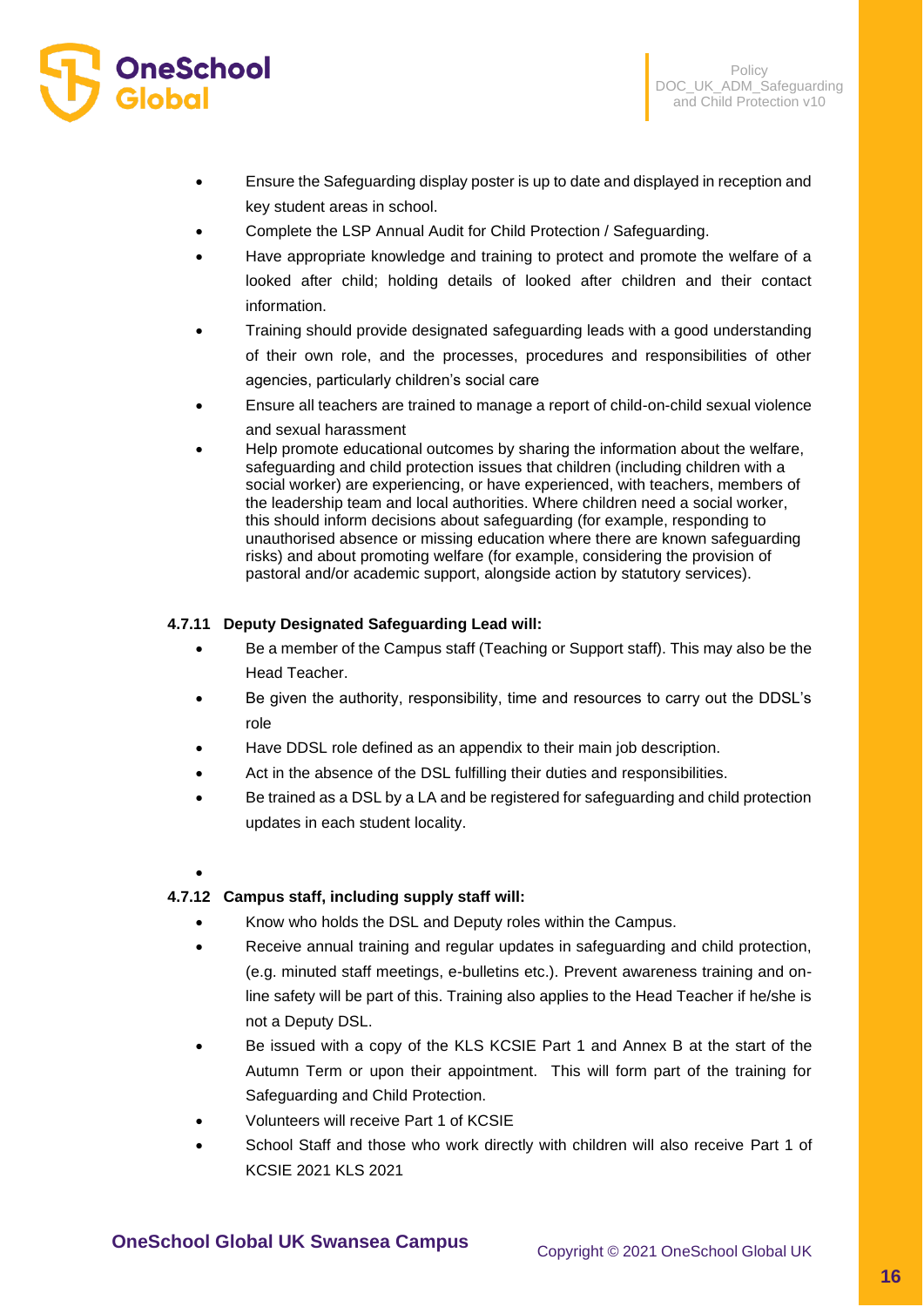- Ensure the Safeguarding display poster is up to date and displayed in reception and key student areas in school.
- Complete the LSP Annual Audit for Child Protection / Safeguarding.
- Have appropriate knowledge and training to protect and promote the welfare of a looked after child; holding details of looked after children and their contact information.
- Training should provide designated safeguarding leads with a good understanding of their own role, and the processes, procedures and responsibilities of other agencies, particularly children's social care
- Ensure all teachers are trained to manage a report of child-on-child sexual violence and sexual harassment
- Help promote educational outcomes by sharing the information about the welfare, safeguarding and child protection issues that children (including children with a social worker) are experiencing, or have experienced, with teachers, members of the leadership team and local authorities. Where children need a social worker, this should inform decisions about safeguarding (for example, responding to unauthorised absence or missing education where there are known safeguarding risks) and about promoting welfare (for example, considering the provision of pastoral and/or academic support, alongside action by statutory services).

#### 4.7.11 Deputy Designated Safeguarding Lead will:

- Be a member of the Campus staff (Teaching or Support staff). This may also be the Head Teacher.
- Be given the authority, responsibility, time and resources to carry out the DDSL's role
- Have DDSL role defined as an appendix to their main job description.
- Act in the absence of the DSL fulfilling their duties and responsibilities.
- Be trained as a DSL by a LA and be registered for safeguarding and child protection updates in each student locality.

#### 4.7.12 Campus staff, including supply staff will:

- Know who holds the DSL and Deputy roles within the Campus.
- Receive annual training and regular updates in safeguarding and child protection, (e.g. minuted staff meetings, e-bulletins etc.). Prevent awareness training and on-line safety will be part of this. Training also applies to the Head Teacher if he/she is not a Deputy DSL.
- Be issued with a copy of the KLS KCSIE Part 1 and Annex B at the start of the Autumn Term or upon their appointment. This will form part of the training for Safeguarding and Child Protection.
- Volunteers will receive Part 1 of KCSIE
- School Staff and those who work directly with children will also receive Part 1 of KCSIE 2021 KLS 2021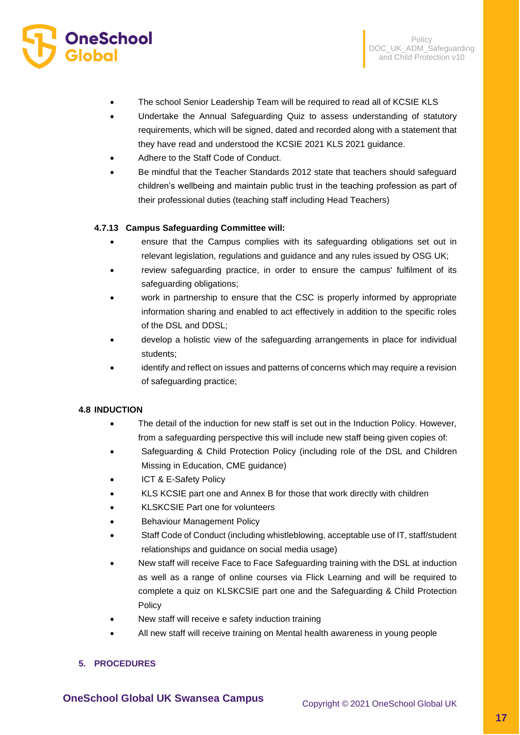- The school Senior Leadership Team will be required to read all of KCSIE KLS
- Undertake the Annual Safeguarding Quiz to assess understanding of statutory requirements, which will be signed, dated and recorded along with a statement that they have read and understood the KCSIE 2021 KLS 2021 guidance.
- Adhere to the Staff Code of Conduct.
- Be mindful that the Teacher Standards 2012 state that teachers should safeguard children's wellbeing and maintain public trust in the teaching profession as part of their professional duties (teaching staff including Head Teachers)

#### 4.7.13 Campus Safeguarding Committee will:

- ensure that the Campus complies with its safeguarding obligations set out in relevant legislation, regulations and guidance and any rules issued by OSG UK;
- review safeguarding practice, in order to ensure the campus' fulfilment of its safeguarding obligations;
- work in partnership to ensure that the CSC is properly informed by appropriate information sharing and enabled to act effectively in addition to the specific roles of the DSL and DDSL;
- develop a holistic view of the safeguarding arrangements in place for individual students;
- identify and reflect on issues and patterns of concerns which may require a revision of safeguarding practice;

### 4.8 INDUCTION

- The detail of the induction for new staff is set out in the Induction Policy. However, from a safeguarding perspective this will include new staff being given copies of:
- Safeguarding & Child Protection Policy (including role of the DSL and Children Missing in Education, CME guidance)
- ICT & E-Safety Policy
- KLS KCSIE part one and Annex B for those that work directly with children
- KLSKCSIE Part one for volunteers
- Behaviour Management Policy
- Staff Code of Conduct (including whistleblowing, acceptable use of IT, staff/student relationships and guidance on social media usage)
- New staff will receive Face to Face Safeguarding training with the DSL at induction as well as a range of online courses via Flick Learning and will be required to complete a quiz on KLSKCSIE part one and the Safeguarding & Child Protection Policy
- New staff will receive e safety induction training
- All new staff will receive training on Mental health awareness in young people

## 5. PROCEDURES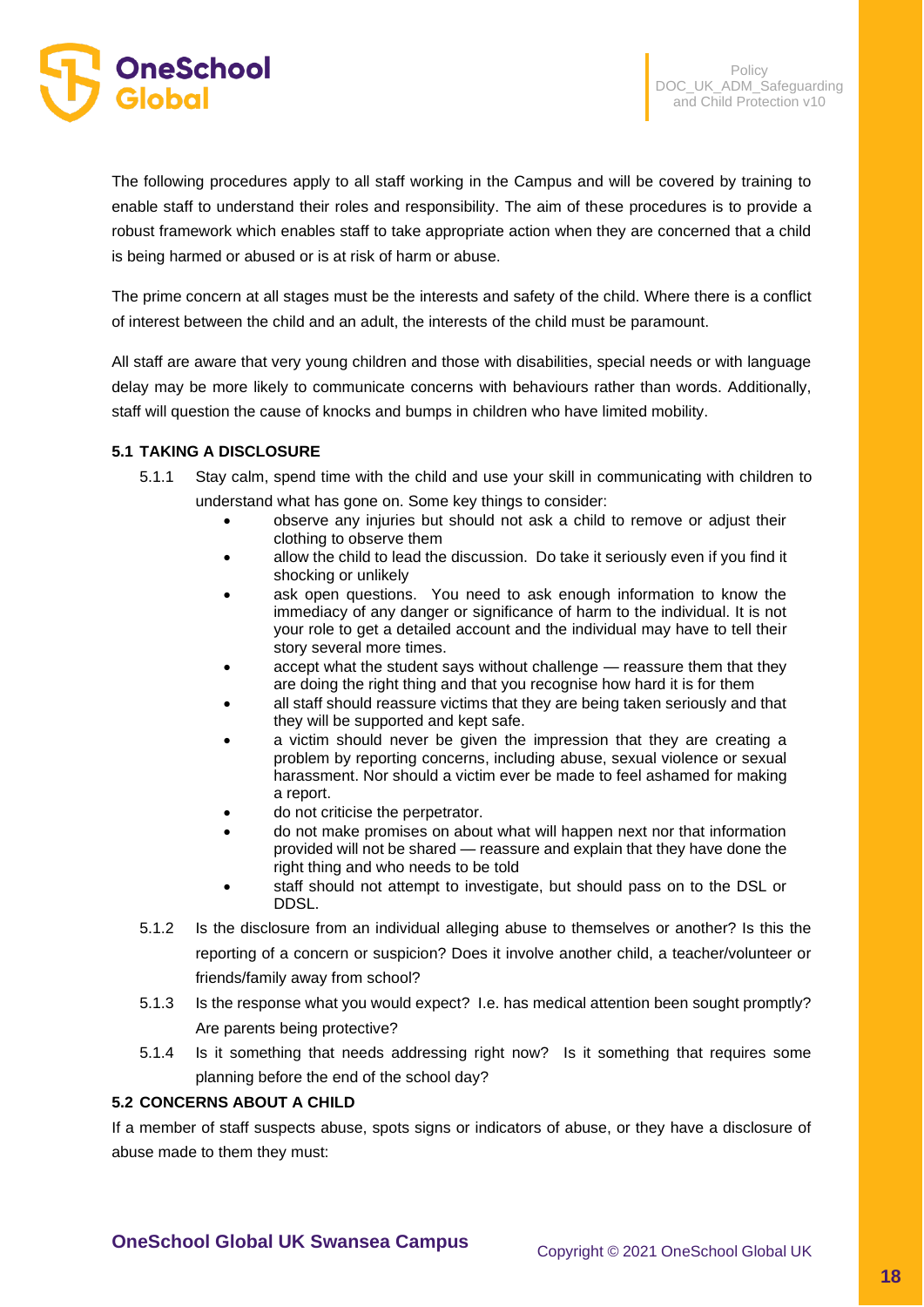The following procedures apply to all staff working in the Campus and will be covered by training to enable staff to understand their roles and responsibility. The aim of these procedures is to provide a robust framework which enables staff to take appropriate action when they are concerned that a child is being harmed or abused or is at risk of harm or abuse.

The prime concern at all stages must be the interests and safety of the child. Where there is a conflict of interest between the child and an adult, the interests of the child must be paramount.

All staff are aware that very young children and those with disabilities, special needs or with language delay may be more likely to communicate concerns with behaviours rather than words. Additionally, staff will question the cause of knocks and bumps in children who have limited mobility.

### 5.1 TAKING A DISCLOSURE

5.1.1 Stay calm, spend time with the child and use your skill in communicating with children to understand what has gone on. Some key things to consider:

- observe any injuries but should not ask a child to remove or adjust their clothing to observe them
- allow the child to lead the discussion. Do take it seriously even if you find it shocking or unlikely
- ask open questions. You need to ask enough information to know the immediacy of any danger or significance of harm to the individual. It is not your role to get a detailed account and the individual may have to tell their story several more times.
- accept what the student says without challenge — reassure them that they are doing the right thing and that you recognise how hard it is for them
- all staff should reassure victims that they are being taken seriously and that they will be supported and kept safe.
- a victim should never be given the impression that they are creating a problem by reporting concerns, including abuse, sexual violence or sexual harassment. Nor should a victim ever be made to feel ashamed for making a report.
- do not criticise the perpetrator.
- do not make promises on about what will happen next nor that information provided will not be shared — reassure and explain that they have done the right thing and who needs to be told
- staff should not attempt to investigate, but should pass on to the DSL or DDSL.

5.1.2 Is the disclosure from an individual alleging abuse to themselves or another? Is this the reporting of a concern or suspicion? Does it involve another child, a teacher/volunteer or friends/family away from school?

5.1.3 Is the response what you would expect? I.e. has medical attention been sought promptly? Are parents being protective?

5.1.4 Is it something that needs addressing right now? Is it something that requires some planning before the end of the school day?

### 5.2 CONCERNS ABOUT A CHILD

If a member of staff suspects abuse, spots signs or indicators of abuse, or they have a disclosure of abuse made to them they must: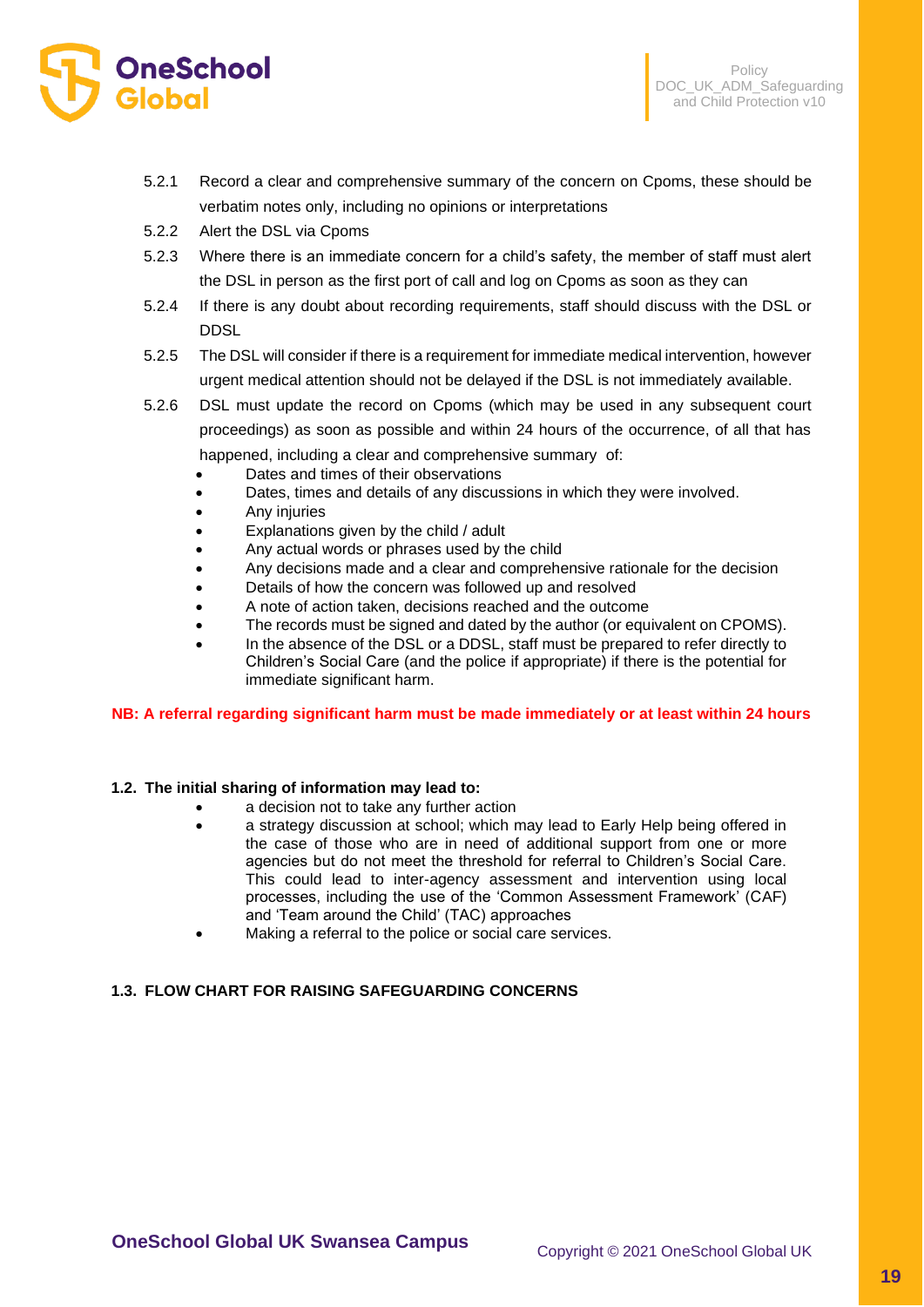5.2.1 Record a clear and comprehensive summary of the concern on Cpoms, these should be verbatim notes only, including no opinions or interpretations

5.2.2 Alert the DSL via Cpoms

5.2.3 Where there is an immediate concern for a child's safety, the member of staff must alert the DSL in person as the first port of call and log on Cpoms as soon as they can

5.2.4 If there is any doubt about recording requirements, staff should discuss with the DSL or DDSL

5.2.5 The DSL will consider if there is a requirement for immediate medical intervention, however urgent medical attention should not be delayed if the DSL is not immediately available.

5.2.6 DSL must update the record on Cpoms (which may be used in any subsequent court proceedings) as soon as possible and within 24 hours of the occurrence, of all that has happened, including a clear and comprehensive summary of:

- Dates and times of their observations
- Dates, times and details of any discussions in which they were involved.
- Any injuries
- Explanations given by the child / adult
- Any actual words or phrases used by the child
- Any decisions made and a clear and comprehensive rationale for the decision
- Details of how the concern was followed up and resolved
- A note of action taken, decisions reached and the outcome
- The records must be signed and dated by the author (or equivalent on CPOMS).
- In the absence of the DSL or a DDSL, staff must be prepared to refer directly to Children's Social Care (and the police if appropriate) if there is the potential for immediate significant harm.

**NB: A referral regarding significant harm must be made immediately or at least within 24 hours**

**1.2. The initial sharing of information may lead to:**

- a decision not to take any further action
- a strategy discussion at school; which may lead to Early Help being offered in the case of those who are in need of additional support from one or more agencies but do not meet the threshold for referral to Children's Social Care. This could lead to inter-agency assessment and intervention using local processes, including the use of the 'Common Assessment Framework' (CAF) and 'Team around the Child' (TAC) approaches
- Making a referral to the police or social care services.

**1.3. FLOW CHART FOR RAISING SAFEGUARDING CONCERNS**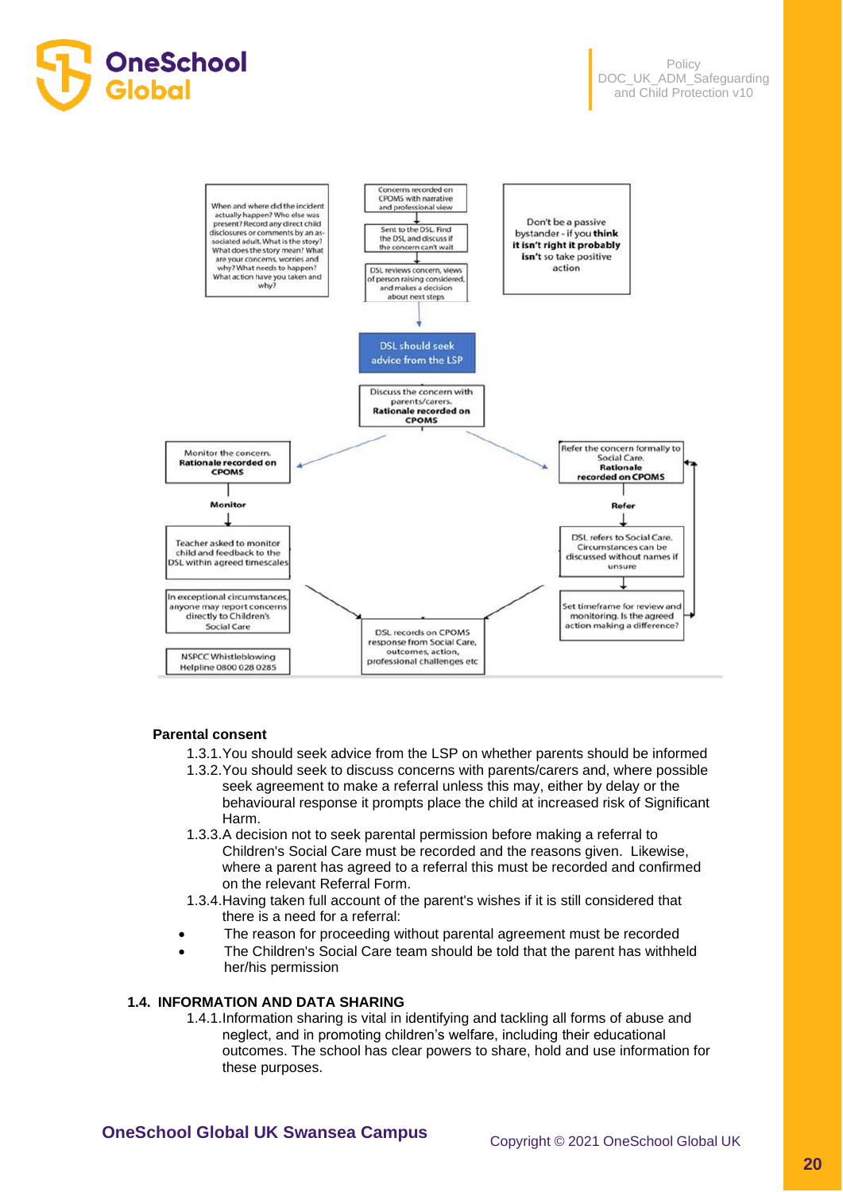When and where did the incident actually happen? Who else was present? Record any direct child disclosures or comments by an associated adult. What is the story? What does the story mean? What are your concerns, worries and why? What needs to happen? What action have you taken and why?

Concerns recorded on CPOMS with narrative and professional view

Sent to the DSL. Find the DSL and discuss if the concern can't wait

DSL reviews concern, views of person raising considered, and makes a decision about next steps

Don't be a passive bystander - if you **think it isn't right it probably isn't** so take positive action

DSL should seek advice from the LSP

Discuss the concern with parents/carers. **Rationale recorded on CPOMS**

Monitor the concern. **Rationale recorded on CPOMS**

**Monitor**

Teacher asked to monitor child and feedback to the DSL within agreed timescales

In exceptional circumstances, anyone may report concerns directly to Children's Social Care

NSPCC Whistleblowing Helpline 0800 028 0285

Refer the concern formally to Social Care. **Rationale recorded on CPOMS**

**Refer**

DSL refers to Social Care. Circumstances can be discussed without names if unsure

Set timeframe for review and monitoring. Is the agreed action making a difference?

DSL records on CPOMS response from Social Care, outcomes, action, professional challenges etc

**Parental consent**

1.3.1. You should seek advice from the LSP on whether parents should be informed

1.3.2. You should seek to discuss concerns with parents/carers and, where possible seek agreement to make a referral unless this may, either by delay or the behavioural response it prompts place the child at increased risk of Significant Harm.

1.3.3. A decision not to seek parental permission before making a referral to Children's Social Care must be recorded and the reasons given. Likewise, where a parent has agreed to a referral this must be recorded and confirmed on the relevant Referral Form.

1.3.4. Having taken full account of the parent's wishes if it is still considered that there is a need for a referral:

- The reason for proceeding without parental agreement must be recorded
- The Children's Social Care team should be told that the parent has withheld her/his permission

### 1.4. INFORMATION AND DATA SHARING

1.4.1. Information sharing is vital in identifying and tackling all forms of abuse and neglect, and in promoting children's welfare, including their educational outcomes. The school has clear powers to share, hold and use information for these purposes.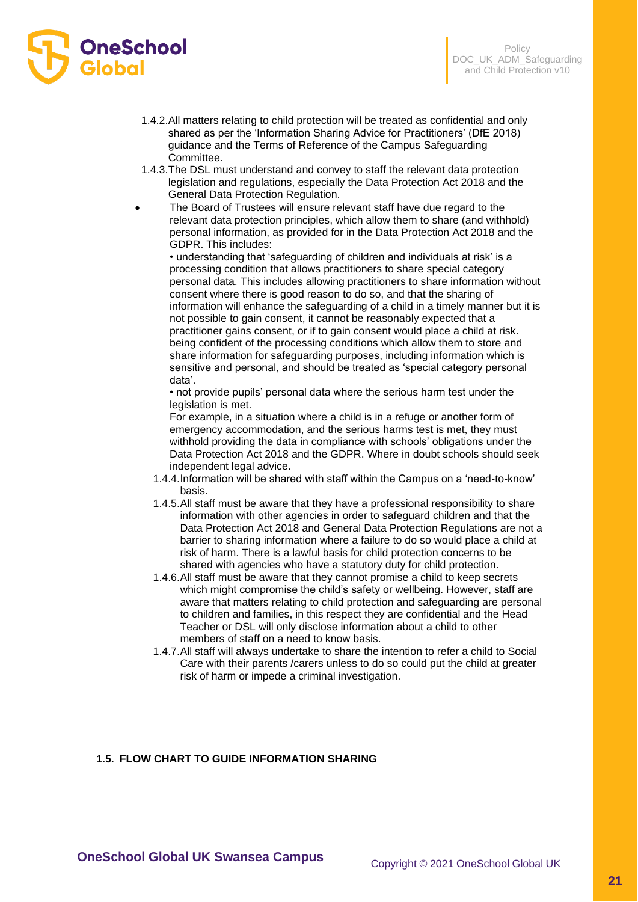1.4.2. All matters relating to child protection will be treated as confidential and only shared as per the 'Information Sharing Advice for Practitioners' (DfE 2018) guidance and the Terms of Reference of the Campus Safeguarding Committee.

1.4.3. The DSL must understand and convey to staff the relevant data protection legislation and regulations, especially the Data Protection Act 2018 and the General Data Protection Regulation.

- The Board of Trustees will ensure relevant staff have due regard to the relevant data protection principles, which allow them to share (and withhold) personal information, as provided for in the Data Protection Act 2018 and the GDPR. This includes:

  • understanding that 'safeguarding of children and individuals at risk' is a processing condition that allows practitioners to share special category personal data. This includes allowing practitioners to share information without consent where there is good reason to do so, and that the sharing of information will enhance the safeguarding of a child in a timely manner but it is not possible to gain consent, it cannot be reasonably expected that a practitioner gains consent, or if to gain consent would place a child at risk. being confident of the processing conditions which allow them to store and share information for safeguarding purposes, including information which is sensitive and personal, and should be treated as 'special category personal data'.

  • not provide pupils' personal data where the serious harm test under the legislation is met.

  For example, in a situation where a child is in a refuge or another form of emergency accommodation, and the serious harms test is met, they must withhold providing the data in compliance with schools' obligations under the Data Protection Act 2018 and the GDPR. Where in doubt schools should seek independent legal advice.

1.4.4. Information will be shared with staff within the Campus on a 'need-to-know' basis.

1.4.5. All staff must be aware that they have a professional responsibility to share information with other agencies in order to safeguard children and that the Data Protection Act 2018 and General Data Protection Regulations are not a barrier to sharing information where a failure to do so would place a child at risk of harm. There is a lawful basis for child protection concerns to be shared with agencies who have a statutory duty for child protection.

1.4.6. All staff must be aware that they cannot promise a child to keep secrets which might compromise the child's safety or wellbeing. However, staff are aware that matters relating to child protection and safeguarding are personal to children and families, in this respect they are confidential and the Head Teacher or DSL will only disclose information about a child to other members of staff on a need to know basis.

1.4.7. All staff will always undertake to share the intention to refer a child to Social Care with their parents /carers unless to do so could put the child at greater risk of harm or impede a criminal investigation.

**1.5. FLOW CHART TO GUIDE INFORMATION SHARING**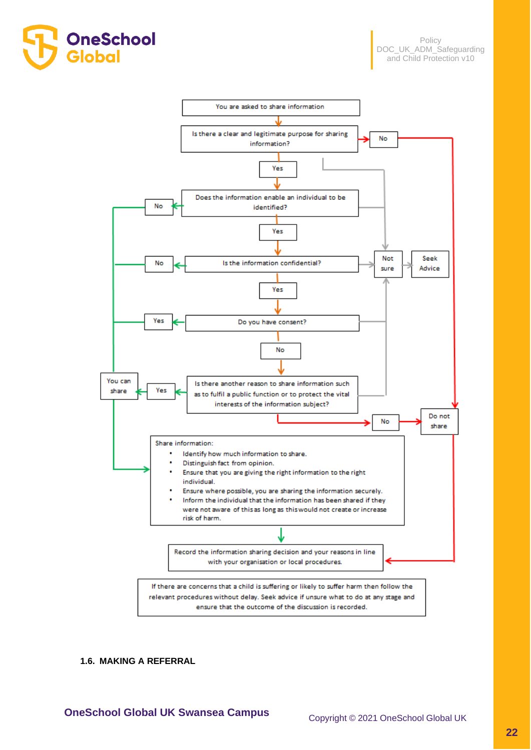You are asked to share information

Is there a clear and legitimate purpose for sharing information?

- No → Do not share
- Yes → Does the information enable an individual to be identified?
  - No → You can share
  - Not sure → Seek Advice
  - Yes → Is the information confidential?
    - No → You can share
    - Not sure → Seek Advice
    - Yes → Do you have consent?
      - Yes → You can share
      - Not sure → Seek Advice
      - No → Is there another reason to share information such as to fulfil a public function or to protect the vital interests of the information subject?
        - Yes → You can share
        - Not sure → Seek Advice
        - No → Do not share

You can share → Share information:

- Identify how much information to share.
- Distinguish fact from opinion.
- Ensure that you are giving the right information to the right individual.
- Ensure where possible, you are sharing the information securely.
- Inform the individual that the information has been shared if they were not aware of this as long as this would not create or increase risk of harm.

Share information / Do not share → Record the information sharing decision and your reasons in line with your organisation or local procedures.

If there are concerns that a child is suffering or likely to suffer harm then follow the relevant procedures without delay. Seek advice if unsure what to do at any stage and ensure that the outcome of the discussion is recorded.

## 1.6. MAKING A REFERRAL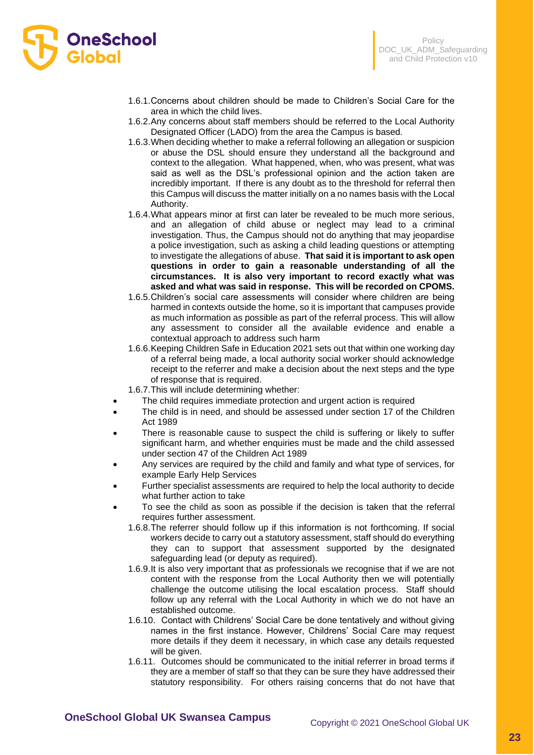1.6.1. Concerns about children should be made to Children's Social Care for the area in which the child lives.

1.6.2. Any concerns about staff members should be referred to the Local Authority Designated Officer (LADO) from the area the Campus is based.

1.6.3. When deciding whether to make a referral following an allegation or suspicion or abuse the DSL should ensure they understand all the background and context to the allegation. What happened, when, who was present, what was said as well as the DSL's professional opinion and the action taken are incredibly important. If there is any doubt as to the threshold for referral then this Campus will discuss the matter initially on a no names basis with the Local Authority.

1.6.4. What appears minor at first can later be revealed to be much more serious, and an allegation of child abuse or neglect may lead to a criminal investigation. Thus, the Campus should not do anything that may jeopardise a police investigation, such as asking a child leading questions or attempting to investigate the allegations of abuse. **That said it is important to ask open questions in order to gain a reasonable understanding of all the circumstances. It is also very important to record exactly what was asked and what was said in response. This will be recorded on CPOMS.**

1.6.5. Children's social care assessments will consider where children are being harmed in contexts outside the home, so it is important that campuses provide as much information as possible as part of the referral process. This will allow any assessment to consider all the available evidence and enable a contextual approach to address such harm

1.6.6. Keeping Children Safe in Education 2021 sets out that within one working day of a referral being made, a local authority social worker should acknowledge receipt to the referrer and make a decision about the next steps and the type of response that is required.

1.6.7. This will include determining whether:

- The child requires immediate protection and urgent action is required
- The child is in need, and should be assessed under section 17 of the Children Act 1989
- There is reasonable cause to suspect the child is suffering or likely to suffer significant harm, and whether enquiries must be made and the child assessed under section 47 of the Children Act 1989
- Any services are required by the child and family and what type of services, for example Early Help Services
- Further specialist assessments are required to help the local authority to decide what further action to take
- To see the child as soon as possible if the decision is taken that the referral requires further assessment.

1.6.8. The referrer should follow up if this information is not forthcoming. If social workers decide to carry out a statutory assessment, staff should do everything they can to support that assessment supported by the designated safeguarding lead (or deputy as required).

1.6.9. It is also very important that as professionals we recognise that if we are not content with the response from the Local Authority then we will potentially challenge the outcome utilising the local escalation process. Staff should follow up any referral with the Local Authority in which we do not have an established outcome.

1.6.10. Contact with Childrens' Social Care be done tentatively and without giving names in the first instance. However, Childrens' Social Care may request more details if they deem it necessary, in which case any details requested will be given.

1.6.11. Outcomes should be communicated to the initial referrer in broad terms if they are a member of staff so that they can be sure they have addressed their statutory responsibility. For others raising concerns that do not have that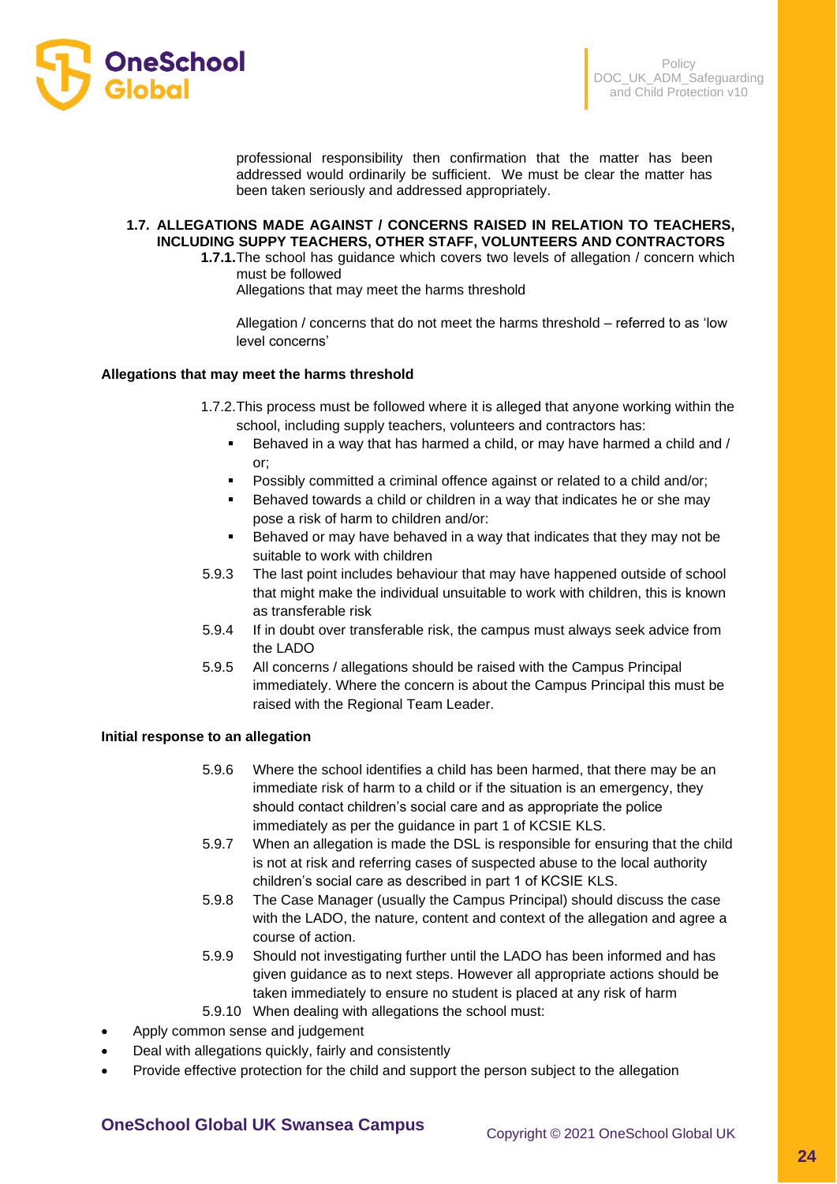professional responsibility then confirmation that the matter has been addressed would ordinarily be sufficient. We must be clear the matter has been taken seriously and addressed appropriately.

**1.7. ALLEGATIONS MADE AGAINST / CONCERNS RAISED IN RELATION TO TEACHERS, INCLUDING SUPPY TEACHERS, OTHER STAFF, VOLUNTEERS AND CONTRACTORS**

**1.7.1.** The school has guidance which covers two levels of allegation / concern which must be followed

Allegations that may meet the harms threshold

Allegation / concerns that do not meet the harms threshold – referred to as 'low level concerns'

**Allegations that may meet the harms threshold**

1.7.2. This process must be followed where it is alleged that anyone working within the school, including supply teachers, volunteers and contractors has:

- Behaved in a way that has harmed a child, or may have harmed a child and / or;
- Possibly committed a criminal offence against or related to a child and/or;
- Behaved towards a child or children in a way that indicates he or she may pose a risk of harm to children and/or:
- Behaved or may have behaved in a way that indicates that they may not be suitable to work with children

5.9.3 The last point includes behaviour that may have happened outside of school that might make the individual unsuitable to work with children, this is known as transferable risk

5.9.4 If in doubt over transferable risk, the campus must always seek advice from the LADO

5.9.5 All concerns / allegations should be raised with the Campus Principal immediately. Where the concern is about the Campus Principal this must be raised with the Regional Team Leader.

**Initial response to an allegation**

5.9.6 Where the school identifies a child has been harmed, that there may be an immediate risk of harm to a child or if the situation is an emergency, they should contact children's social care and as appropriate the police immediately as per the guidance in part 1 of KCSIE KLS.

5.9.7 When an allegation is made the DSL is responsible for ensuring that the child is not at risk and referring cases of suspected abuse to the local authority children's social care as described in part 1 of KCSIE KLS.

5.9.8 The Case Manager (usually the Campus Principal) should discuss the case with the LADO, the nature, content and context of the allegation and agree a course of action.

5.9.9 Should not investigating further until the LADO has been informed and has given guidance as to next steps. However all appropriate actions should be taken immediately to ensure no student is placed at any risk of harm

5.9.10 When dealing with allegations the school must:

- Apply common sense and judgement
- Deal with allegations quickly, fairly and consistently
- Provide effective protection for the child and support the person subject to the allegation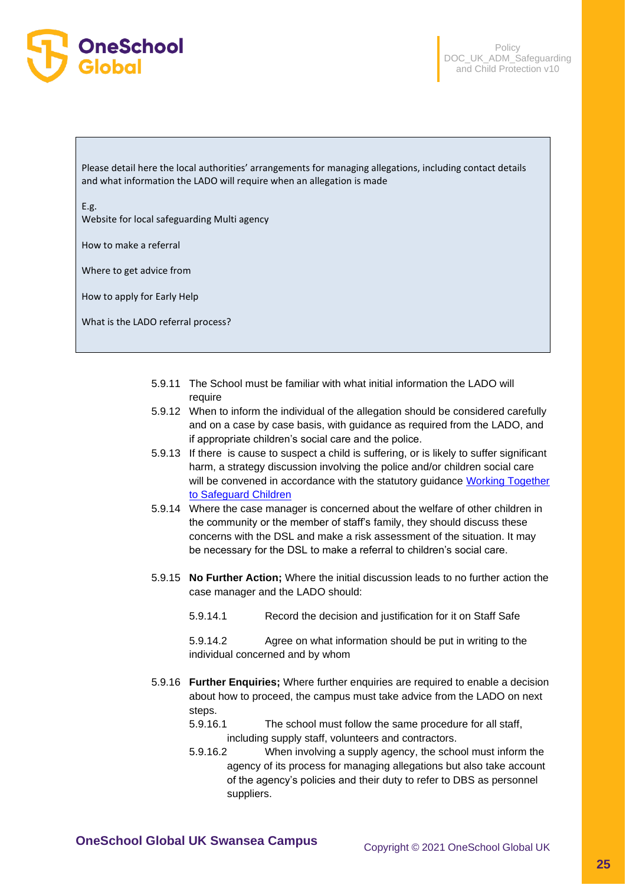Please detail here the local authorities' arrangements for managing allegations, including contact details and what information the LADO will require when an allegation is made

E.g.
Website for local safeguarding Multi agency

How to make a referral

Where to get advice from

How to apply for Early Help

What is the LADO referral process?

5.9.11 The School must be familiar with what initial information the LADO will require

5.9.12 When to inform the individual of the allegation should be considered carefully and on a case by case basis, with guidance as required from the LADO, and if appropriate children's social care and the police.

5.9.13 If there is cause to suspect a child is suffering, or is likely to suffer significant harm, a strategy discussion involving the police and/or children social care will be convened in accordance with the statutory guidance [Working Together to Safeguard Children]

5.9.14 Where the case manager is concerned about the welfare of other children in the community or the member of staff's family, they should discuss these concerns with the DSL and make a risk assessment of the situation. It may be necessary for the DSL to make a referral to children's social care.

5.9.15 **No Further Action;** Where the initial discussion leads to no further action the case manager and the LADO should:

5.9.14.1 Record the decision and justification for it on Staff Safe

5.9.14.2 Agree on what information should be put in writing to the individual concerned and by whom

5.9.16 **Further Enquiries;** Where further enquiries are required to enable a decision about how to proceed, the campus must take advice from the LADO on next steps.

5.9.16.1 The school must follow the same procedure for all staff, including supply staff, volunteers and contractors.

5.9.16.2 When involving a supply agency, the school must inform the agency of its process for managing allegations but also take account of the agency's policies and their duty to refer to DBS as personnel suppliers.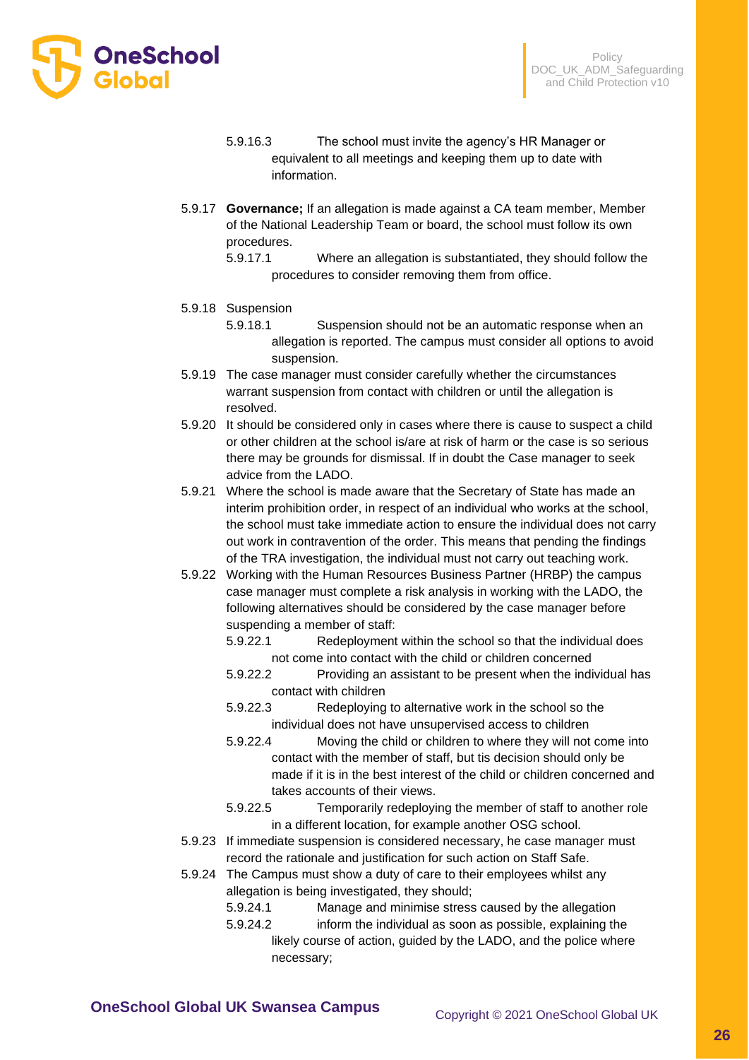5.9.16.3 The school must invite the agency's HR Manager or equivalent to all meetings and keeping them up to date with information.

5.9.17 **Governance;** If an allegation is made against a CA team member, Member of the National Leadership Team or board, the school must follow its own procedures.

5.9.17.1 Where an allegation is substantiated, they should follow the procedures to consider removing them from office.

5.9.18 Suspension

5.9.18.1 Suspension should not be an automatic response when an allegation is reported. The campus must consider all options to avoid suspension.

5.9.19 The case manager must consider carefully whether the circumstances warrant suspension from contact with children or until the allegation is resolved.

5.9.20 It should be considered only in cases where there is cause to suspect a child or other children at the school is/are at risk of harm or the case is so serious there may be grounds for dismissal. If in doubt the Case manager to seek advice from the LADO.

5.9.21 Where the school is made aware that the Secretary of State has made an interim prohibition order, in respect of an individual who works at the school, the school must take immediate action to ensure the individual does not carry out work in contravention of the order. This means that pending the findings of the TRA investigation, the individual must not carry out teaching work.

5.9.22 Working with the Human Resources Business Partner (HRBP) the campus case manager must complete a risk analysis in working with the LADO, the following alternatives should be considered by the case manager before suspending a member of staff:

5.9.22.1 Redeployment within the school so that the individual does not come into contact with the child or children concerned

5.9.22.2 Providing an assistant to be present when the individual has contact with children

5.9.22.3 Redeploying to alternative work in the school so the individual does not have unsupervised access to children

5.9.22.4 Moving the child or children to where they will not come into contact with the member of staff, but tis decision should only be made if it is in the best interest of the child or children concerned and takes accounts of their views.

5.9.22.5 Temporarily redeploying the member of staff to another role in a different location, for example another OSG school.

5.9.23 If immediate suspension is considered necessary, he case manager must record the rationale and justification for such action on Staff Safe.

5.9.24 The Campus must show a duty of care to their employees whilst any allegation is being investigated, they should;

5.9.24.1 Manage and minimise stress caused by the allegation

5.9.24.2 inform the individual as soon as possible, explaining the likely course of action, guided by the LADO, and the police where necessary;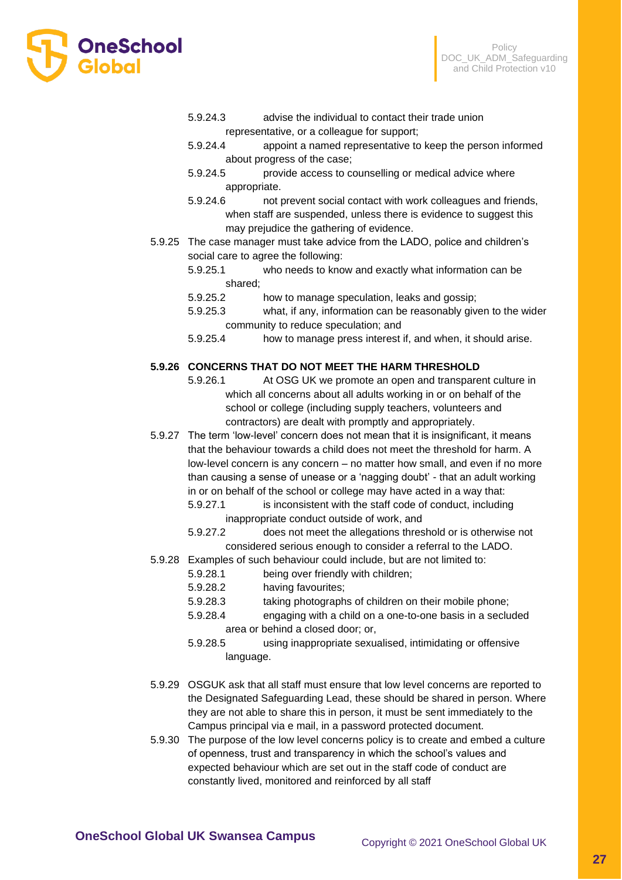5.9.24.3 advise the individual to contact their trade union representative, or a colleague for support;

5.9.24.4 appoint a named representative to keep the person informed about progress of the case;

5.9.24.5 provide access to counselling or medical advice where appropriate.

5.9.24.6 not prevent social contact with work colleagues and friends, when staff are suspended, unless there is evidence to suggest this may prejudice the gathering of evidence.

5.9.25 The case manager must take advice from the LADO, police and children's social care to agree the following:

5.9.25.1 who needs to know and exactly what information can be shared;

5.9.25.2 how to manage speculation, leaks and gossip;

5.9.25.3 what, if any, information can be reasonably given to the wider community to reduce speculation; and

5.9.25.4 how to manage press interest if, and when, it should arise.

**5.9.26 CONCERNS THAT DO NOT MEET THE HARM THRESHOLD**

5.9.26.1 At OSG UK we promote an open and transparent culture in which all concerns about all adults working in or on behalf of the school or college (including supply teachers, volunteers and contractors) are dealt with promptly and appropriately.

5.9.27 The term 'low-level' concern does not mean that it is insignificant, it means that the behaviour towards a child does not meet the threshold for harm. A low-level concern is any concern – no matter how small, and even if no more than causing a sense of unease or a 'nagging doubt' - that an adult working in or on behalf of the school or college may have acted in a way that:

5.9.27.1 is inconsistent with the staff code of conduct, including inappropriate conduct outside of work, and

5.9.27.2 does not meet the allegations threshold or is otherwise not considered serious enough to consider a referral to the LADO.

5.9.28 Examples of such behaviour could include, but are not limited to:

5.9.28.1 being over friendly with children;

5.9.28.2 having favourites;

5.9.28.3 taking photographs of children on their mobile phone;

5.9.28.4 engaging with a child on a one-to-one basis in a secluded area or behind a closed door; or,

5.9.28.5 using inappropriate sexualised, intimidating or offensive language.

5.9.29 OSGUK ask that all staff must ensure that low level concerns are reported to the Designated Safeguarding Lead, these should be shared in person. Where they are not able to share this in person, it must be sent immediately to the Campus principal via e mail, in a password protected document.

5.9.30 The purpose of the low level concerns policy is to create and embed a culture of openness, trust and transparency in which the school's values and expected behaviour which are set out in the staff code of conduct are constantly lived, monitored and reinforced by all staff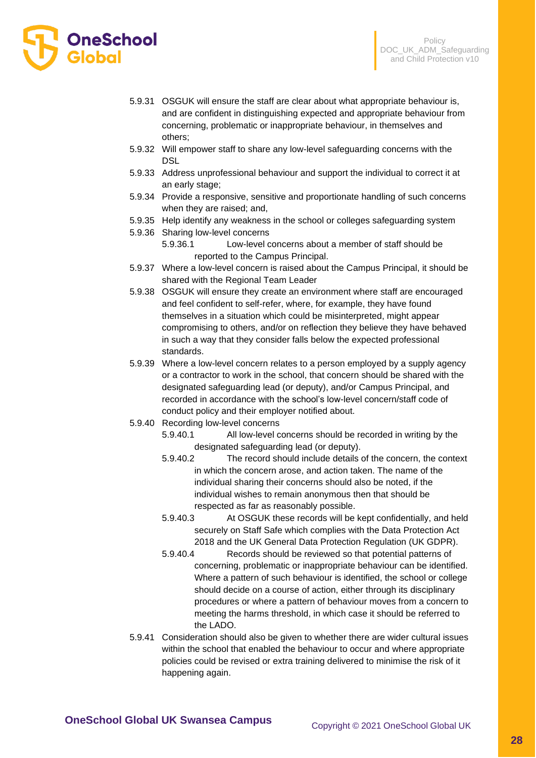5.9.31 OSGUK will ensure the staff are clear about what appropriate behaviour is, and are confident in distinguishing expected and appropriate behaviour from concerning, problematic or inappropriate behaviour, in themselves and others;

5.9.32 Will empower staff to share any low-level safeguarding concerns with the DSL

5.9.33 Address unprofessional behaviour and support the individual to correct it at an early stage;

5.9.34 Provide a responsive, sensitive and proportionate handling of such concerns when they are raised; and,

5.9.35 Help identify any weakness in the school or colleges safeguarding system

5.9.36 Sharing low-level concerns

5.9.36.1 Low-level concerns about a member of staff should be reported to the Campus Principal.

5.9.37 Where a low-level concern is raised about the Campus Principal, it should be shared with the Regional Team Leader

5.9.38 OSGUK will ensure they create an environment where staff are encouraged and feel confident to self-refer, where, for example, they have found themselves in a situation which could be misinterpreted, might appear compromising to others, and/or on reflection they believe they have behaved in such a way that they consider falls below the expected professional standards.

5.9.39 Where a low-level concern relates to a person employed by a supply agency or a contractor to work in the school, that concern should be shared with the designated safeguarding lead (or deputy), and/or Campus Principal, and recorded in accordance with the school's low-level concern/staff code of conduct policy and their employer notified about.

5.9.40 Recording low-level concerns

5.9.40.1 All low-level concerns should be recorded in writing by the designated safeguarding lead (or deputy).

5.9.40.2 The record should include details of the concern, the context in which the concern arose, and action taken. The name of the individual sharing their concerns should also be noted, if the individual wishes to remain anonymous then that should be respected as far as reasonably possible.

5.9.40.3 At OSGUK these records will be kept confidentially, and held securely on Staff Safe which complies with the Data Protection Act 2018 and the UK General Data Protection Regulation (UK GDPR).

5.9.40.4 Records should be reviewed so that potential patterns of concerning, problematic or inappropriate behaviour can be identified. Where a pattern of such behaviour is identified, the school or college should decide on a course of action, either through its disciplinary procedures or where a pattern of behaviour moves from a concern to meeting the harms threshold, in which case it should be referred to the LADO.

5.9.41 Consideration should also be given to whether there are wider cultural issues within the school that enabled the behaviour to occur and where appropriate policies could be revised or extra training delivered to minimise the risk of it happening again.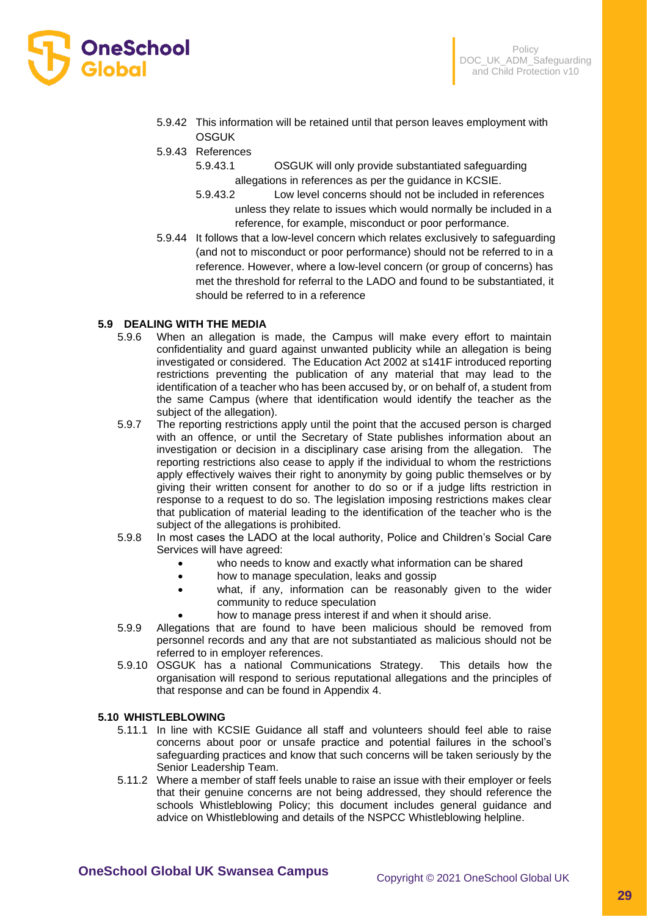5.9.42 This information will be retained until that person leaves employment with OSGUK

5.9.43 References

5.9.43.1 OSGUK will only provide substantiated safeguarding allegations in references as per the guidance in KCSIE.

5.9.43.2 Low level concerns should not be included in references unless they relate to issues which would normally be included in a reference, for example, misconduct or poor performance.

5.9.44 It follows that a low-level concern which relates exclusively to safeguarding (and not to misconduct or poor performance) should not be referred to in a reference. However, where a low-level concern (or group of concerns) has met the threshold for referral to the LADO and found to be substantiated, it should be referred to in a reference

### 5.9 DEALING WITH THE MEDIA

5.9.6 When an allegation is made, the Campus will make every effort to maintain confidentiality and guard against unwanted publicity while an allegation is being investigated or considered. The Education Act 2002 at s141F introduced reporting restrictions preventing the publication of any material that may lead to the identification of a teacher who has been accused by, or on behalf of, a student from the same Campus (where that identification would identify the teacher as the subject of the allegation).

5.9.7 The reporting restrictions apply until the point that the accused person is charged with an offence, or until the Secretary of State publishes information about an investigation or decision in a disciplinary case arising from the allegation. The reporting restrictions also cease to apply if the individual to whom the restrictions apply effectively waives their right to anonymity by going public themselves or by giving their written consent for another to do so or if a judge lifts restriction in response to a request to do so. The legislation imposing restrictions makes clear that publication of material leading to the identification of the teacher who is the subject of the allegations is prohibited.

5.9.8 In most cases the LADO at the local authority, Police and Children's Social Care Services will have agreed:

- who needs to know and exactly what information can be shared
- how to manage speculation, leaks and gossip
- what, if any, information can be reasonably given to the wider community to reduce speculation
- how to manage press interest if and when it should arise.

5.9.9 Allegations that are found to have been malicious should be removed from personnel records and any that are not substantiated as malicious should not be referred to in employer references.

5.9.10 OSGUK has a national Communications Strategy. This details how the organisation will respond to serious reputational allegations and the principles of that response and can be found in Appendix 4.

### 5.10 WHISTLEBLOWING

5.11.1 In line with KCSIE Guidance all staff and volunteers should feel able to raise concerns about poor or unsafe practice and potential failures in the school's safeguarding practices and know that such concerns will be taken seriously by the Senior Leadership Team.

5.11.2 Where a member of staff feels unable to raise an issue with their employer or feels that their genuine concerns are not being addressed, they should reference the schools Whistleblowing Policy; this document includes general guidance and advice on Whistleblowing and details of the NSPCC Whistleblowing helpline.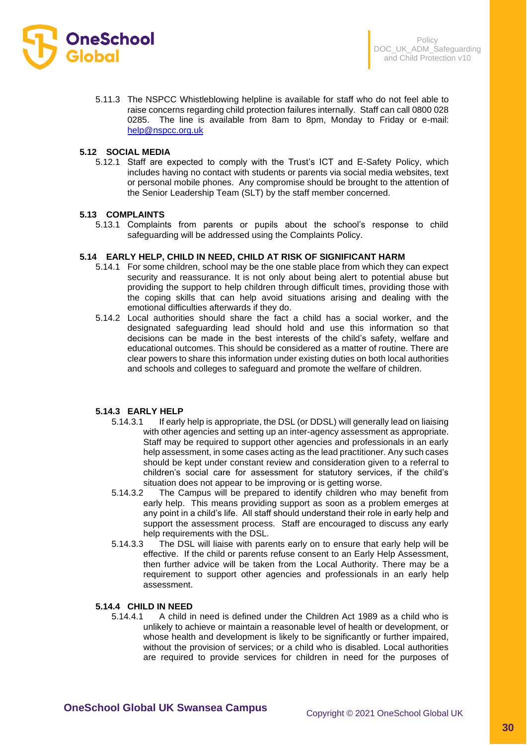5.11.3 The NSPCC Whistleblowing helpline is available for staff who do not feel able to raise concerns regarding child protection failures internally. Staff can call 0800 028 0285. The line is available from 8am to 8pm, Monday to Friday or e-mail: help@nspcc.org.uk

### 5.12 SOCIAL MEDIA

5.12.1 Staff are expected to comply with the Trust's ICT and E-Safety Policy, which includes having no contact with students or parents via social media websites, text or personal mobile phones. Any compromise should be brought to the attention of the Senior Leadership Team (SLT) by the staff member concerned.

### 5.13 COMPLAINTS

5.13.1 Complaints from parents or pupils about the school's response to child safeguarding will be addressed using the Complaints Policy.

### 5.14 EARLY HELP, CHILD IN NEED, CHILD AT RISK OF SIGNIFICANT HARM

5.14.1 For some children, school may be the one stable place from which they can expect security and reassurance. It is not only about being alert to potential abuse but providing the support to help children through difficult times, providing those with the coping skills that can help avoid situations arising and dealing with the emotional difficulties afterwards if they do.

5.14.2 Local authorities should share the fact a child has a social worker, and the designated safeguarding lead should hold and use this information so that decisions can be made in the best interests of the child's safety, welfare and educational outcomes. This should be considered as a matter of routine. There are clear powers to share this information under existing duties on both local authorities and schools and colleges to safeguard and promote the welfare of children.

#### 5.14.3 EARLY HELP

5.14.3.1 If early help is appropriate, the DSL (or DDSL) will generally lead on liaising with other agencies and setting up an inter-agency assessment as appropriate. Staff may be required to support other agencies and professionals in an early help assessment, in some cases acting as the lead practitioner. Any such cases should be kept under constant review and consideration given to a referral to children's social care for assessment for statutory services, if the child's situation does not appear to be improving or is getting worse.

5.14.3.2 The Campus will be prepared to identify children who may benefit from early help. This means providing support as soon as a problem emerges at any point in a child's life. All staff should understand their role in early help and support the assessment process. Staff are encouraged to discuss any early help requirements with the DSL.

5.14.3.3 The DSL will liaise with parents early on to ensure that early help will be effective. If the child or parents refuse consent to an Early Help Assessment, then further advice will be taken from the Local Authority. There may be a requirement to support other agencies and professionals in an early help assessment.

#### 5.14.4 CHILD IN NEED

5.14.4.1 A child in need is defined under the Children Act 1989 as a child who is unlikely to achieve or maintain a reasonable level of health or development, or whose health and development is likely to be significantly or further impaired, without the provision of services; or a child who is disabled. Local authorities are required to provide services for children in need for the purposes of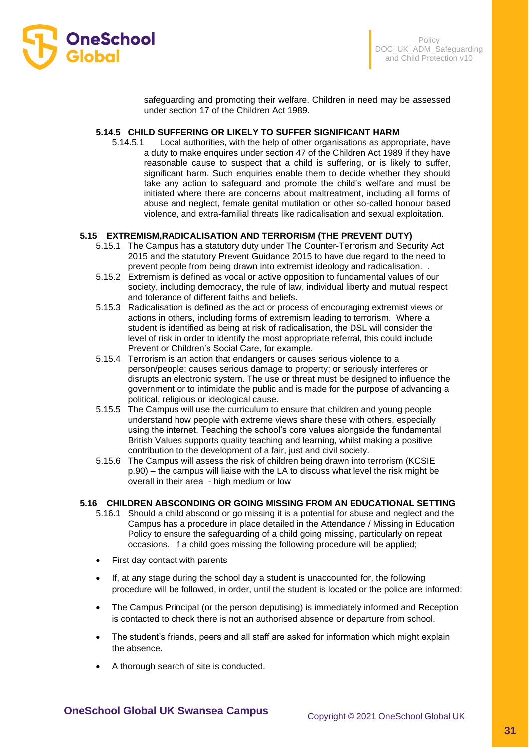safeguarding and promoting their welfare. Children in need may be assessed under section 17 of the Children Act 1989.

#### 5.14.5 CHILD SUFFERING OR LIKELY TO SUFFER SIGNIFICANT HARM

5.14.5.1 Local authorities, with the help of other organisations as appropriate, have a duty to make enquires under section 47 of the Children Act 1989 if they have reasonable cause to suspect that a child is suffering, or is likely to suffer, significant harm. Such enquiries enable them to decide whether they should take any action to safeguard and promote the child's welfare and must be initiated where there are concerns about maltreatment, including all forms of abuse and neglect, female genital mutilation or other so-called honour based violence, and extra-familial threats like radicalisation and sexual exploitation.

### 5.15 EXTREMISM,RADICALISATION AND TERRORISM (THE PREVENT DUTY)

5.15.1 The Campus has a statutory duty under The Counter-Terrorism and Security Act 2015 and the statutory Prevent Guidance 2015 to have due regard to the need to prevent people from being drawn into extremist ideology and radicalisation. .

5.15.2 Extremism is defined as vocal or active opposition to fundamental values of our society, including democracy, the rule of law, individual liberty and mutual respect and tolerance of different faiths and beliefs.

5.15.3 Radicalisation is defined as the act or process of encouraging extremist views or actions in others, including forms of extremism leading to terrorism. Where a student is identified as being at risk of radicalisation, the DSL will consider the level of risk in order to identify the most appropriate referral, this could include Prevent or Children's Social Care, for example.

5.15.4 Terrorism is an action that endangers or causes serious violence to a person/people; causes serious damage to property; or seriously interferes or disrupts an electronic system. The use or threat must be designed to influence the government or to intimidate the public and is made for the purpose of advancing a political, religious or ideological cause.

5.15.5 The Campus will use the curriculum to ensure that children and young people understand how people with extreme views share these with others, especially using the internet. Teaching the school's core values alongside the fundamental British Values supports quality teaching and learning, whilst making a positive contribution to the development of a fair, just and civil society.

5.15.6 The Campus will assess the risk of children being drawn into terrorism (KCSIE p.90) – the campus will liaise with the LA to discuss what level the risk might be overall in their area - high medium or low

### 5.16 CHILDREN ABSCONDING OR GOING MISSING FROM AN EDUCATIONAL SETTING

5.16.1 Should a child abscond or go missing it is a potential for abuse and neglect and the Campus has a procedure in place detailed in the Attendance / Missing in Education Policy to ensure the safeguarding of a child going missing, particularly on repeat occasions. If a child goes missing the following procedure will be applied;

- First day contact with parents
- If, at any stage during the school day a student is unaccounted for, the following procedure will be followed, in order, until the student is located or the police are informed:
- The Campus Principal (or the person deputising) is immediately informed and Reception is contacted to check there is not an authorised absence or departure from school.
- The student's friends, peers and all staff are asked for information which might explain the absence.
- A thorough search of site is conducted.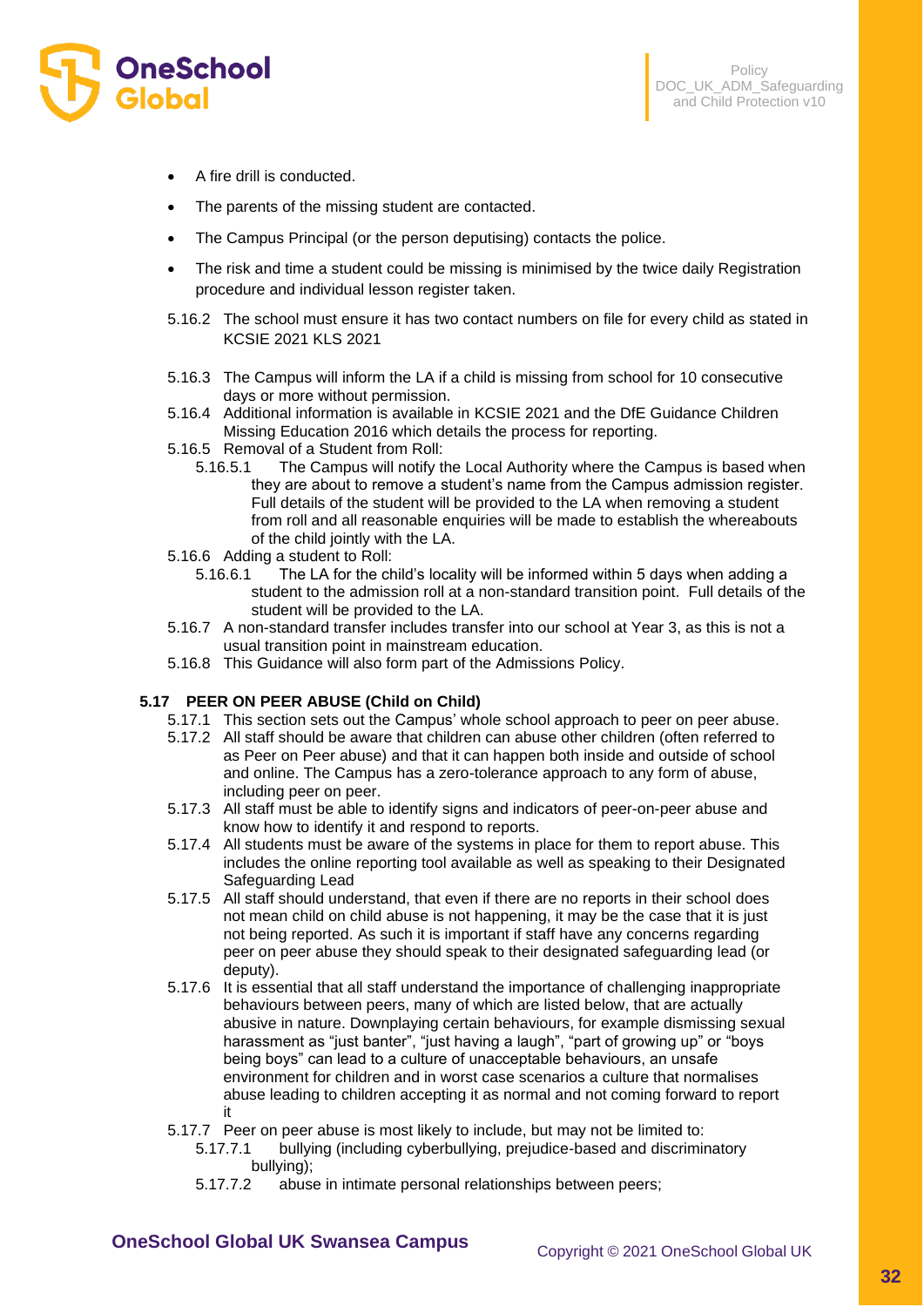- A fire drill is conducted.
- The parents of the missing student are contacted.
- The Campus Principal (or the person deputising) contacts the police.
- The risk and time a student could be missing is minimised by the twice daily Registration procedure and individual lesson register taken.

5.16.2 The school must ensure it has two contact numbers on file for every child as stated in KCSIE 2021 KLS 2021

5.16.3 The Campus will inform the LA if a child is missing from school for 10 consecutive days or more without permission.

5.16.4 Additional information is available in KCSIE 2021 and the DfE Guidance Children Missing Education 2016 which details the process for reporting.

5.16.5 Removal of a Student from Roll:

5.16.5.1 The Campus will notify the Local Authority where the Campus is based when they are about to remove a student's name from the Campus admission register. Full details of the student will be provided to the LA when removing a student from roll and all reasonable enquiries will be made to establish the whereabouts of the child jointly with the LA.

5.16.6 Adding a student to Roll:

5.16.6.1 The LA for the child's locality will be informed within 5 days when adding a student to the admission roll at a non-standard transition point. Full details of the student will be provided to the LA.

5.16.7 A non-standard transfer includes transfer into our school at Year 3, as this is not a usual transition point in mainstream education.

5.16.8 This Guidance will also form part of the Admissions Policy.

### 5.17 PEER ON PEER ABUSE (Child on Child)

5.17.1 This section sets out the Campus' whole school approach to peer on peer abuse.

5.17.2 All staff should be aware that children can abuse other children (often referred to as Peer on Peer abuse) and that it can happen both inside and outside of school and online. The Campus has a zero-tolerance approach to any form of abuse, including peer on peer.

5.17.3 All staff must be able to identify signs and indicators of peer-on-peer abuse and know how to identify it and respond to reports.

5.17.4 All students must be aware of the systems in place for them to report abuse. This includes the online reporting tool available as well as speaking to their Designated Safeguarding Lead

5.17.5 All staff should understand, that even if there are no reports in their school does not mean child on child abuse is not happening, it may be the case that it is just not being reported. As such it is important if staff have any concerns regarding peer on peer abuse they should speak to their designated safeguarding lead (or deputy).

5.17.6 It is essential that all staff understand the importance of challenging inappropriate behaviours between peers, many of which are listed below, that are actually abusive in nature. Downplaying certain behaviours, for example dismissing sexual harassment as "just banter", "just having a laugh", "part of growing up" or "boys being boys" can lead to a culture of unacceptable behaviours, an unsafe environment for children and in worst case scenarios a culture that normalises abuse leading to children accepting it as normal and not coming forward to report it

5.17.7 Peer on peer abuse is most likely to include, but may not be limited to:

5.17.7.1 bullying (including cyberbullying, prejudice-based and discriminatory bullying);

5.17.7.2 abuse in intimate personal relationships between peers;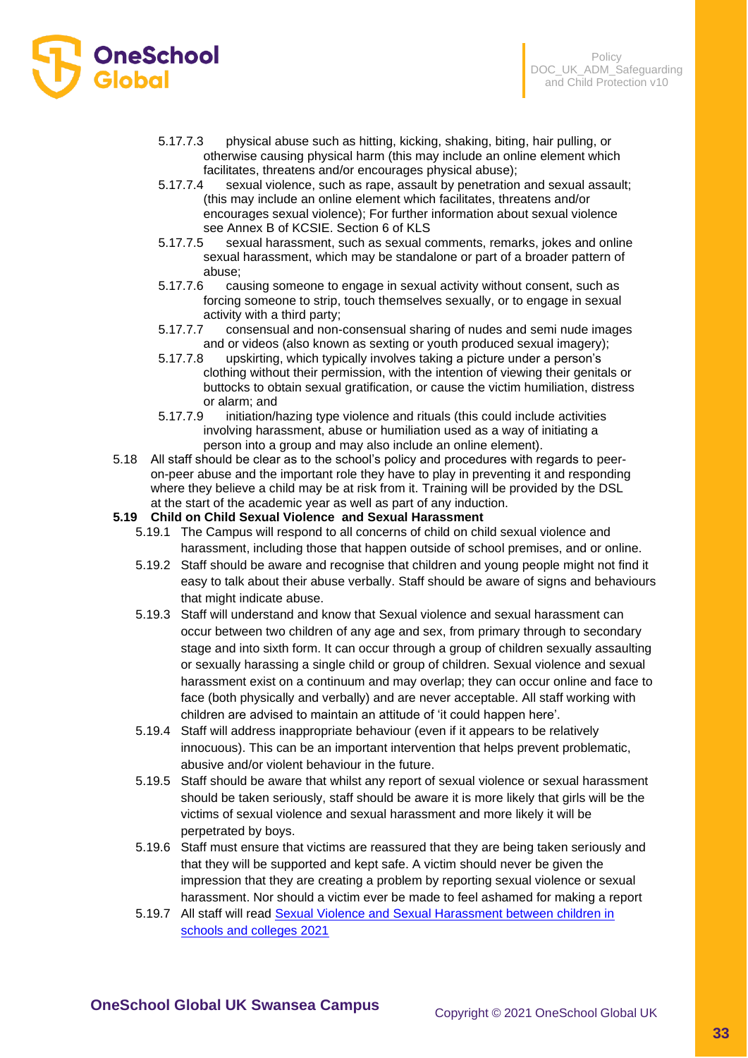5.17.7.3 physical abuse such as hitting, kicking, shaking, biting, hair pulling, or otherwise causing physical harm (this may include an online element which facilitates, threatens and/or encourages physical abuse);

5.17.7.4 sexual violence, such as rape, assault by penetration and sexual assault; (this may include an online element which facilitates, threatens and/or encourages sexual violence); For further information about sexual violence see Annex B of KCSIE. Section 6 of KLS

5.17.7.5 sexual harassment, such as sexual comments, remarks, jokes and online sexual harassment, which may be standalone or part of a broader pattern of abuse;

5.17.7.6 causing someone to engage in sexual activity without consent, such as forcing someone to strip, touch themselves sexually, or to engage in sexual activity with a third party;

5.17.7.7 consensual and non-consensual sharing of nudes and semi nude images and or videos (also known as sexting or youth produced sexual imagery);

5.17.7.8 upskirting, which typically involves taking a picture under a person's clothing without their permission, with the intention of viewing their genitals or buttocks to obtain sexual gratification, or cause the victim humiliation, distress or alarm; and

5.17.7.9 initiation/hazing type violence and rituals (this could include activities involving harassment, abuse or humiliation used as a way of initiating a person into a group and may also include an online element).

5.18 All staff should be clear as to the school's policy and procedures with regards to peer-on-peer abuse and the important role they have to play in preventing it and responding where they believe a child may be at risk from it. Training will be provided by the DSL at the start of the academic year as well as part of any induction.

**5.19 Child on Child Sexual Violence and Sexual Harassment**

5.19.1 The Campus will respond to all concerns of child on child sexual violence and harassment, including those that happen outside of school premises, and or online.

5.19.2 Staff should be aware and recognise that children and young people might not find it easy to talk about their abuse verbally. Staff should be aware of signs and behaviours that might indicate abuse.

5.19.3 Staff will understand and know that Sexual violence and sexual harassment can occur between two children of any age and sex, from primary through to secondary stage and into sixth form. It can occur through a group of children sexually assaulting or sexually harassing a single child or group of children. Sexual violence and sexual harassment exist on a continuum and may overlap; they can occur online and face to face (both physically and verbally) and are never acceptable. All staff working with children are advised to maintain an attitude of 'it could happen here'.

5.19.4 Staff will address inappropriate behaviour (even if it appears to be relatively innocuous). This can be an important intervention that helps prevent problematic, abusive and/or violent behaviour in the future.

5.19.5 Staff should be aware that whilst any report of sexual violence or sexual harassment should be taken seriously, staff should be aware it is more likely that girls will be the victims of sexual violence and sexual harassment and more likely it will be perpetrated by boys.

5.19.6 Staff must ensure that victims are reassured that they are being taken seriously and that they will be supported and kept safe. A victim should never be given the impression that they are creating a problem by reporting sexual violence or sexual harassment. Nor should a victim ever be made to feel ashamed for making a report

5.19.7 All staff will read Sexual Violence and Sexual Harassment between children in schools and colleges 2021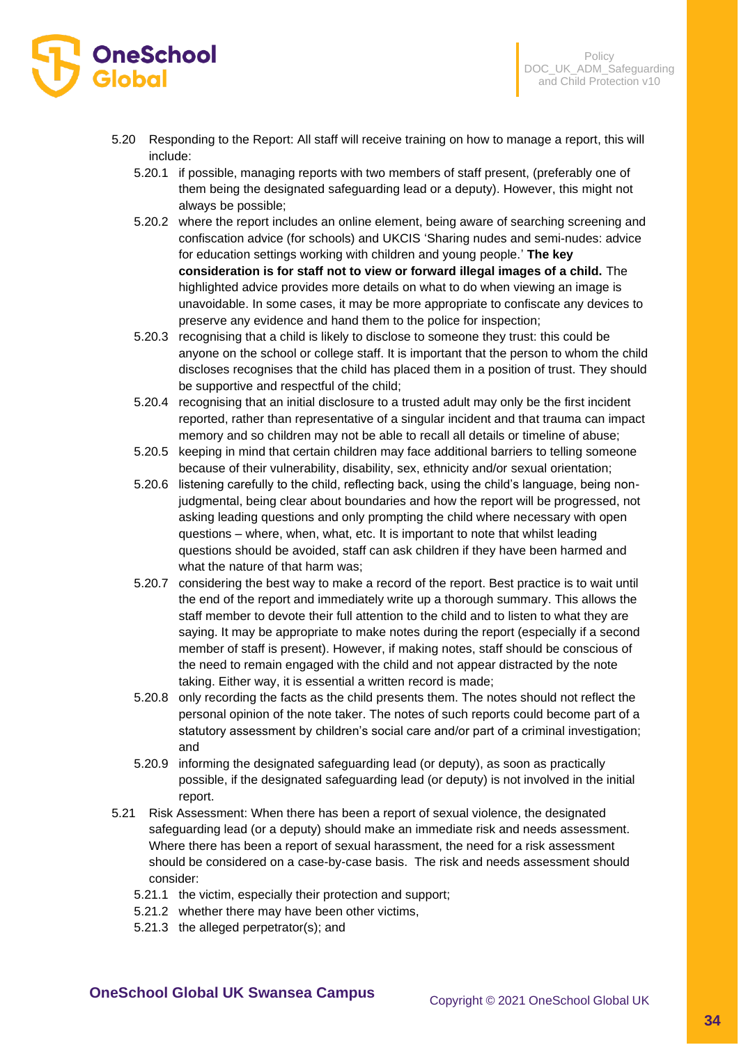5.20 Responding to the Report: All staff will receive training on how to manage a report, this will include:

- 5.20.1 if possible, managing reports with two members of staff present, (preferably one of them being the designated safeguarding lead or a deputy). However, this might not always be possible;
- 5.20.2 where the report includes an online element, being aware of searching screening and confiscation advice (for schools) and UKCIS 'Sharing nudes and semi-nudes: advice for education settings working with children and young people.' **The key consideration is for staff not to view or forward illegal images of a child.** The highlighted advice provides more details on what to do when viewing an image is unavoidable. In some cases, it may be more appropriate to confiscate any devices to preserve any evidence and hand them to the police for inspection;
- 5.20.3 recognising that a child is likely to disclose to someone they trust: this could be anyone on the school or college staff. It is important that the person to whom the child discloses recognises that the child has placed them in a position of trust. They should be supportive and respectful of the child;
- 5.20.4 recognising that an initial disclosure to a trusted adult may only be the first incident reported, rather than representative of a singular incident and that trauma can impact memory and so children may not be able to recall all details or timeline of abuse;
- 5.20.5 keeping in mind that certain children may face additional barriers to telling someone because of their vulnerability, disability, sex, ethnicity and/or sexual orientation;
- 5.20.6 listening carefully to the child, reflecting back, using the child's language, being non-judgmental, being clear about boundaries and how the report will be progressed, not asking leading questions and only prompting the child where necessary with open questions – where, when, what, etc. It is important to note that whilst leading questions should be avoided, staff can ask children if they have been harmed and what the nature of that harm was;
- 5.20.7 considering the best way to make a record of the report. Best practice is to wait until the end of the report and immediately write up a thorough summary. This allows the staff member to devote their full attention to the child and to listen to what they are saying. It may be appropriate to make notes during the report (especially if a second member of staff is present). However, if making notes, staff should be conscious of the need to remain engaged with the child and not appear distracted by the note taking. Either way, it is essential a written record is made;
- 5.20.8 only recording the facts as the child presents them. The notes should not reflect the personal opinion of the note taker. The notes of such reports could become part of a statutory assessment by children's social care and/or part of a criminal investigation; and
- 5.20.9 informing the designated safeguarding lead (or deputy), as soon as practically possible, if the designated safeguarding lead (or deputy) is not involved in the initial report.

5.21 Risk Assessment: When there has been a report of sexual violence, the designated safeguarding lead (or a deputy) should make an immediate risk and needs assessment. Where there has been a report of sexual harassment, the need for a risk assessment should be considered on a case-by-case basis. The risk and needs assessment should consider:

- 5.21.1 the victim, especially their protection and support;
- 5.21.2 whether there may have been other victims,
- 5.21.3 the alleged perpetrator(s); and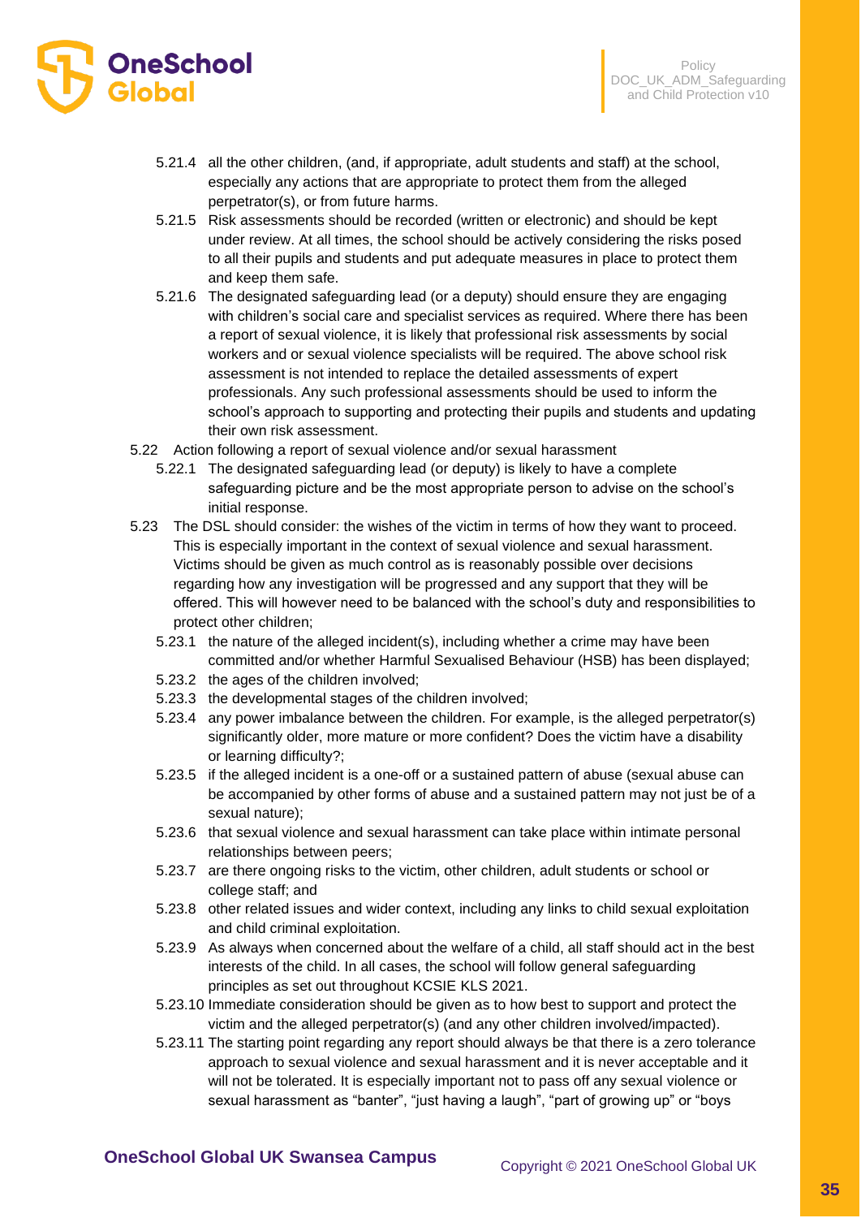5.21.4 all the other children, (and, if appropriate, adult students and staff) at the school, especially any actions that are appropriate to protect them from the alleged perpetrator(s), or from future harms.

5.21.5 Risk assessments should be recorded (written or electronic) and should be kept under review. At all times, the school should be actively considering the risks posed to all their pupils and students and put adequate measures in place to protect them and keep them safe.

5.21.6 The designated safeguarding lead (or a deputy) should ensure they are engaging with children's social care and specialist services as required. Where there has been a report of sexual violence, it is likely that professional risk assessments by social workers and or sexual violence specialists will be required. The above school risk assessment is not intended to replace the detailed assessments of expert professionals. Any such professional assessments should be used to inform the school's approach to supporting and protecting their pupils and students and updating their own risk assessment.

5.22 Action following a report of sexual violence and/or sexual harassment

5.22.1 The designated safeguarding lead (or deputy) is likely to have a complete safeguarding picture and be the most appropriate person to advise on the school's initial response.

5.23 The DSL should consider: the wishes of the victim in terms of how they want to proceed. This is especially important in the context of sexual violence and sexual harassment. Victims should be given as much control as is reasonably possible over decisions regarding how any investigation will be progressed and any support that they will be offered. This will however need to be balanced with the school's duty and responsibilities to protect other children;

5.23.1 the nature of the alleged incident(s), including whether a crime may have been committed and/or whether Harmful Sexualised Behaviour (HSB) has been displayed;

5.23.2 the ages of the children involved;

5.23.3 the developmental stages of the children involved;

5.23.4 any power imbalance between the children. For example, is the alleged perpetrator(s) significantly older, more mature or more confident? Does the victim have a disability or learning difficulty?;

5.23.5 if the alleged incident is a one-off or a sustained pattern of abuse (sexual abuse can be accompanied by other forms of abuse and a sustained pattern may not just be of a sexual nature);

5.23.6 that sexual violence and sexual harassment can take place within intimate personal relationships between peers;

5.23.7 are there ongoing risks to the victim, other children, adult students or school or college staff; and

5.23.8 other related issues and wider context, including any links to child sexual exploitation and child criminal exploitation.

5.23.9 As always when concerned about the welfare of a child, all staff should act in the best interests of the child. In all cases, the school will follow general safeguarding principles as set out throughout KCSIE KLS 2021.

5.23.10 Immediate consideration should be given as to how best to support and protect the victim and the alleged perpetrator(s) (and any other children involved/impacted).

5.23.11 The starting point regarding any report should always be that there is a zero tolerance approach to sexual violence and sexual harassment and it is never acceptable and it will not be tolerated. It is especially important not to pass off any sexual violence or sexual harassment as "banter", "just having a laugh", "part of growing up" or "boys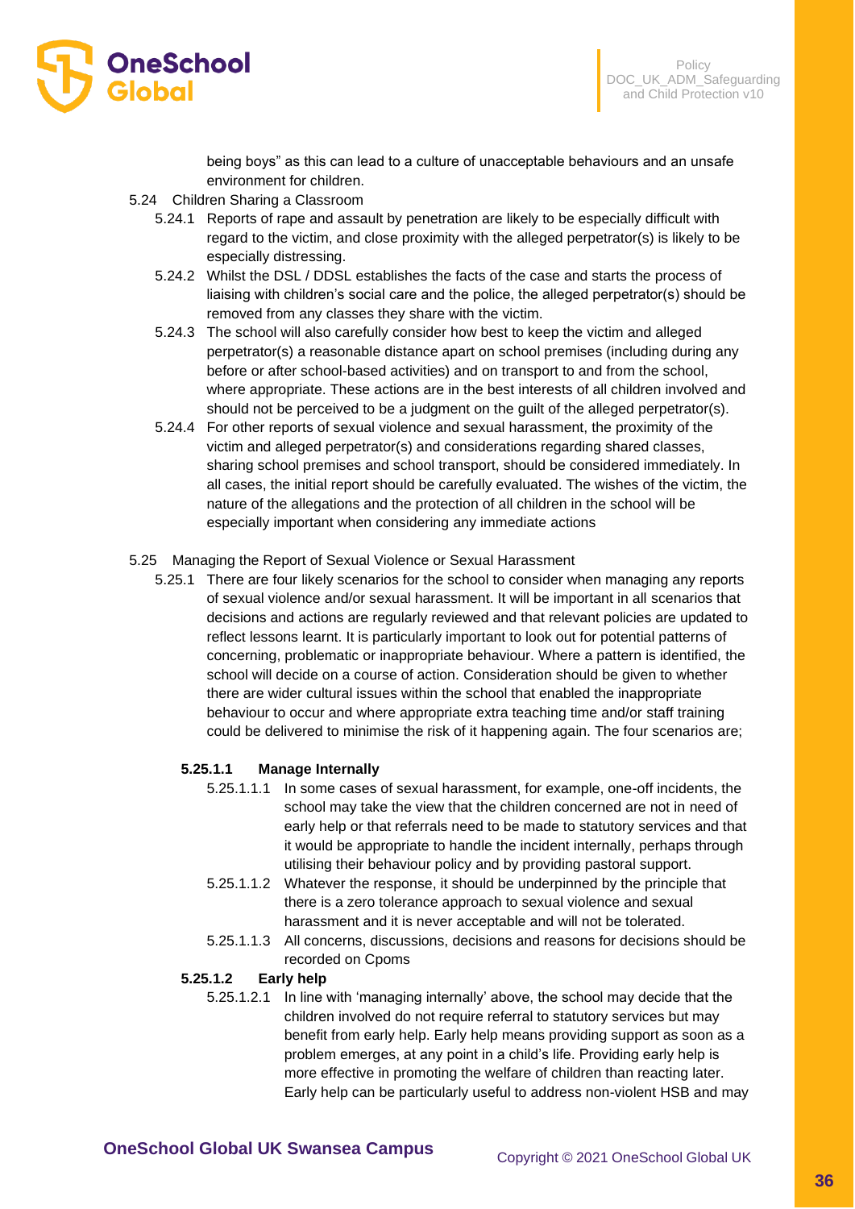being boys" as this can lead to a culture of unacceptable behaviours and an unsafe environment for children.

5.24 Children Sharing a Classroom

5.24.1 Reports of rape and assault by penetration are likely to be especially difficult with regard to the victim, and close proximity with the alleged perpetrator(s) is likely to be especially distressing.

5.24.2 Whilst the DSL / DDSL establishes the facts of the case and starts the process of liaising with children's social care and the police, the alleged perpetrator(s) should be removed from any classes they share with the victim.

5.24.3 The school will also carefully consider how best to keep the victim and alleged perpetrator(s) a reasonable distance apart on school premises (including during any before or after school-based activities) and on transport to and from the school, where appropriate. These actions are in the best interests of all children involved and should not be perceived to be a judgment on the guilt of the alleged perpetrator(s).

5.24.4 For other reports of sexual violence and sexual harassment, the proximity of the victim and alleged perpetrator(s) and considerations regarding shared classes, sharing school premises and school transport, should be considered immediately. In all cases, the initial report should be carefully evaluated. The wishes of the victim, the nature of the allegations and the protection of all children in the school will be especially important when considering any immediate actions

5.25 Managing the Report of Sexual Violence or Sexual Harassment

5.25.1 There are four likely scenarios for the school to consider when managing any reports of sexual violence and/or sexual harassment. It will be important in all scenarios that decisions and actions are regularly reviewed and that relevant policies are updated to reflect lessons learnt. It is particularly important to look out for potential patterns of concerning, problematic or inappropriate behaviour. Where a pattern is identified, the school will decide on a course of action. Consideration should be given to whether there are wider cultural issues within the school that enabled the inappropriate behaviour to occur and where appropriate extra teaching time and/or staff training could be delivered to minimise the risk of it happening again. The four scenarios are;

**5.25.1.1 Manage Internally**

5.25.1.1.1 In some cases of sexual harassment, for example, one-off incidents, the school may take the view that the children concerned are not in need of early help or that referrals need to be made to statutory services and that it would be appropriate to handle the incident internally, perhaps through utilising their behaviour policy and by providing pastoral support.

5.25.1.1.2 Whatever the response, it should be underpinned by the principle that there is a zero tolerance approach to sexual violence and sexual harassment and it is never acceptable and will not be tolerated.

5.25.1.1.3 All concerns, discussions, decisions and reasons for decisions should be recorded on Cpoms

**5.25.1.2 Early help**

5.25.1.2.1 In line with 'managing internally' above, the school may decide that the children involved do not require referral to statutory services but may benefit from early help. Early help means providing support as soon as a problem emerges, at any point in a child's life. Providing early help is more effective in promoting the welfare of children than reacting later. Early help can be particularly useful to address non-violent HSB and may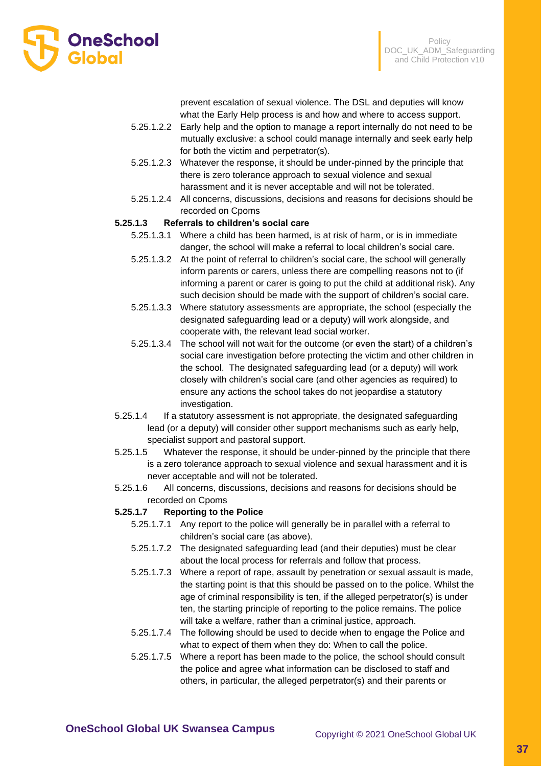prevent escalation of sexual violence. The DSL and deputies will know what the Early Help process is and how and where to access support.

5.25.1.2.2 Early help and the option to manage a report internally do not need to be mutually exclusive: a school could manage internally and seek early help for both the victim and perpetrator(s).

5.25.1.2.3 Whatever the response, it should be under-pinned by the principle that there is zero tolerance approach to sexual violence and sexual harassment and it is never acceptable and will not be tolerated.

5.25.1.2.4 All concerns, discussions, decisions and reasons for decisions should be recorded on Cpoms

**5.25.1.3 Referrals to children's social care**

5.25.1.3.1 Where a child has been harmed, is at risk of harm, or is in immediate danger, the school will make a referral to local children's social care.

5.25.1.3.2 At the point of referral to children's social care, the school will generally inform parents or carers, unless there are compelling reasons not to (if informing a parent or carer is going to put the child at additional risk). Any such decision should be made with the support of children's social care.

5.25.1.3.3 Where statutory assessments are appropriate, the school (especially the designated safeguarding lead or a deputy) will work alongside, and cooperate with, the relevant lead social worker.

5.25.1.3.4 The school will not wait for the outcome (or even the start) of a children's social care investigation before protecting the victim and other children in the school. The designated safeguarding lead (or a deputy) will work closely with children's social care (and other agencies as required) to ensure any actions the school takes do not jeopardise a statutory investigation.

5.25.1.4 If a statutory assessment is not appropriate, the designated safeguarding lead (or a deputy) will consider other support mechanisms such as early help, specialist support and pastoral support.

5.25.1.5 Whatever the response, it should be under-pinned by the principle that there is a zero tolerance approach to sexual violence and sexual harassment and it is never acceptable and will not be tolerated.

5.25.1.6 All concerns, discussions, decisions and reasons for decisions should be recorded on Cpoms

**5.25.1.7 Reporting to the Police**

5.25.1.7.1 Any report to the police will generally be in parallel with a referral to children's social care (as above).

5.25.1.7.2 The designated safeguarding lead (and their deputies) must be clear about the local process for referrals and follow that process.

5.25.1.7.3 Where a report of rape, assault by penetration or sexual assault is made, the starting point is that this should be passed on to the police. Whilst the age of criminal responsibility is ten, if the alleged perpetrator(s) is under ten, the starting principle of reporting to the police remains. The police will take a welfare, rather than a criminal justice, approach.

5.25.1.7.4 The following should be used to decide when to engage the Police and what to expect of them when they do: When to call the police.

5.25.1.7.5 Where a report has been made to the police, the school should consult the police and agree what information can be disclosed to staff and others, in particular, the alleged perpetrator(s) and their parents or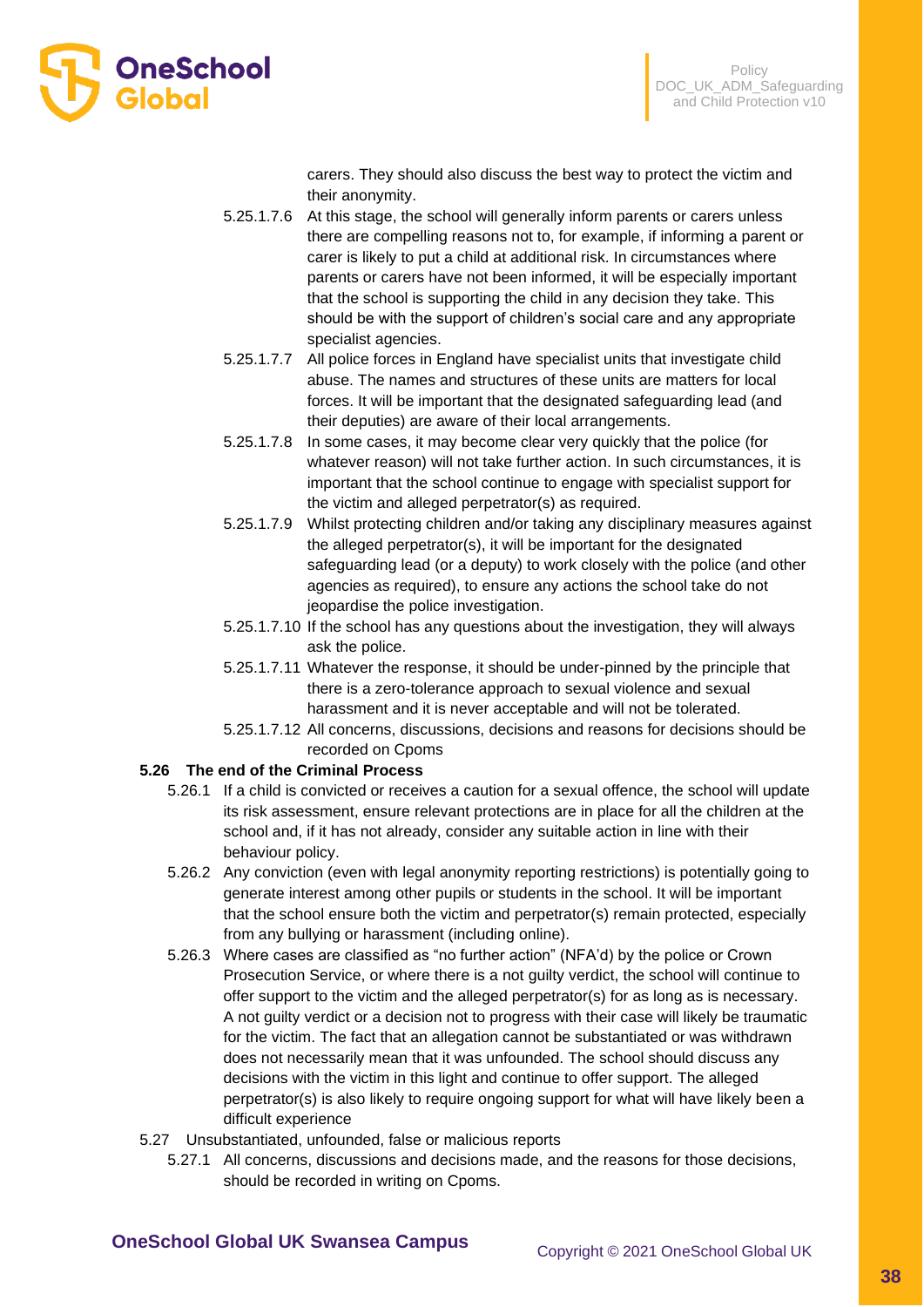carers. They should also discuss the best way to protect the victim and their anonymity.

5.25.1.7.6 At this stage, the school will generally inform parents or carers unless there are compelling reasons not to, for example, if informing a parent or carer is likely to put a child at additional risk. In circumstances where parents or carers have not been informed, it will be especially important that the school is supporting the child in any decision they take. This should be with the support of children's social care and any appropriate specialist agencies.

5.25.1.7.7 All police forces in England have specialist units that investigate child abuse. The names and structures of these units are matters for local forces. It will be important that the designated safeguarding lead (and their deputies) are aware of their local arrangements.

5.25.1.7.8 In some cases, it may become clear very quickly that the police (for whatever reason) will not take further action. In such circumstances, it is important that the school continue to engage with specialist support for the victim and alleged perpetrator(s) as required.

5.25.1.7.9 Whilst protecting children and/or taking any disciplinary measures against the alleged perpetrator(s), it will be important for the designated safeguarding lead (or a deputy) to work closely with the police (and other agencies as required), to ensure any actions the school take do not jeopardise the police investigation.

5.25.1.7.10 If the school has any questions about the investigation, they will always ask the police.

5.25.1.7.11 Whatever the response, it should be under-pinned by the principle that there is a zero-tolerance approach to sexual violence and sexual harassment and it is never acceptable and will not be tolerated.

5.25.1.7.12 All concerns, discussions, decisions and reasons for decisions should be recorded on Cpoms

**5.26 The end of the Criminal Process**

5.26.1 If a child is convicted or receives a caution for a sexual offence, the school will update its risk assessment, ensure relevant protections are in place for all the children at the school and, if it has not already, consider any suitable action in line with their behaviour policy.

5.26.2 Any conviction (even with legal anonymity reporting restrictions) is potentially going to generate interest among other pupils or students in the school. It will be important that the school ensure both the victim and perpetrator(s) remain protected, especially from any bullying or harassment (including online).

5.26.3 Where cases are classified as "no further action" (NFA'd) by the police or Crown Prosecution Service, or where there is a not guilty verdict, the school will continue to offer support to the victim and the alleged perpetrator(s) for as long as is necessary. A not guilty verdict or a decision not to progress with their case will likely be traumatic for the victim. The fact that an allegation cannot be substantiated or was withdrawn does not necessarily mean that it was unfounded. The school should discuss any decisions with the victim in this light and continue to offer support. The alleged perpetrator(s) is also likely to require ongoing support for what will have likely been a difficult experience

5.27 Unsubstantiated, unfounded, false or malicious reports

5.27.1 All concerns, discussions and decisions made, and the reasons for those decisions, should be recorded in writing on Cpoms.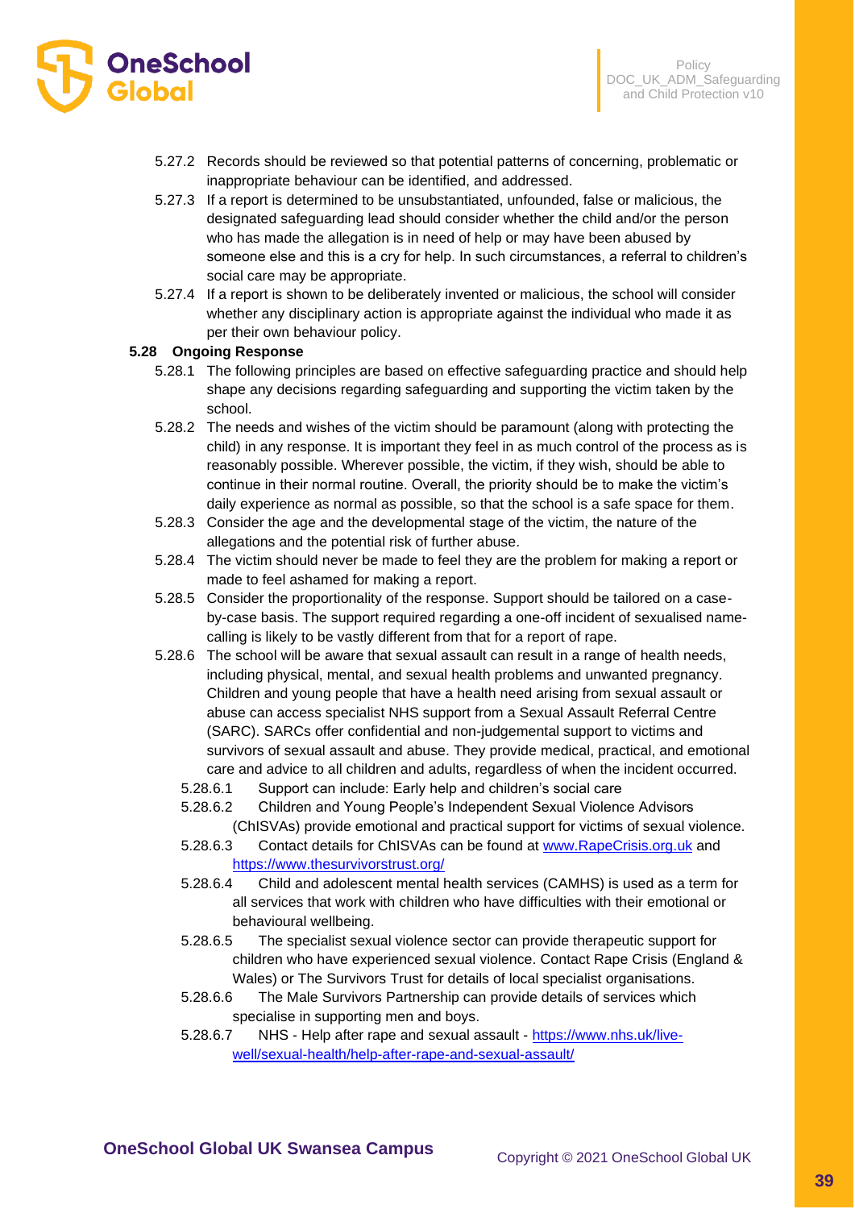5.27.2 Records should be reviewed so that potential patterns of concerning, problematic or inappropriate behaviour can be identified, and addressed.

5.27.3 If a report is determined to be unsubstantiated, unfounded, false or malicious, the designated safeguarding lead should consider whether the child and/or the person who has made the allegation is in need of help or may have been abused by someone else and this is a cry for help. In such circumstances, a referral to children's social care may be appropriate.

5.27.4 If a report is shown to be deliberately invented or malicious, the school will consider whether any disciplinary action is appropriate against the individual who made it as per their own behaviour policy.

**5.28 Ongoing Response**

5.28.1 The following principles are based on effective safeguarding practice and should help shape any decisions regarding safeguarding and supporting the victim taken by the school.

5.28.2 The needs and wishes of the victim should be paramount (along with protecting the child) in any response. It is important they feel in as much control of the process as is reasonably possible. Wherever possible, the victim, if they wish, should be able to continue in their normal routine. Overall, the priority should be to make the victim's daily experience as normal as possible, so that the school is a safe space for them.

5.28.3 Consider the age and the developmental stage of the victim, the nature of the allegations and the potential risk of further abuse.

5.28.4 The victim should never be made to feel they are the problem for making a report or made to feel ashamed for making a report.

5.28.5 Consider the proportionality of the response. Support should be tailored on a case-by-case basis. The support required regarding a one-off incident of sexualised name-calling is likely to be vastly different from that for a report of rape.

5.28.6 The school will be aware that sexual assault can result in a range of health needs, including physical, mental, and sexual health problems and unwanted pregnancy. Children and young people that have a health need arising from sexual assault or abuse can access specialist NHS support from a Sexual Assault Referral Centre (SARC). SARCs offer confidential and non-judgemental support to victims and survivors of sexual assault and abuse. They provide medical, practical, and emotional care and advice to all children and adults, regardless of when the incident occurred.

5.28.6.1 Support can include: Early help and children's social care

5.28.6.2 Children and Young People's Independent Sexual Violence Advisors (ChISVAs) provide emotional and practical support for victims of sexual violence.

5.28.6.3 Contact details for ChISVAs can be found at [www.RapeCrisis.org.uk](www.RapeCrisis.org.uk) and [https://www.thesurvivorstrust.org/](https://www.thesurvivorstrust.org/)

5.28.6.4 Child and adolescent mental health services (CAMHS) is used as a term for all services that work with children who have difficulties with their emotional or behavioural wellbeing.

5.28.6.5 The specialist sexual violence sector can provide therapeutic support for children who have experienced sexual violence. Contact Rape Crisis (England & Wales) or The Survivors Trust for details of local specialist organisations.

5.28.6.6 The Male Survivors Partnership can provide details of services which specialise in supporting men and boys.

5.28.6.7 NHS - Help after rape and sexual assault - [https://www.nhs.uk/live-well/sexual-health/help-after-rape-and-sexual-assault/](https://www.nhs.uk/live-well/sexual-health/help-after-rape-and-sexual-assault/)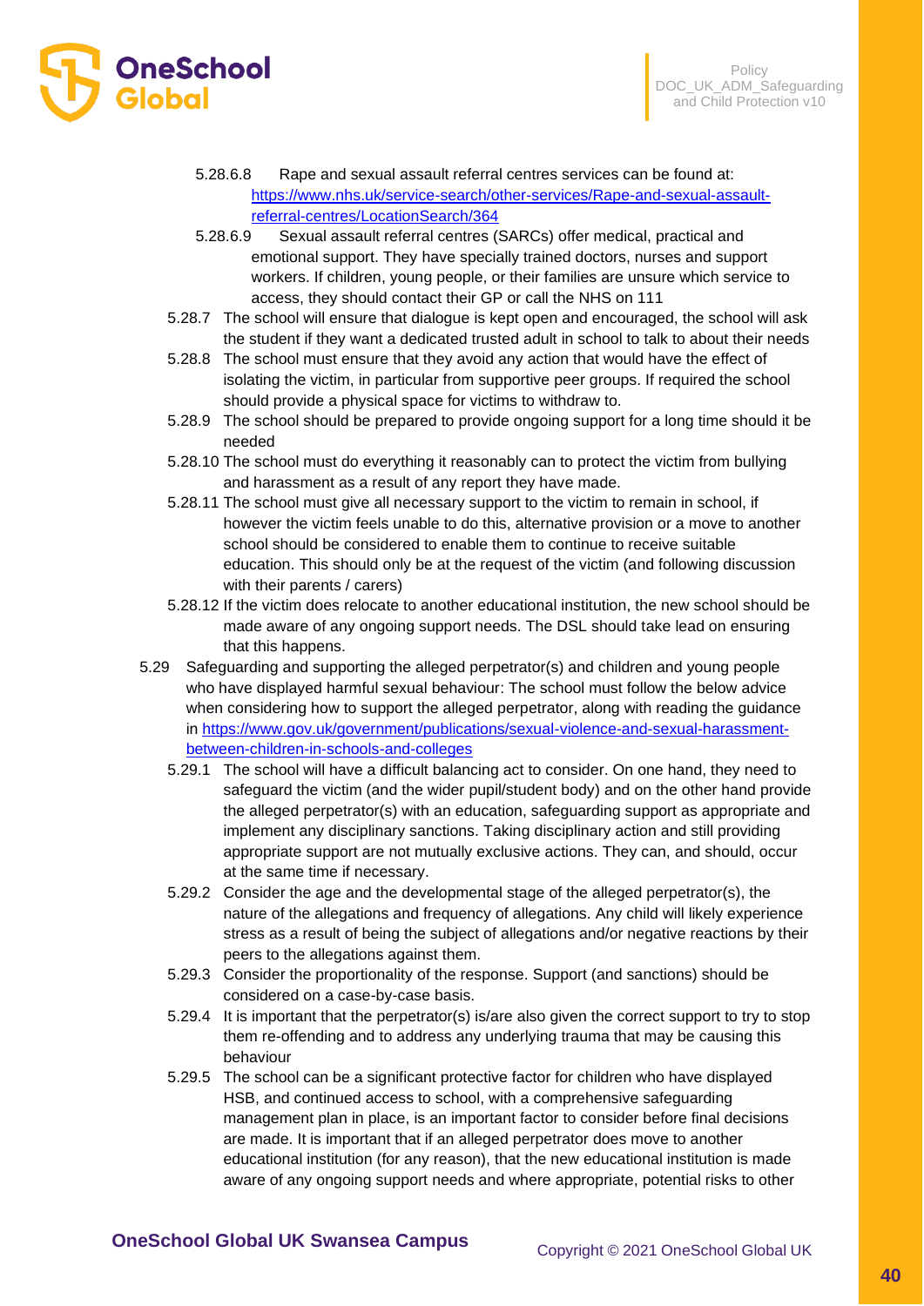5.28.6.8 Rape and sexual assault referral centres services can be found at: https://www.nhs.uk/service-search/other-services/Rape-and-sexual-assault-referral-centres/LocationSearch/364

5.28.6.9 Sexual assault referral centres (SARCs) offer medical, practical and emotional support. They have specially trained doctors, nurses and support workers. If children, young people, or their families are unsure which service to access, they should contact their GP or call the NHS on 111

5.28.7 The school will ensure that dialogue is kept open and encouraged, the school will ask the student if they want a dedicated trusted adult in school to talk to about their needs

5.28.8 The school must ensure that they avoid any action that would have the effect of isolating the victim, in particular from supportive peer groups. If required the school should provide a physical space for victims to withdraw to.

5.28.9 The school should be prepared to provide ongoing support for a long time should it be needed

5.28.10 The school must do everything it reasonably can to protect the victim from bullying and harassment as a result of any report they have made.

5.28.11 The school must give all necessary support to the victim to remain in school, if however the victim feels unable to do this, alternative provision or a move to another school should be considered to enable them to continue to receive suitable education. This should only be at the request of the victim (and following discussion with their parents / carers)

5.28.12 If the victim does relocate to another educational institution, the new school should be made aware of any ongoing support needs. The DSL should take lead on ensuring that this happens.

5.29 Safeguarding and supporting the alleged perpetrator(s) and children and young people who have displayed harmful sexual behaviour: The school must follow the below advice when considering how to support the alleged perpetrator, along with reading the guidance in https://www.gov.uk/government/publications/sexual-violence-and-sexual-harassment-between-children-in-schools-and-colleges

5.29.1 The school will have a difficult balancing act to consider. On one hand, they need to safeguard the victim (and the wider pupil/student body) and on the other hand provide the alleged perpetrator(s) with an education, safeguarding support as appropriate and implement any disciplinary sanctions. Taking disciplinary action and still providing appropriate support are not mutually exclusive actions. They can, and should, occur at the same time if necessary.

5.29.2 Consider the age and the developmental stage of the alleged perpetrator(s), the nature of the allegations and frequency of allegations. Any child will likely experience stress as a result of being the subject of allegations and/or negative reactions by their peers to the allegations against them.

5.29.3 Consider the proportionality of the response. Support (and sanctions) should be considered on a case-by-case basis.

5.29.4 It is important that the perpetrator(s) is/are also given the correct support to try to stop them re-offending and to address any underlying trauma that may be causing this behaviour

5.29.5 The school can be a significant protective factor for children who have displayed HSB, and continued access to school, with a comprehensive safeguarding management plan in place, is an important factor to consider before final decisions are made. It is important that if an alleged perpetrator does move to another educational institution (for any reason), that the new educational institution is made aware of any ongoing support needs and where appropriate, potential risks to other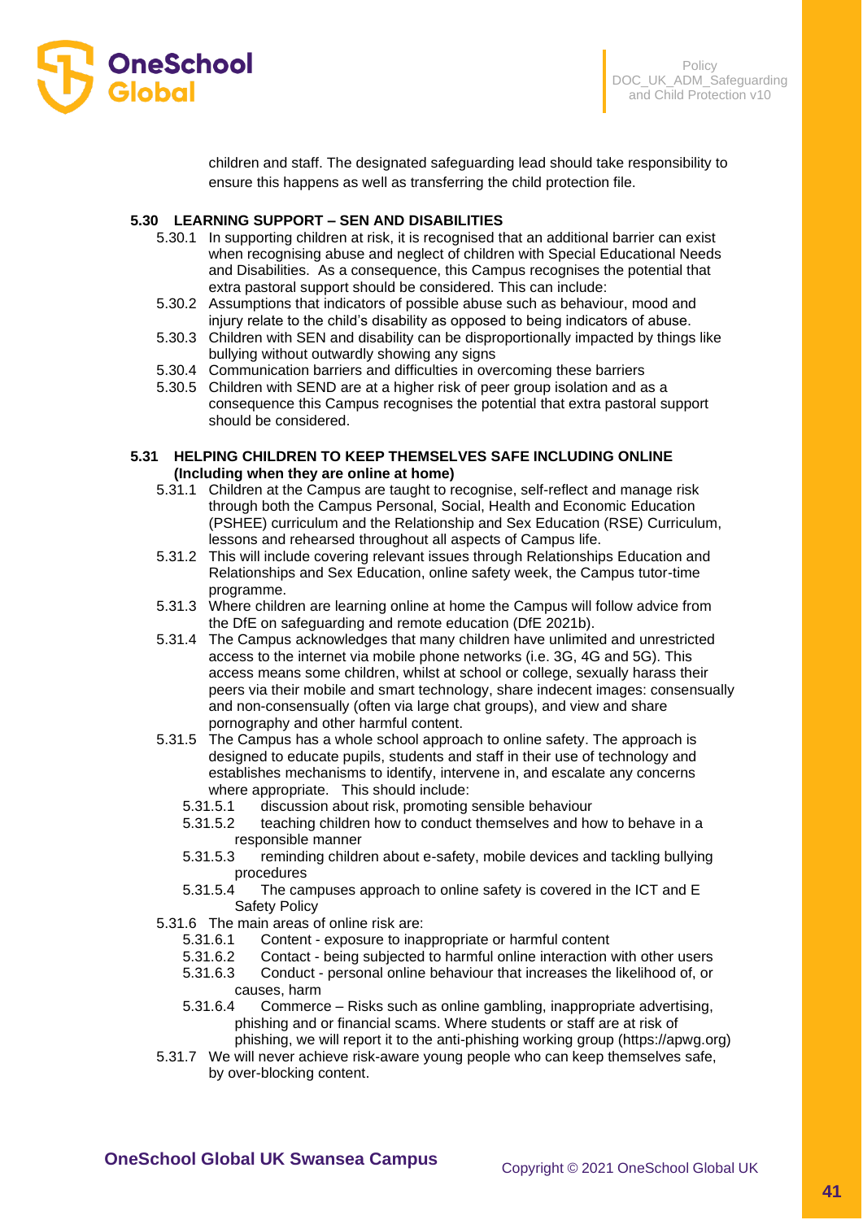children and staff. The designated safeguarding lead should take responsibility to ensure this happens as well as transferring the child protection file.

**5.30 LEARNING SUPPORT – SEN AND DISABILITIES**

5.30.1 In supporting children at risk, it is recognised that an additional barrier can exist when recognising abuse and neglect of children with Special Educational Needs and Disabilities. As a consequence, this Campus recognises the potential that extra pastoral support should be considered. This can include:

5.30.2 Assumptions that indicators of possible abuse such as behaviour, mood and injury relate to the child's disability as opposed to being indicators of abuse.

5.30.3 Children with SEN and disability can be disproportionally impacted by things like bullying without outwardly showing any signs

5.30.4 Communication barriers and difficulties in overcoming these barriers

5.30.5 Children with SEND are at a higher risk of peer group isolation and as a consequence this Campus recognises the potential that extra pastoral support should be considered.

**5.31 HELPING CHILDREN TO KEEP THEMSELVES SAFE INCLUDING ONLINE (Including when they are online at home)**

5.31.1 Children at the Campus are taught to recognise, self-reflect and manage risk through both the Campus Personal, Social, Health and Economic Education (PSHEE) curriculum and the Relationship and Sex Education (RSE) Curriculum, lessons and rehearsed throughout all aspects of Campus life.

5.31.2 This will include covering relevant issues through Relationships Education and Relationships and Sex Education, online safety week, the Campus tutor-time programme.

5.31.3 Where children are learning online at home the Campus will follow advice from the DfE on safeguarding and remote education (DfE 2021b).

5.31.4 The Campus acknowledges that many children have unlimited and unrestricted access to the internet via mobile phone networks (i.e. 3G, 4G and 5G). This access means some children, whilst at school or college, sexually harass their peers via their mobile and smart technology, share indecent images: consensually and non-consensually (often via large chat groups), and view and share pornography and other harmful content.

5.31.5 The Campus has a whole school approach to online safety. The approach is designed to educate pupils, students and staff in their use of technology and establishes mechanisms to identify, intervene in, and escalate any concerns where appropriate. This should include:

- 5.31.5.1 discussion about risk, promoting sensible behaviour
- 5.31.5.2 teaching children how to conduct themselves and how to behave in a responsible manner
- 5.31.5.3 reminding children about e-safety, mobile devices and tackling bullying procedures
- 5.31.5.4 The campuses approach to online safety is covered in the ICT and E Safety Policy

5.31.6 The main areas of online risk are:

- 5.31.6.1 Content - exposure to inappropriate or harmful content
- 5.31.6.2 Contact - being subjected to harmful online interaction with other users
- 5.31.6.3 Conduct - personal online behaviour that increases the likelihood of, or causes, harm
- 5.31.6.4 Commerce – Risks such as online gambling, inappropriate advertising, phishing and or financial scams. Where students or staff are at risk of phishing, we will report it to the anti-phishing working group (https://apwg.org)

5.31.7 We will never achieve risk-aware young people who can keep themselves safe, by over-blocking content.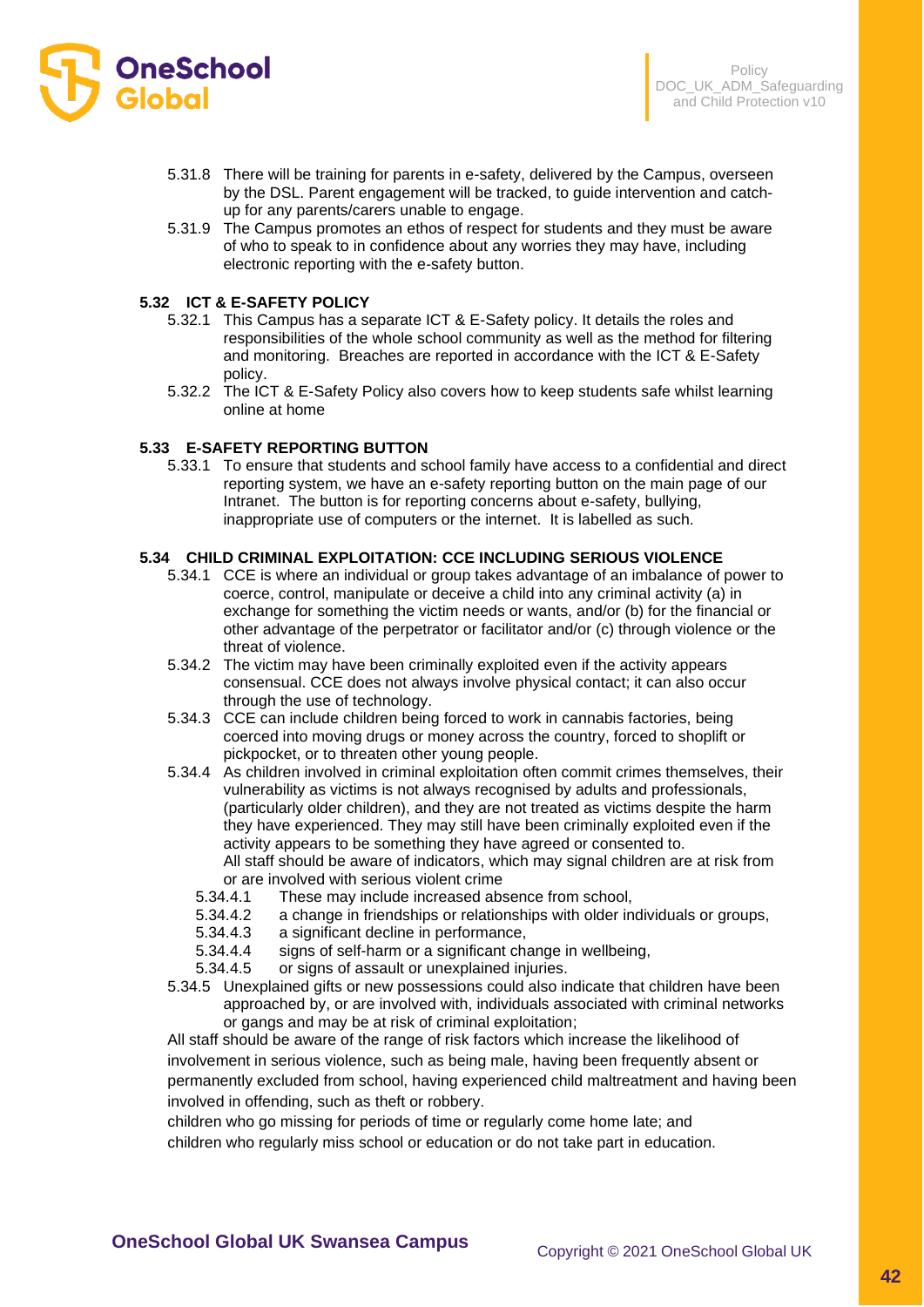5.31.8 There will be training for parents in e-safety, delivered by the Campus, overseen by the DSL. Parent engagement will be tracked, to guide intervention and catch-up for any parents/carers unable to engage.

5.31.9 The Campus promotes an ethos of respect for students and they must be aware of who to speak to in confidence about any worries they may have, including electronic reporting with the e-safety button.

## 5.32 ICT & E-SAFETY POLICY

5.32.1 This Campus has a separate ICT & E-Safety policy. It details the roles and responsibilities of the whole school community as well as the method for filtering and monitoring. Breaches are reported in accordance with the ICT & E-Safety policy.

5.32.2 The ICT & E-Safety Policy also covers how to keep students safe whilst learning online at home

## 5.33 E-SAFETY REPORTING BUTTON

5.33.1 To ensure that students and school family have access to a confidential and direct reporting system, we have an e-safety reporting button on the main page of our Intranet. The button is for reporting concerns about e-safety, bullying, inappropriate use of computers or the internet. It is labelled as such.

## 5.34 CHILD CRIMINAL EXPLOITATION: CCE INCLUDING SERIOUS VIOLENCE

5.34.1 CCE is where an individual or group takes advantage of an imbalance of power to coerce, control, manipulate or deceive a child into any criminal activity (a) in exchange for something the victim needs or wants, and/or (b) for the financial or other advantage of the perpetrator or facilitator and/or (c) through violence or the threat of violence.

5.34.2 The victim may have been criminally exploited even if the activity appears consensual. CCE does not always involve physical contact; it can also occur through the use of technology.

5.34.3 CCE can include children being forced to work in cannabis factories, being coerced into moving drugs or money across the country, forced to shoplift or pickpocket, or to threaten other young people.

5.34.4 As children involved in criminal exploitation often commit crimes themselves, their vulnerability as victims is not always recognised by adults and professionals, (particularly older children), and they are not treated as victims despite the harm they have experienced. They may still have been criminally exploited even if the activity appears to be something they have agreed or consented to. All staff should be aware of indicators, which may signal children are at risk from or are involved with serious violent crime

- 5.34.4.1 These may include increased absence from school,
- 5.34.4.2 a change in friendships or relationships with older individuals or groups,
- 5.34.4.3 a significant decline in performance,
- 5.34.4.4 signs of self-harm or a significant change in wellbeing,
- 5.34.4.5 or signs of assault or unexplained injuries.

5.34.5 Unexplained gifts or new possessions could also indicate that children have been approached by, or are involved with, individuals associated with criminal networks or gangs and may be at risk of criminal exploitation;

All staff should be aware of the range of risk factors which increase the likelihood of involvement in serious violence, such as being male, having been frequently absent or permanently excluded from school, having experienced child maltreatment and having been involved in offending, such as theft or robbery.

children who go missing for periods of time or regularly come home late; and

children who regularly miss school or education or do not take part in education.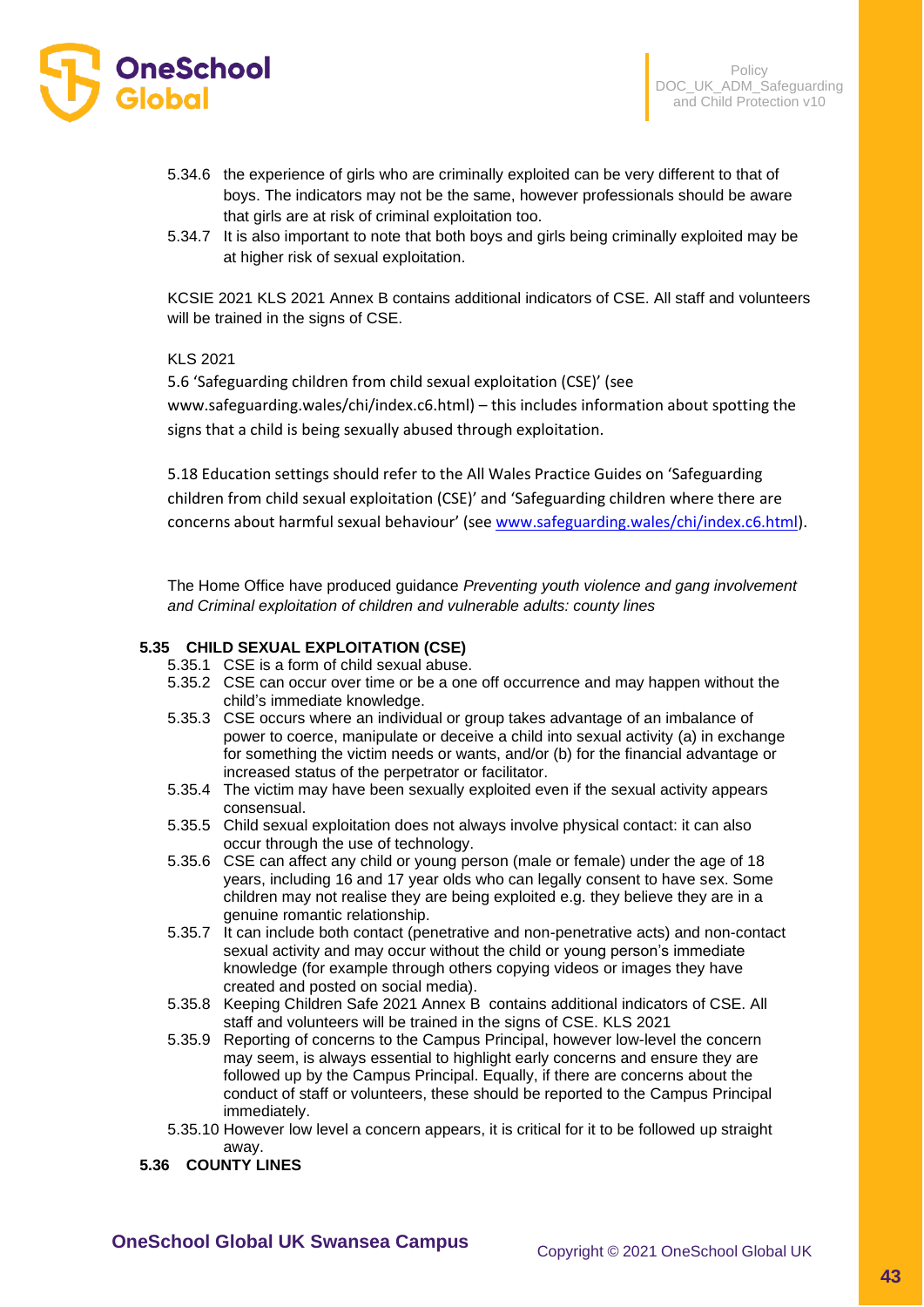5.34.6 the experience of girls who are criminally exploited can be very different to that of boys. The indicators may not be the same, however professionals should be aware that girls are at risk of criminal exploitation too.

5.34.7 It is also important to note that both boys and girls being criminally exploited may be at higher risk of sexual exploitation.

KCSIE 2021 KLS 2021 Annex B contains additional indicators of CSE. All staff and volunteers will be trained in the signs of CSE.

KLS 2021

5.6 'Safeguarding children from child sexual exploitation (CSE)' (see www.safeguarding.wales/chi/index.c6.html) – this includes information about spotting the signs that a child is being sexually abused through exploitation.

5.18 Education settings should refer to the All Wales Practice Guides on 'Safeguarding children from child sexual exploitation (CSE)' and 'Safeguarding children where there are concerns about harmful sexual behaviour' (see [www.safeguarding.wales/chi/index.c6.html](www.safeguarding.wales/chi/index.c6.html)).

The Home Office have produced guidance *Preventing youth violence and gang involvement and Criminal exploitation of children and vulnerable adults: county lines*

## 5.35 CHILD SEXUAL EXPLOITATION (CSE)

5.35.1 CSE is a form of child sexual abuse.

5.35.2 CSE can occur over time or be a one off occurrence and may happen without the child's immediate knowledge.

5.35.3 CSE occurs where an individual or group takes advantage of an imbalance of power to coerce, manipulate or deceive a child into sexual activity (a) in exchange for something the victim needs or wants, and/or (b) for the financial advantage or increased status of the perpetrator or facilitator.

5.35.4 The victim may have been sexually exploited even if the sexual activity appears consensual.

5.35.5 Child sexual exploitation does not always involve physical contact: it can also occur through the use of technology.

5.35.6 CSE can affect any child or young person (male or female) under the age of 18 years, including 16 and 17 year olds who can legally consent to have sex. Some children may not realise they are being exploited e.g. they believe they are in a genuine romantic relationship.

5.35.7 It can include both contact (penetrative and non-penetrative acts) and non-contact sexual activity and may occur without the child or young person's immediate knowledge (for example through others copying videos or images they have created and posted on social media).

5.35.8 Keeping Children Safe 2021 Annex B contains additional indicators of CSE. All staff and volunteers will be trained in the signs of CSE. KLS 2021

5.35.9 Reporting of concerns to the Campus Principal, however low-level the concern may seem, is always essential to highlight early concerns and ensure they are followed up by the Campus Principal. Equally, if there are concerns about the conduct of staff or volunteers, these should be reported to the Campus Principal immediately.

5.35.10 However low level a concern appears, it is critical for it to be followed up straight away.

## 5.36 COUNTY LINES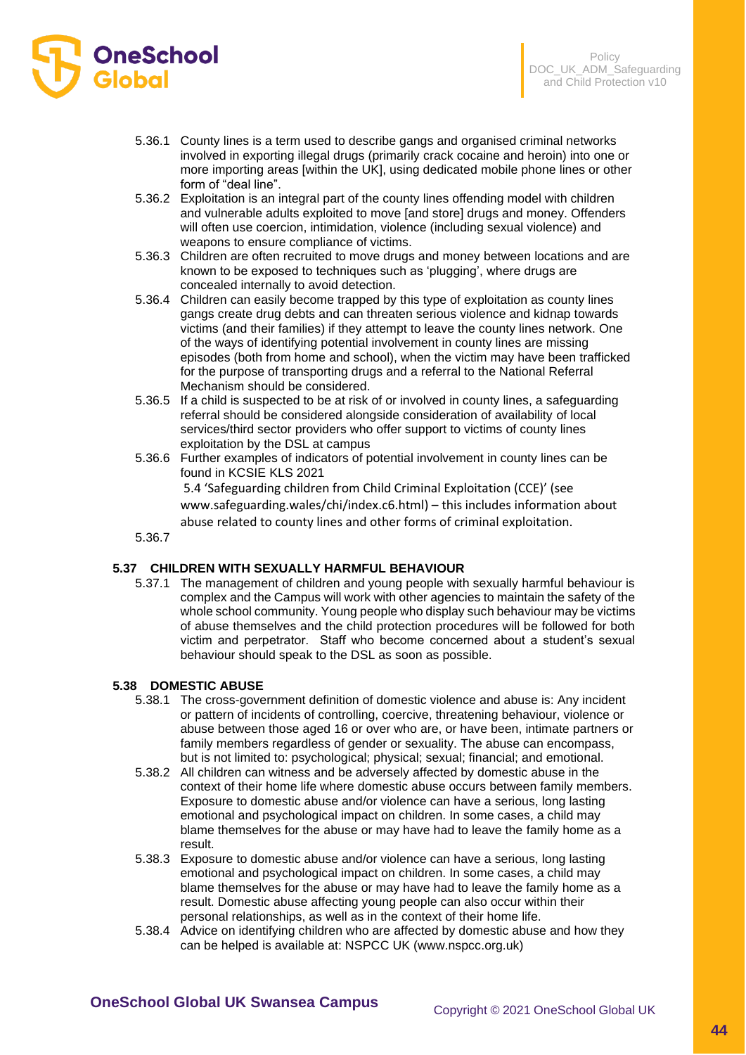5.36.1 County lines is a term used to describe gangs and organised criminal networks involved in exporting illegal drugs (primarily crack cocaine and heroin) into one or more importing areas [within the UK], using dedicated mobile phone lines or other form of "deal line".

5.36.2 Exploitation is an integral part of the county lines offending model with children and vulnerable adults exploited to move [and store] drugs and money. Offenders will often use coercion, intimidation, violence (including sexual violence) and weapons to ensure compliance of victims.

5.36.3 Children are often recruited to move drugs and money between locations and are known to be exposed to techniques such as 'plugging', where drugs are concealed internally to avoid detection.

5.36.4 Children can easily become trapped by this type of exploitation as county lines gangs create drug debts and can threaten serious violence and kidnap towards victims (and their families) if they attempt to leave the county lines network. One of the ways of identifying potential involvement in county lines are missing episodes (both from home and school), when the victim may have been trafficked for the purpose of transporting drugs and a referral to the National Referral Mechanism should be considered.

5.36.5 If a child is suspected to be at risk of or involved in county lines, a safeguarding referral should be considered alongside consideration of availability of local services/third sector providers who offer support to victims of county lines exploitation by the DSL at campus

5.36.6 Further examples of indicators of potential involvement in county lines can be found in KCSIE KLS 2021

5.4 'Safeguarding children from Child Criminal Exploitation (CCE)' (see www.safeguarding.wales/chi/index.c6.html) – this includes information about abuse related to county lines and other forms of criminal exploitation.

5.36.7

## 5.37 CHILDREN WITH SEXUALLY HARMFUL BEHAVIOUR

5.37.1 The management of children and young people with sexually harmful behaviour is complex and the Campus will work with other agencies to maintain the safety of the whole school community. Young people who display such behaviour may be victims of abuse themselves and the child protection procedures will be followed for both victim and perpetrator. Staff who become concerned about a student's sexual behaviour should speak to the DSL as soon as possible.

## 5.38 DOMESTIC ABUSE

5.38.1 The cross-government definition of domestic violence and abuse is: Any incident or pattern of incidents of controlling, coercive, threatening behaviour, violence or abuse between those aged 16 or over who are, or have been, intimate partners or family members regardless of gender or sexuality. The abuse can encompass, but is not limited to: psychological; physical; sexual; financial; and emotional.

5.38.2 All children can witness and be adversely affected by domestic abuse in the context of their home life where domestic abuse occurs between family members. Exposure to domestic abuse and/or violence can have a serious, long lasting emotional and psychological impact on children. In some cases, a child may blame themselves for the abuse or may have had to leave the family home as a result.

5.38.3 Exposure to domestic abuse and/or violence can have a serious, long lasting emotional and psychological impact on children. In some cases, a child may blame themselves for the abuse or may have had to leave the family home as a result. Domestic abuse affecting young people can also occur within their personal relationships, as well as in the context of their home life.

5.38.4 Advice on identifying children who are affected by domestic abuse and how they can be helped is available at: NSPCC UK (www.nspcc.org.uk)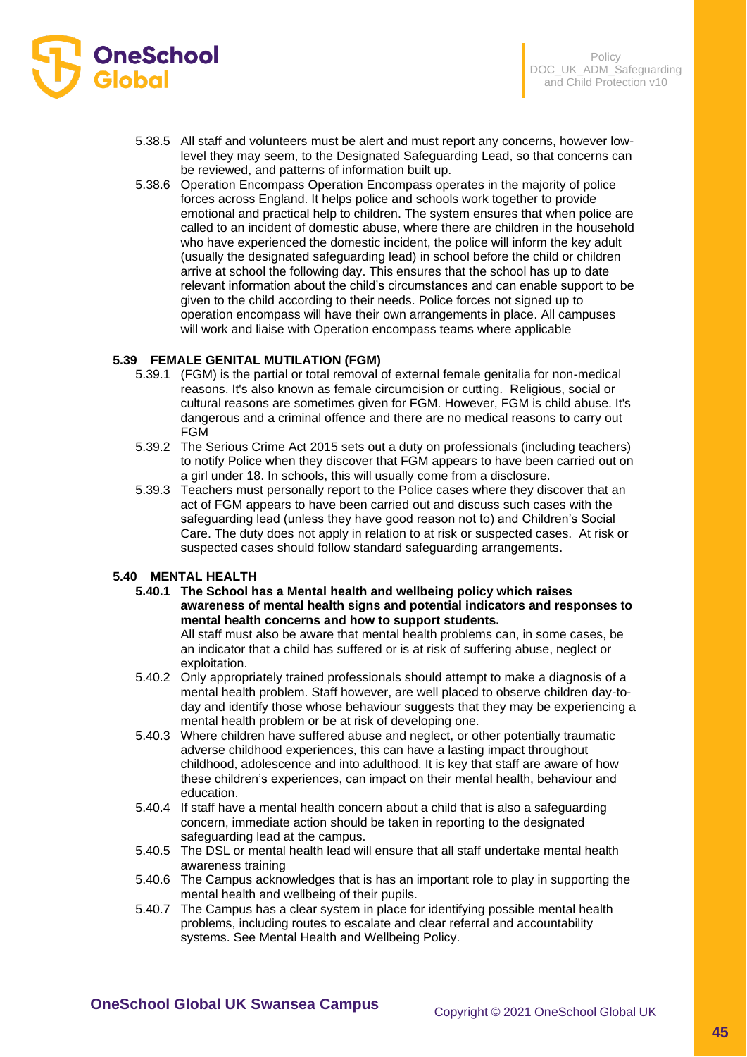5.38.5 All staff and volunteers must be alert and must report any concerns, however low-level they may seem, to the Designated Safeguarding Lead, so that concerns can be reviewed, and patterns of information built up.

5.38.6 Operation Encompass Operation Encompass operates in the majority of police forces across England. It helps police and schools work together to provide emotional and practical help to children. The system ensures that when police are called to an incident of domestic abuse, where there are children in the household who have experienced the domestic incident, the police will inform the key adult (usually the designated safeguarding lead) in school before the child or children arrive at school the following day. This ensures that the school has up to date relevant information about the child's circumstances and can enable support to be given to the child according to their needs. Police forces not signed up to operation encompass will have their own arrangements in place. All campuses will work and liaise with Operation encompass teams where applicable

### 5.39 FEMALE GENITAL MUTILATION (FGM)

5.39.1 (FGM) is the partial or total removal of external female genitalia for non-medical reasons. It's also known as female circumcision or cutting. Religious, social or cultural reasons are sometimes given for FGM. However, FGM is child abuse. It's dangerous and a criminal offence and there are no medical reasons to carry out FGM

5.39.2 The Serious Crime Act 2015 sets out a duty on professionals (including teachers) to notify Police when they discover that FGM appears to have been carried out on a girl under 18. In schools, this will usually come from a disclosure.

5.39.3 Teachers must personally report to the Police cases where they discover that an act of FGM appears to have been carried out and discuss such cases with the safeguarding lead (unless they have good reason not to) and Children's Social Care. The duty does not apply in relation to at risk or suspected cases. At risk or suspected cases should follow standard safeguarding arrangements.

### 5.40 MENTAL HEALTH

**5.40.1 The School has a Mental health and wellbeing policy which raises awareness of mental health signs and potential indicators and responses to mental health concerns and how to support students.**
All staff must also be aware that mental health problems can, in some cases, be an indicator that a child has suffered or is at risk of suffering abuse, neglect or exploitation.

5.40.2 Only appropriately trained professionals should attempt to make a diagnosis of a mental health problem. Staff however, are well placed to observe children day-to-day and identify those whose behaviour suggests that they may be experiencing a mental health problem or be at risk of developing one.

5.40.3 Where children have suffered abuse and neglect, or other potentially traumatic adverse childhood experiences, this can have a lasting impact throughout childhood, adolescence and into adulthood. It is key that staff are aware of how these children's experiences, can impact on their mental health, behaviour and education.

5.40.4 If staff have a mental health concern about a child that is also a safeguarding concern, immediate action should be taken in reporting to the designated safeguarding lead at the campus.

5.40.5 The DSL or mental health lead will ensure that all staff undertake mental health awareness training

5.40.6 The Campus acknowledges that is has an important role to play in supporting the mental health and wellbeing of their pupils.

5.40.7 The Campus has a clear system in place for identifying possible mental health problems, including routes to escalate and clear referral and accountability systems. See Mental Health and Wellbeing Policy.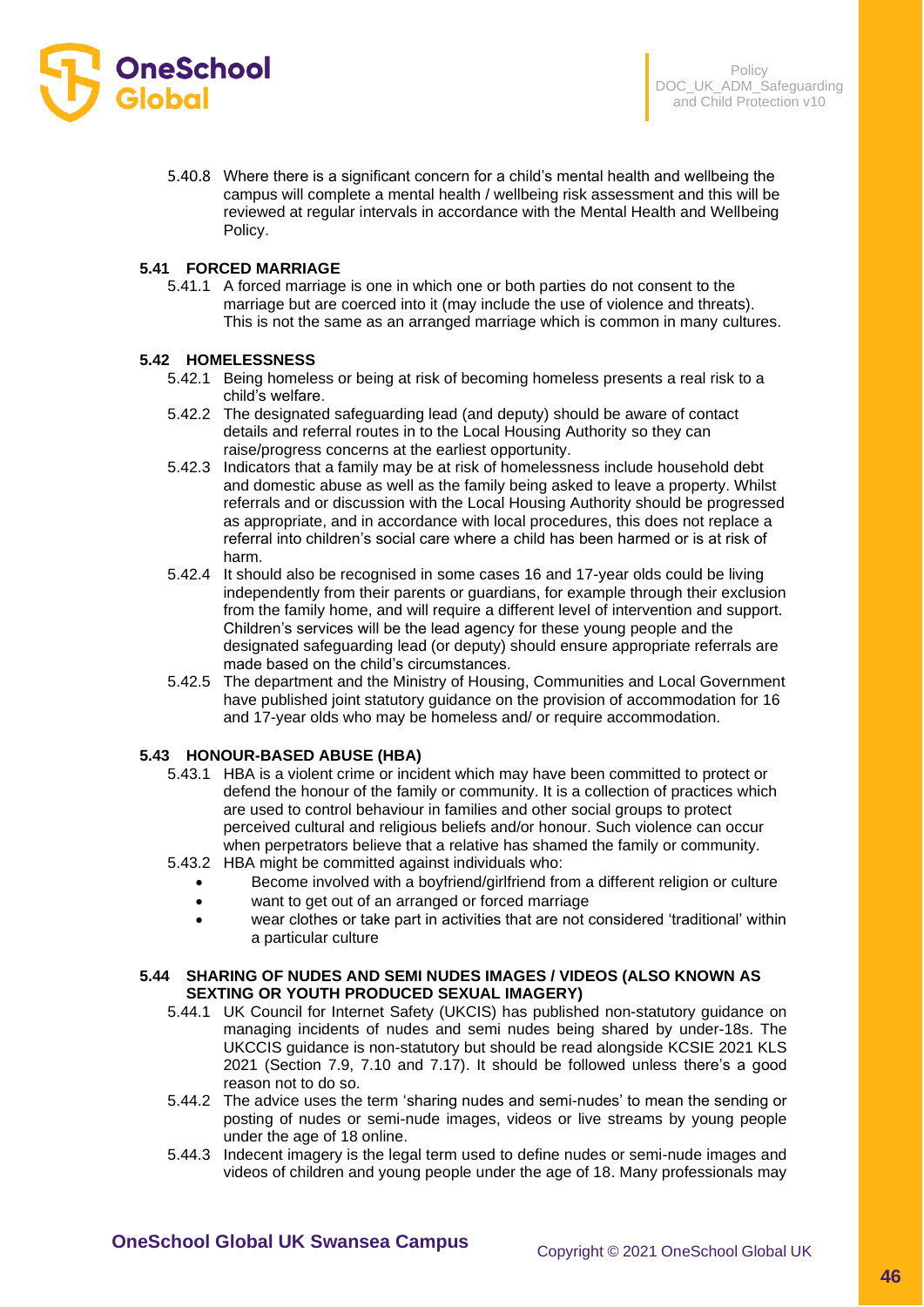5.40.8 Where there is a significant concern for a child's mental health and wellbeing the campus will complete a mental health / wellbeing risk assessment and this will be reviewed at regular intervals in accordance with the Mental Health and Wellbeing Policy.

### 5.41 FORCED MARRIAGE

5.41.1 A forced marriage is one in which one or both parties do not consent to the marriage but are coerced into it (may include the use of violence and threats). This is not the same as an arranged marriage which is common in many cultures.

### 5.42 HOMELESSNESS

5.42.1 Being homeless or being at risk of becoming homeless presents a real risk to a child's welfare.

5.42.2 The designated safeguarding lead (and deputy) should be aware of contact details and referral routes in to the Local Housing Authority so they can raise/progress concerns at the earliest opportunity.

5.42.3 Indicators that a family may be at risk of homelessness include household debt and domestic abuse as well as the family being asked to leave a property. Whilst referrals and or discussion with the Local Housing Authority should be progressed as appropriate, and in accordance with local procedures, this does not replace a referral into children's social care where a child has been harmed or is at risk of harm.

5.42.4 It should also be recognised in some cases 16 and 17-year olds could be living independently from their parents or guardians, for example through their exclusion from the family home, and will require a different level of intervention and support. Children's services will be the lead agency for these young people and the designated safeguarding lead (or deputy) should ensure appropriate referrals are made based on the child's circumstances.

5.42.5 The department and the Ministry of Housing, Communities and Local Government have published joint statutory guidance on the provision of accommodation for 16 and 17-year olds who may be homeless and/ or require accommodation.

### 5.43 HONOUR-BASED ABUSE (HBA)

5.43.1 HBA is a violent crime or incident which may have been committed to protect or defend the honour of the family or community. It is a collection of practices which are used to control behaviour in families and other social groups to protect perceived cultural and religious beliefs and/or honour. Such violence can occur when perpetrators believe that a relative has shamed the family or community.

5.43.2 HBA might be committed against individuals who:

- Become involved with a boyfriend/girlfriend from a different religion or culture
- want to get out of an arranged or forced marriage
- wear clothes or take part in activities that are not considered 'traditional' within a particular culture

### 5.44 SHARING OF NUDES AND SEMI NUDES IMAGES / VIDEOS (ALSO KNOWN AS SEXTING OR YOUTH PRODUCED SEXUAL IMAGERY)

5.44.1 UK Council for Internet Safety (UKCIS) has published non-statutory guidance on managing incidents of nudes and semi nudes being shared by under-18s. The UKCCIS guidance is non-statutory but should be read alongside KCSIE 2021 KLS 2021 (Section 7.9, 7.10 and 7.17). It should be followed unless there's a good reason not to do so.

5.44.2 The advice uses the term 'sharing nudes and semi-nudes' to mean the sending or posting of nudes or semi-nude images, videos or live streams by young people under the age of 18 online.

5.44.3 Indecent imagery is the legal term used to define nudes or semi-nude images and videos of children and young people under the age of 18. Many professionals may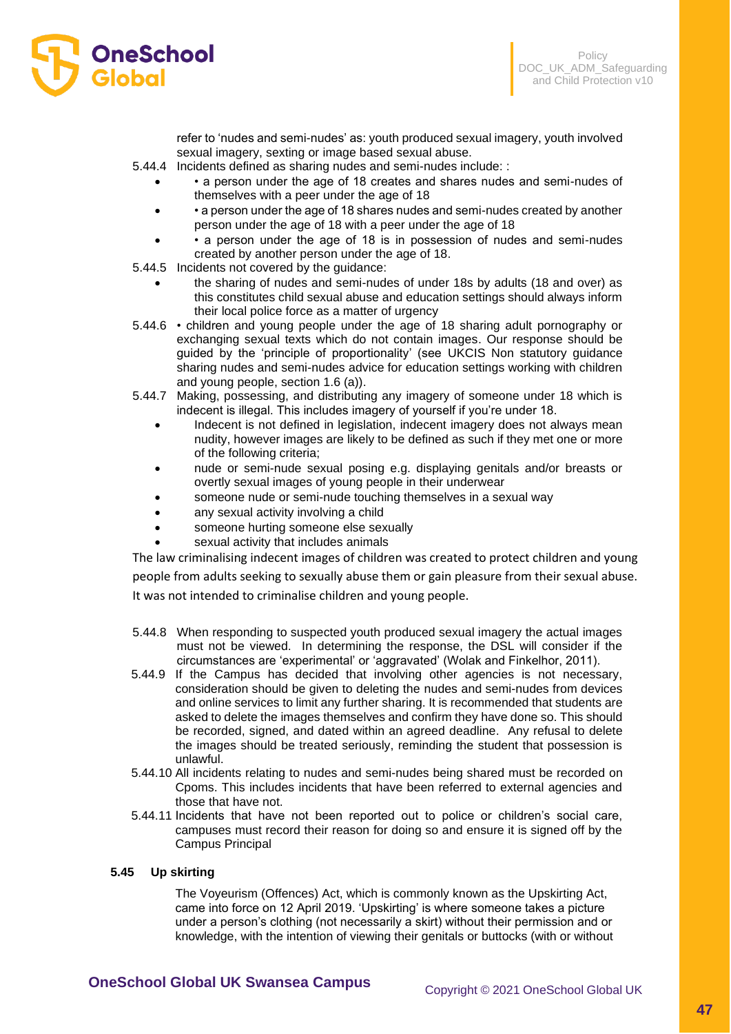refer to 'nudes and semi-nudes' as: youth produced sexual imagery, youth involved sexual imagery, sexting or image based sexual abuse.

5.44.4 Incidents defined as sharing nudes and semi-nudes include: :

- • a person under the age of 18 creates and shares nudes and semi-nudes of themselves with a peer under the age of 18
- • a person under the age of 18 shares nudes and semi-nudes created by another person under the age of 18 with a peer under the age of 18
- • a person under the age of 18 is in possession of nudes and semi-nudes created by another person under the age of 18.

5.44.5 Incidents not covered by the guidance:

- the sharing of nudes and semi-nudes of under 18s by adults (18 and over) as this constitutes child sexual abuse and education settings should always inform their local police force as a matter of urgency

5.44.6 • children and young people under the age of 18 sharing adult pornography or exchanging sexual texts which do not contain images. Our response should be guided by the 'principle of proportionality' (see UKCIS Non statutory guidance sharing nudes and semi-nudes advice for education settings working with children and young people, section 1.6 (a)).

5.44.7 Making, possessing, and distributing any imagery of someone under 18 which is indecent is illegal. This includes imagery of yourself if you're under 18.

- Indecent is not defined in legislation, indecent imagery does not always mean nudity, however images are likely to be defined as such if they met one or more of the following criteria;
- nude or semi-nude sexual posing e.g. displaying genitals and/or breasts or overtly sexual images of young people in their underwear
- someone nude or semi-nude touching themselves in a sexual way
- any sexual activity involving a child
- someone hurting someone else sexually
- sexual activity that includes animals

The law criminalising indecent images of children was created to protect children and young people from adults seeking to sexually abuse them or gain pleasure from their sexual abuse. It was not intended to criminalise children and young people.

5.44.8 When responding to suspected youth produced sexual imagery the actual images must not be viewed. In determining the response, the DSL will consider if the circumstances are 'experimental' or 'aggravated' (Wolak and Finkelhor, 2011).

5.44.9 If the Campus has decided that involving other agencies is not necessary, consideration should be given to deleting the nudes and semi-nudes from devices and online services to limit any further sharing. It is recommended that students are asked to delete the images themselves and confirm they have done so. This should be recorded, signed, and dated within an agreed deadline. Any refusal to delete the images should be treated seriously, reminding the student that possession is unlawful.

5.44.10 All incidents relating to nudes and semi-nudes being shared must be recorded on Cpoms. This includes incidents that have been referred to external agencies and those that have not.

5.44.11 Incidents that have not been reported out to police or children's social care, campuses must record their reason for doing so and ensure it is signed off by the Campus Principal

### 5.45 Up skirting

The Voyeurism (Offences) Act, which is commonly known as the Upskirting Act, came into force on 12 April 2019. 'Upskirting' is where someone takes a picture under a person's clothing (not necessarily a skirt) without their permission and or knowledge, with the intention of viewing their genitals or buttocks (with or without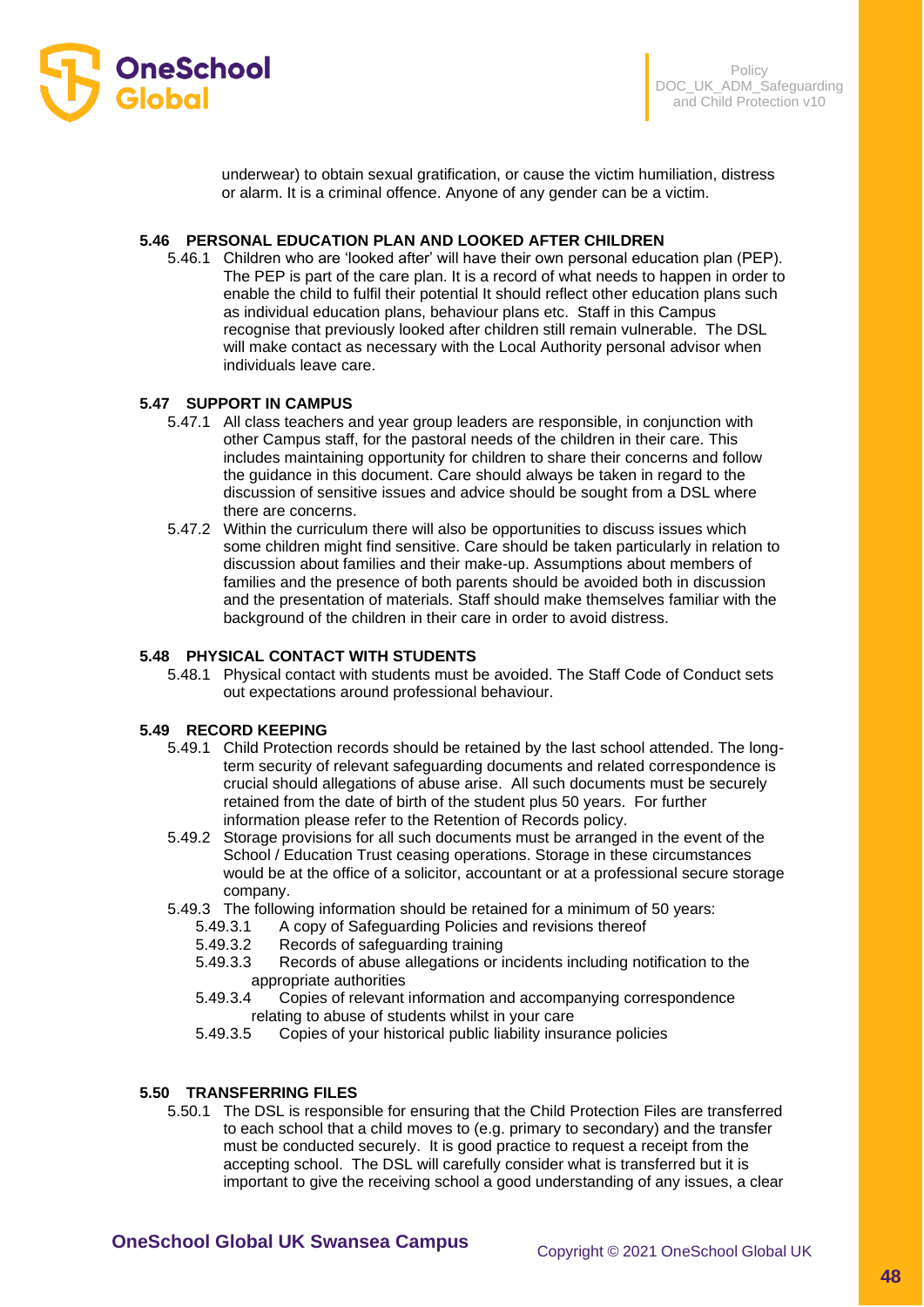underwear) to obtain sexual gratification, or cause the victim humiliation, distress or alarm. It is a criminal offence. Anyone of any gender can be a victim.

### 5.46 PERSONAL EDUCATION PLAN AND LOOKED AFTER CHILDREN

5.46.1 Children who are 'looked after' will have their own personal education plan (PEP). The PEP is part of the care plan. It is a record of what needs to happen in order to enable the child to fulfil their potential It should reflect other education plans such as individual education plans, behaviour plans etc. Staff in this Campus recognise that previously looked after children still remain vulnerable. The DSL will make contact as necessary with the Local Authority personal advisor when individuals leave care.

### 5.47 SUPPORT IN CAMPUS

5.47.1 All class teachers and year group leaders are responsible, in conjunction with other Campus staff, for the pastoral needs of the children in their care. This includes maintaining opportunity for children to share their concerns and follow the guidance in this document. Care should always be taken in regard to the discussion of sensitive issues and advice should be sought from a DSL where there are concerns.

5.47.2 Within the curriculum there will also be opportunities to discuss issues which some children might find sensitive. Care should be taken particularly in relation to discussion about families and their make-up. Assumptions about members of families and the presence of both parents should be avoided both in discussion and the presentation of materials. Staff should make themselves familiar with the background of the children in their care in order to avoid distress.

### 5.48 PHYSICAL CONTACT WITH STUDENTS

5.48.1 Physical contact with students must be avoided. The Staff Code of Conduct sets out expectations around professional behaviour.

### 5.49 RECORD KEEPING

5.49.1 Child Protection records should be retained by the last school attended. The long-term security of relevant safeguarding documents and related correspondence is crucial should allegations of abuse arise. All such documents must be securely retained from the date of birth of the student plus 50 years. For further information please refer to the Retention of Records policy.

5.49.2 Storage provisions for all such documents must be arranged in the event of the School / Education Trust ceasing operations. Storage in these circumstances would be at the office of a solicitor, accountant or at a professional secure storage company.

5.49.3 The following information should be retained for a minimum of 50 years:

- 5.49.3.1 A copy of Safeguarding Policies and revisions thereof
- 5.49.3.2 Records of safeguarding training
- 5.49.3.3 Records of abuse allegations or incidents including notification to the appropriate authorities
- 5.49.3.4 Copies of relevant information and accompanying correspondence relating to abuse of students whilst in your care
- 5.49.3.5 Copies of your historical public liability insurance policies

### 5.50 TRANSFERRING FILES

5.50.1 The DSL is responsible for ensuring that the Child Protection Files are transferred to each school that a child moves to (e.g. primary to secondary) and the transfer must be conducted securely. It is good practice to request a receipt from the accepting school. The DSL will carefully consider what is transferred but it is important to give the receiving school a good understanding of any issues, a clear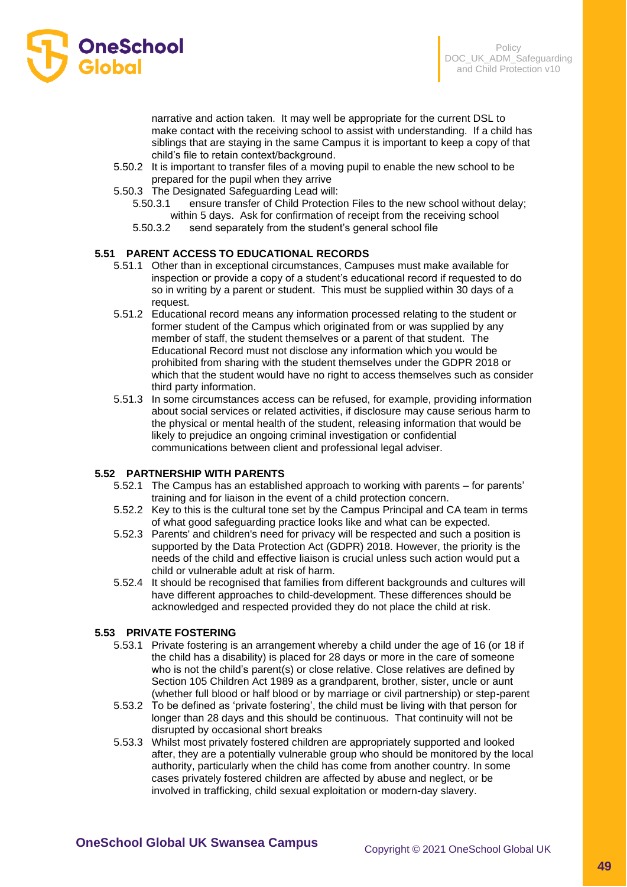narrative and action taken. It may well be appropriate for the current DSL to make contact with the receiving school to assist with understanding. If a child has siblings that are staying in the same Campus it is important to keep a copy of that child's file to retain context/background.

5.50.2 It is important to transfer files of a moving pupil to enable the new school to be prepared for the pupil when they arrive

5.50.3 The Designated Safeguarding Lead will:

5.50.3.1 ensure transfer of Child Protection Files to the new school without delay; within 5 days. Ask for confirmation of receipt from the receiving school

5.50.3.2 send separately from the student's general school file

**5.51 PARENT ACCESS TO EDUCATIONAL RECORDS**

5.51.1 Other than in exceptional circumstances, Campuses must make available for inspection or provide a copy of a student's educational record if requested to do so in writing by a parent or student. This must be supplied within 30 days of a request.

5.51.2 Educational record means any information processed relating to the student or former student of the Campus which originated from or was supplied by any member of staff, the student themselves or a parent of that student. The Educational Record must not disclose any information which you would be prohibited from sharing with the student themselves under the GDPR 2018 or which that the student would have no right to access themselves such as consider third party information.

5.51.3 In some circumstances access can be refused, for example, providing information about social services or related activities, if disclosure may cause serious harm to the physical or mental health of the student, releasing information that would be likely to prejudice an ongoing criminal investigation or confidential communications between client and professional legal adviser.

**5.52 PARTNERSHIP WITH PARENTS**

5.52.1 The Campus has an established approach to working with parents – for parents' training and for liaison in the event of a child protection concern.

5.52.2 Key to this is the cultural tone set by the Campus Principal and CA team in terms of what good safeguarding practice looks like and what can be expected.

5.52.3 Parents' and children's need for privacy will be respected and such a position is supported by the Data Protection Act (GDPR) 2018. However, the priority is the needs of the child and effective liaison is crucial unless such action would put a child or vulnerable adult at risk of harm.

5.52.4 It should be recognised that families from different backgrounds and cultures will have different approaches to child-development. These differences should be acknowledged and respected provided they do not place the child at risk.

**5.53 PRIVATE FOSTERING**

5.53.1 Private fostering is an arrangement whereby a child under the age of 16 (or 18 if the child has a disability) is placed for 28 days or more in the care of someone who is not the child's parent(s) or close relative. Close relatives are defined by Section 105 Children Act 1989 as a grandparent, brother, sister, uncle or aunt (whether full blood or half blood or by marriage or civil partnership) or step-parent

5.53.2 To be defined as 'private fostering', the child must be living with that person for longer than 28 days and this should be continuous. That continuity will not be disrupted by occasional short breaks

5.53.3 Whilst most privately fostered children are appropriately supported and looked after, they are a potentially vulnerable group who should be monitored by the local authority, particularly when the child has come from another country. In some cases privately fostered children are affected by abuse and neglect, or be involved in trafficking, child sexual exploitation or modern-day slavery.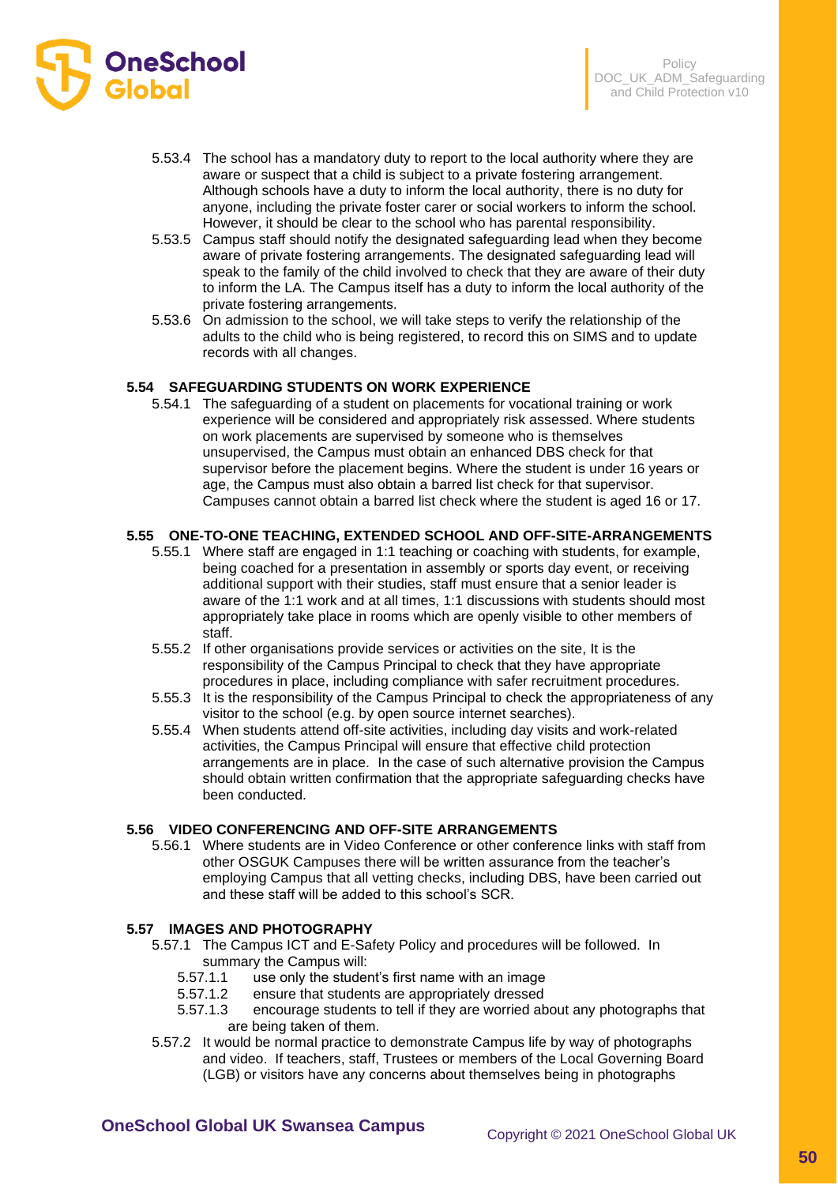5.53.4 The school has a mandatory duty to report to the local authority where they are aware or suspect that a child is subject to a private fostering arrangement. Although schools have a duty to inform the local authority, there is no duty for anyone, including the private foster carer or social workers to inform the school. However, it should be clear to the school who has parental responsibility.

5.53.5 Campus staff should notify the designated safeguarding lead when they become aware of private fostering arrangements. The designated safeguarding lead will speak to the family of the child involved to check that they are aware of their duty to inform the LA. The Campus itself has a duty to inform the local authority of the private fostering arrangements.

5.53.6 On admission to the school, we will take steps to verify the relationship of the adults to the child who is being registered, to record this on SIMS and to update records with all changes.

### 5.54 SAFEGUARDING STUDENTS ON WORK EXPERIENCE

5.54.1 The safeguarding of a student on placements for vocational training or work experience will be considered and appropriately risk assessed. Where students on work placements are supervised by someone who is themselves unsupervised, the Campus must obtain an enhanced DBS check for that supervisor before the placement begins. Where the student is under 16 years or age, the Campus must also obtain a barred list check for that supervisor. Campuses cannot obtain a barred list check where the student is aged 16 or 17.

### 5.55 ONE-TO-ONE TEACHING, EXTENDED SCHOOL AND OFF-SITE-ARRANGEMENTS

5.55.1 Where staff are engaged in 1:1 teaching or coaching with students, for example, being coached for a presentation in assembly or sports day event, or receiving additional support with their studies, staff must ensure that a senior leader is aware of the 1:1 work and at all times, 1:1 discussions with students should most appropriately take place in rooms which are openly visible to other members of staff.

5.55.2 If other organisations provide services or activities on the site, It is the responsibility of the Campus Principal to check that they have appropriate procedures in place, including compliance with safer recruitment procedures.

5.55.3 It is the responsibility of the Campus Principal to check the appropriateness of any visitor to the school (e.g. by open source internet searches).

5.55.4 When students attend off-site activities, including day visits and work-related activities, the Campus Principal will ensure that effective child protection arrangements are in place. In the case of such alternative provision the Campus should obtain written confirmation that the appropriate safeguarding checks have been conducted.

### 5.56 VIDEO CONFERENCING AND OFF-SITE ARRANGEMENTS

5.56.1 Where students are in Video Conference or other conference links with staff from other OSGUK Campuses there will be written assurance from the teacher's employing Campus that all vetting checks, including DBS, have been carried out and these staff will be added to this school's SCR.

### 5.57 IMAGES AND PHOTOGRAPHY

5.57.1 The Campus ICT and E-Safety Policy and procedures will be followed. In summary the Campus will:

5.57.1.1 use only the student's first name with an image

5.57.1.2 ensure that students are appropriately dressed

5.57.1.3 encourage students to tell if they are worried about any photographs that are being taken of them.

5.57.2 It would be normal practice to demonstrate Campus life by way of photographs and video. If teachers, staff, Trustees or members of the Local Governing Board (LGB) or visitors have any concerns about themselves being in photographs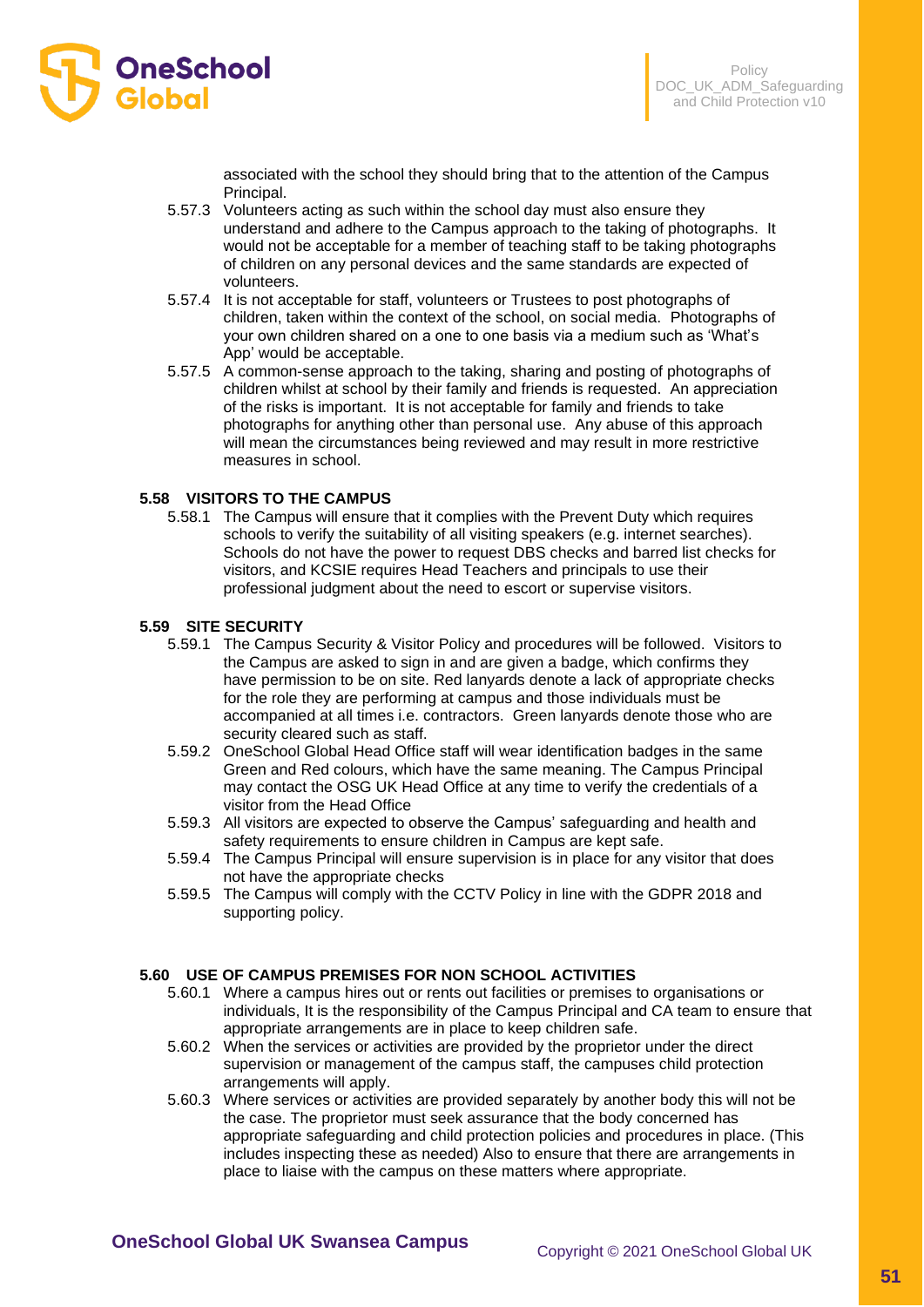associated with the school they should bring that to the attention of the Campus Principal.

5.57.3 Volunteers acting as such within the school day must also ensure they understand and adhere to the Campus approach to the taking of photographs. It would not be acceptable for a member of teaching staff to be taking photographs of children on any personal devices and the same standards are expected of volunteers.

5.57.4 It is not acceptable for staff, volunteers or Trustees to post photographs of children, taken within the context of the school, on social media. Photographs of your own children shared on a one to one basis via a medium such as 'What's App' would be acceptable.

5.57.5 A common-sense approach to the taking, sharing and posting of photographs of children whilst at school by their family and friends is requested. An appreciation of the risks is important. It is not acceptable for family and friends to take photographs for anything other than personal use. Any abuse of this approach will mean the circumstances being reviewed and may result in more restrictive measures in school.

## 5.58 VISITORS TO THE CAMPUS

5.58.1 The Campus will ensure that it complies with the Prevent Duty which requires schools to verify the suitability of all visiting speakers (e.g. internet searches). Schools do not have the power to request DBS checks and barred list checks for visitors, and KCSIE requires Head Teachers and principals to use their professional judgment about the need to escort or supervise visitors.

## 5.59 SITE SECURITY

5.59.1 The Campus Security & Visitor Policy and procedures will be followed. Visitors to the Campus are asked to sign in and are given a badge, which confirms they have permission to be on site. Red lanyards denote a lack of appropriate checks for the role they are performing at campus and those individuals must be accompanied at all times i.e. contractors. Green lanyards denote those who are security cleared such as staff.

5.59.2 OneSchool Global Head Office staff will wear identification badges in the same Green and Red colours, which have the same meaning. The Campus Principal may contact the OSG UK Head Office at any time to verify the credentials of a visitor from the Head Office

5.59.3 All visitors are expected to observe the Campus' safeguarding and health and safety requirements to ensure children in Campus are kept safe.

5.59.4 The Campus Principal will ensure supervision is in place for any visitor that does not have the appropriate checks

5.59.5 The Campus will comply with the CCTV Policy in line with the GDPR 2018 and supporting policy.

## 5.60 USE OF CAMPUS PREMISES FOR NON SCHOOL ACTIVITIES

5.60.1 Where a campus hires out or rents out facilities or premises to organisations or individuals, It is the responsibility of the Campus Principal and CA team to ensure that appropriate arrangements are in place to keep children safe.

5.60.2 When the services or activities are provided by the proprietor under the direct supervision or management of the campus staff, the campuses child protection arrangements will apply.

5.60.3 Where services or activities are provided separately by another body this will not be the case. The proprietor must seek assurance that the body concerned has appropriate safeguarding and child protection policies and procedures in place. (This includes inspecting these as needed) Also to ensure that there are arrangements in place to liaise with the campus on these matters where appropriate.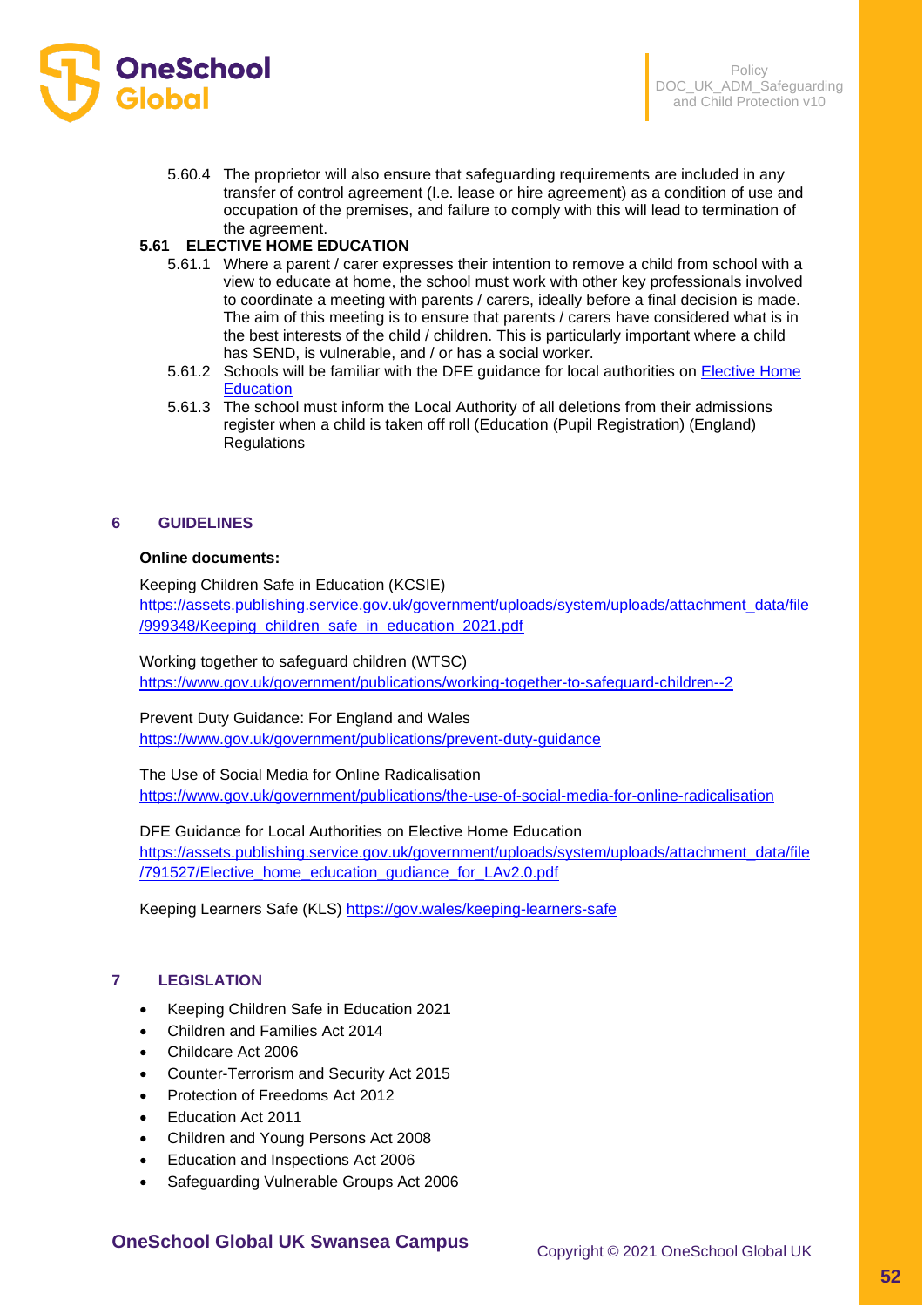5.60.4 The proprietor will also ensure that safeguarding requirements are included in any transfer of control agreement (I.e. lease or hire agreement) as a condition of use and occupation of the premises, and failure to comply with this will lead to termination of the agreement.

**5.61 ELECTIVE HOME EDUCATION**

5.61.1 Where a parent / carer expresses their intention to remove a child from school with a view to educate at home, the school must work with other key professionals involved to coordinate a meeting with parents / carers, ideally before a final decision is made. The aim of this meeting is to ensure that parents / carers have considered what is in the best interests of the child / children. This is particularly important where a child has SEND, is vulnerable, and / or has a social worker.

5.61.2 Schools will be familiar with the DFE guidance for local authorities on [Elective Home Education](https://assets.publishing.service.gov.uk/government/uploads/system/uploads/attachment_data/file/791527/Elective_home_education_gudiance_for_LAv2.0.pdf)

5.61.3 The school must inform the Local Authority of all deletions from their admissions register when a child is taken off roll (Education (Pupil Registration) (England) Regulations

## 6 GUIDELINES

**Online documents:**

Keeping Children Safe in Education (KCSIE)
https://assets.publishing.service.gov.uk/government/uploads/system/uploads/attachment_data/file/999348/Keeping_children_safe_in_education_2021.pdf

Working together to safeguard children (WTSC)
https://www.gov.uk/government/publications/working-together-to-safeguard-children--2

Prevent Duty Guidance: For England and Wales
https://www.gov.uk/government/publications/prevent-duty-guidance

The Use of Social Media for Online Radicalisation
https://www.gov.uk/government/publications/the-use-of-social-media-for-online-radicalisation

DFE Guidance for Local Authorities on Elective Home Education
https://assets.publishing.service.gov.uk/government/uploads/system/uploads/attachment_data/file/791527/Elective_home_education_gudiance_for_LAv2.0.pdf

Keeping Learners Safe (KLS) https://gov.wales/keeping-learners-safe

## 7 LEGISLATION

- Keeping Children Safe in Education 2021
- Children and Families Act 2014
- Childcare Act 2006
- Counter-Terrorism and Security Act 2015
- Protection of Freedoms Act 2012
- Education Act 2011
- Children and Young Persons Act 2008
- Education and Inspections Act 2006
- Safeguarding Vulnerable Groups Act 2006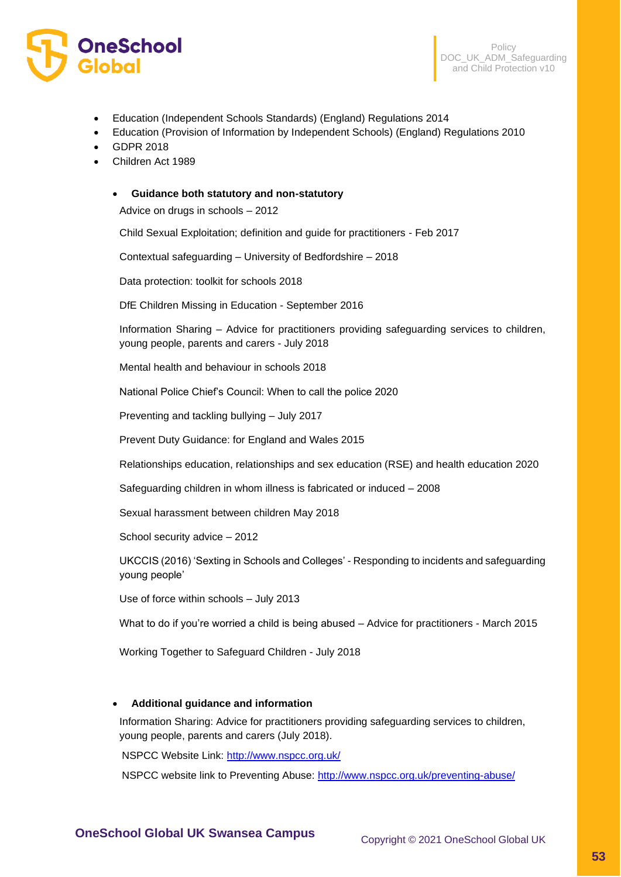- Education (Independent Schools Standards) (England) Regulations 2014
- Education (Provision of Information by Independent Schools) (England) Regulations 2010
- GDPR 2018
- Children Act 1989

- **Guidance both statutory and non-statutory**

  Advice on drugs in schools – 2012

  Child Sexual Exploitation; definition and guide for practitioners - Feb 2017

  Contextual safeguarding – University of Bedfordshire – 2018

  Data protection: toolkit for schools 2018

  DfE Children Missing in Education - September 2016

  Information Sharing – Advice for practitioners providing safeguarding services to children, young people, parents and carers - July 2018

  Mental health and behaviour in schools 2018

  National Police Chief's Council: When to call the police 2020

  Preventing and tackling bullying – July 2017

  Prevent Duty Guidance: for England and Wales 2015

  Relationships education, relationships and sex education (RSE) and health education 2020

  Safeguarding children in whom illness is fabricated or induced – 2008

  Sexual harassment between children May 2018

  School security advice – 2012

  UKCCIS (2016) 'Sexting in Schools and Colleges' - Responding to incidents and safeguarding young people'

  Use of force within schools – July 2013

  What to do if you're worried a child is being abused – Advice for practitioners - March 2015

  Working Together to Safeguard Children - July 2018

- **Additional guidance and information**

  Information Sharing: Advice for practitioners providing safeguarding services to children, young people, parents and carers (July 2018).

  NSPCC Website Link: [http://www.nspcc.org.uk/](http://www.nspcc.org.uk/)

  NSPCC website link to Preventing Abuse: [http://www.nspcc.org.uk/preventing-abuse/](http://www.nspcc.org.uk/preventing-abuse/)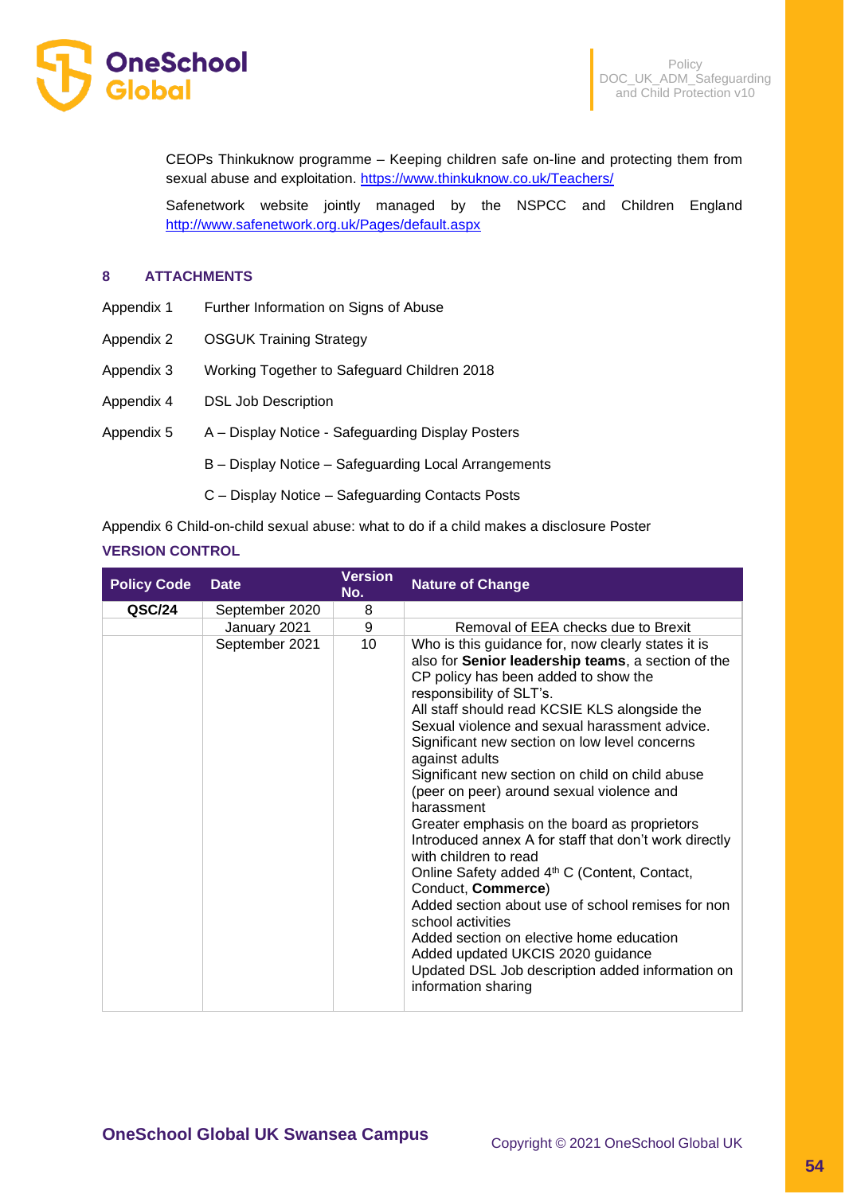CEOPs Thinkuknow programme – Keeping children safe on-line and protecting them from sexual abuse and exploitation. https://www.thinkuknow.co.uk/Teachers/

Safenetwork website jointly managed by the NSPCC and Children England http://www.safenetwork.org.uk/Pages/default.aspx

## 8 ATTACHMENTS

Appendix 1 Further Information on Signs of Abuse

Appendix 2 OSGUK Training Strategy

Appendix 3 Working Together to Safeguard Children 2018

Appendix 4 DSL Job Description

Appendix 5 A – Display Notice - Safeguarding Display Posters

B – Display Notice – Safeguarding Local Arrangements

C – Display Notice – Safeguarding Contacts Posts

Appendix 6 Child-on-child sexual abuse: what to do if a child makes a disclosure Poster

## VERSION CONTROL

| Policy Code | Date | Version No. | Nature of Change |
|---|---|---|---|
| **QSC/24** | September 2020 | 8 | |
| | January 2021 | 9 | Removal of EEA checks due to Brexit |
| | September 2021 | 10 | Who is this guidance for, now clearly states it is also for **Senior leadership teams**, a section of the CP policy has been added to show the responsibility of SLT's.<br>All staff should read KCSIE KLS alongside the Sexual violence and sexual harassment advice.<br>Significant new section on low level concerns against adults<br>Significant new section on child on child abuse (peer on peer) around sexual violence and harassment<br>Greater emphasis on the board as proprietors<br>Introduced annex A for staff that don't work directly with children to read<br>Online Safety added 4th C (Content, Contact, Conduct, **Commerce**)<br>Added section about use of school remises for non school activities<br>Added section on elective home education<br>Added updated UKCIS 2020 guidance<br>Updated DSL Job description added information on information sharing |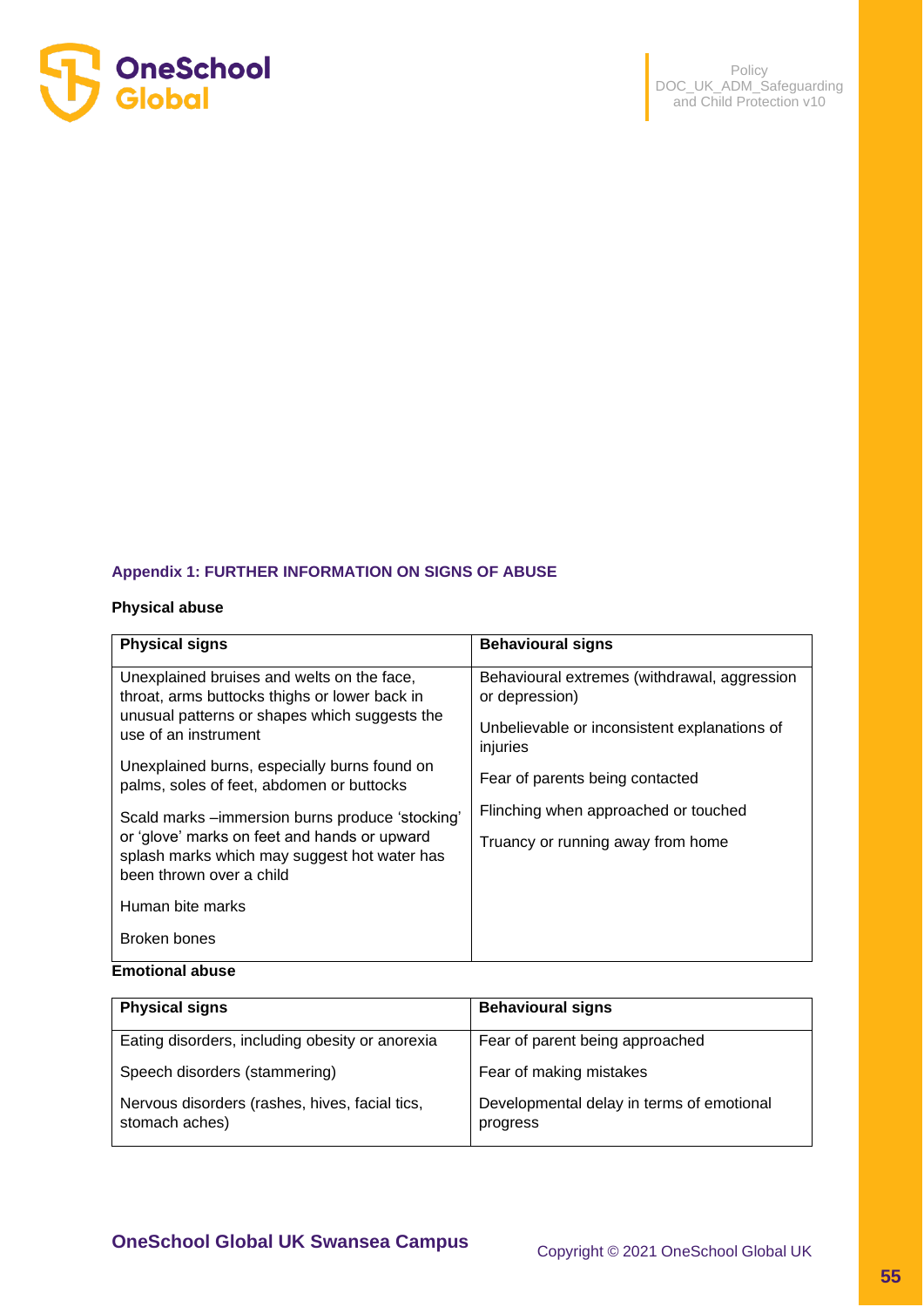## Appendix 1: FURTHER INFORMATION ON SIGNS OF ABUSE

**Physical abuse**

| Physical signs | Behavioural signs |
|---|---|
| Unexplained bruises and welts on the face, throat, arms buttocks thighs or lower back in unusual patterns or shapes which suggests the use of an instrument<br><br>Unexplained burns, especially burns found on palms, soles of feet, abdomen or buttocks<br><br>Scald marks –immersion burns produce 'stocking' or 'glove' marks on feet and hands or upward splash marks which may suggest hot water has been thrown over a child<br><br>Human bite marks<br><br>Broken bones | Behavioural extremes (withdrawal, aggression or depression)<br><br>Unbelievable or inconsistent explanations of injuries<br><br>Fear of parents being contacted<br><br>Flinching when approached or touched<br><br>Truancy or running away from home |

**Emotional abuse**

| Physical signs | Behavioural signs |
|---|---|
| Eating disorders, including obesity or anorexia<br><br>Speech disorders (stammering)<br><br>Nervous disorders (rashes, hives, facial tics, stomach aches) | Fear of parent being approached<br><br>Fear of making mistakes<br><br>Developmental delay in terms of emotional progress |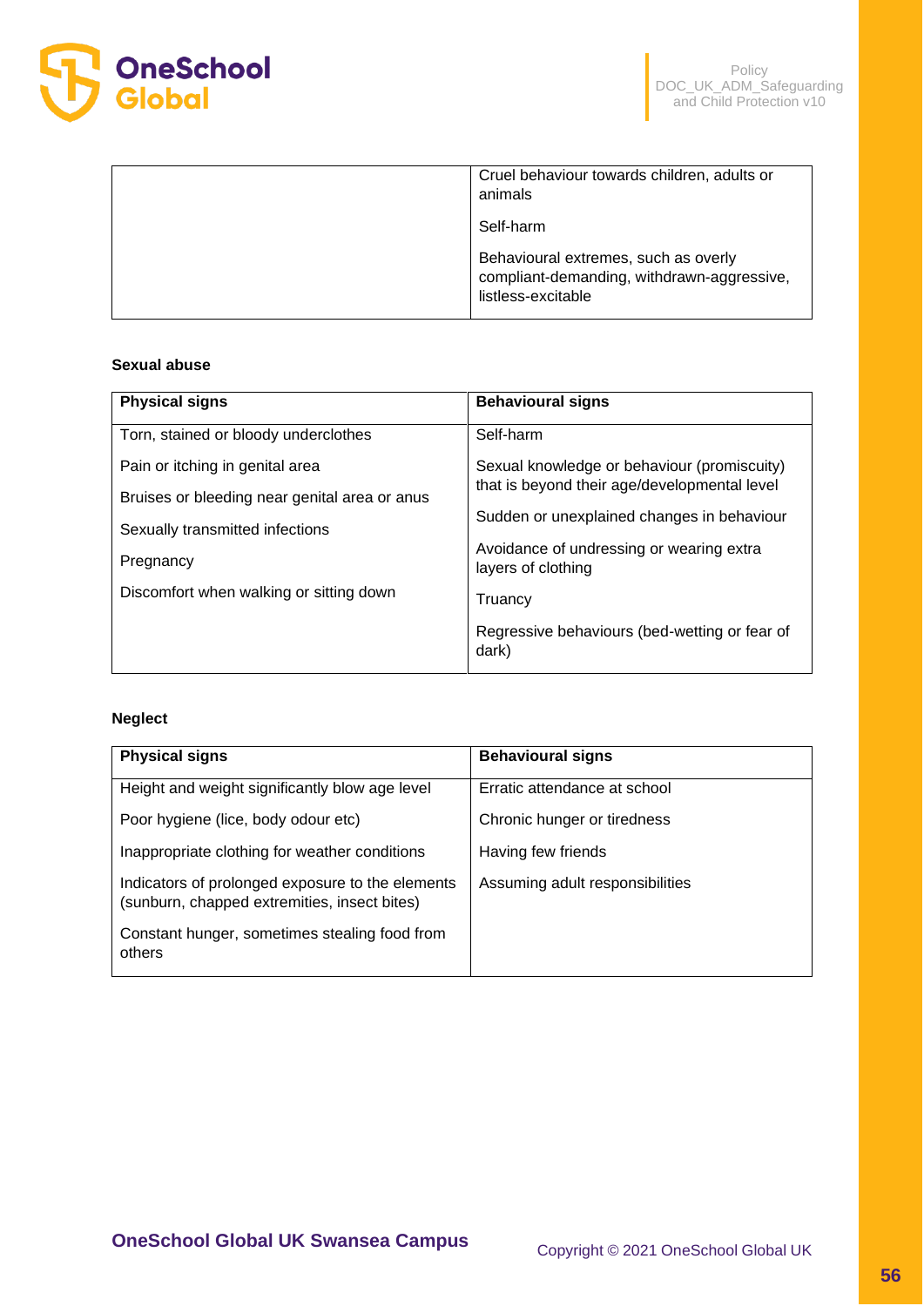| | |
|---|---|
| | Cruel behaviour towards children, adults or animals<br><br>Self-harm<br><br>Behavioural extremes, such as overly compliant-demanding, withdrawn-aggressive, listless-excitable |

**Sexual abuse**

| Physical signs | Behavioural signs |
|---|---|
| Torn, stained or bloody underclothes<br><br>Pain or itching in genital area<br><br>Bruises or bleeding near genital area or anus<br><br>Sexually transmitted infections<br><br>Pregnancy<br><br>Discomfort when walking or sitting down | Self-harm<br><br>Sexual knowledge or behaviour (promiscuity) that is beyond their age/developmental level<br><br>Sudden or unexplained changes in behaviour<br><br>Avoidance of undressing or wearing extra layers of clothing<br><br>Truancy<br><br>Regressive behaviours (bed-wetting or fear of dark) |

**Neglect**

| Physical signs | Behavioural signs |
|---|---|
| Height and weight significantly blow age level<br><br>Poor hygiene (lice, body odour etc)<br><br>Inappropriate clothing for weather conditions<br><br>Indicators of prolonged exposure to the elements (sunburn, chapped extremities, insect bites)<br><br>Constant hunger, sometimes stealing food from others | Erratic attendance at school<br><br>Chronic hunger or tiredness<br><br>Having few friends<br><br>Assuming adult responsibilities |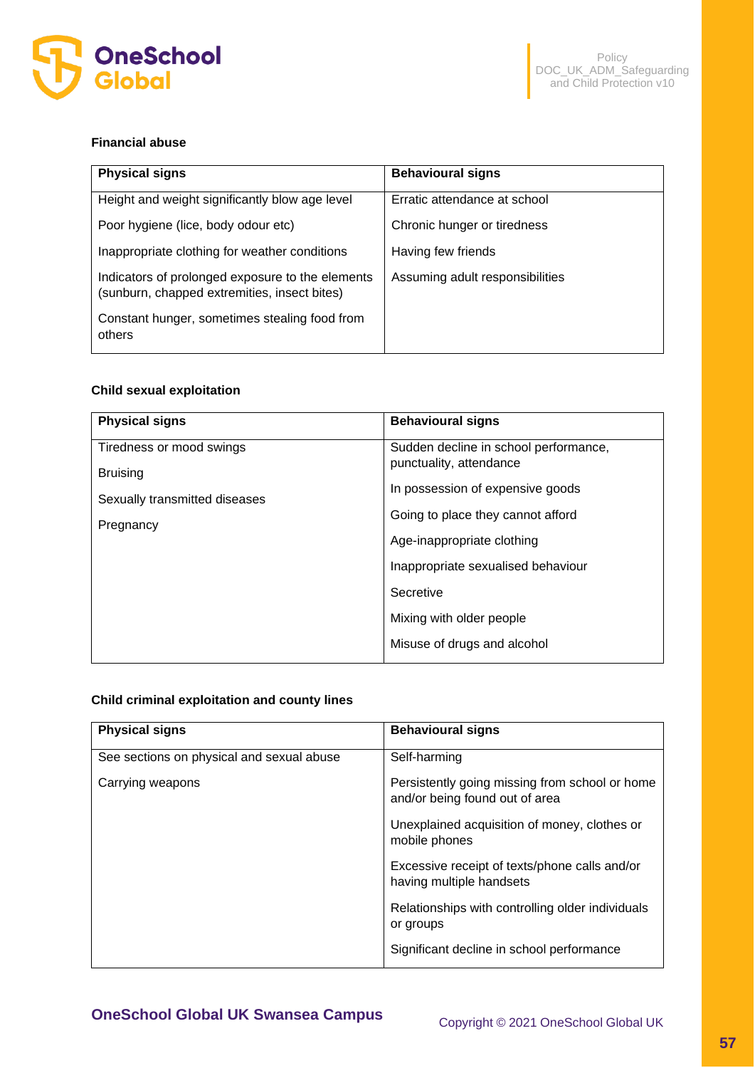**Financial abuse**

| Physical signs | Behavioural signs |
|---|---|
| Height and weight significantly blow age level | Erratic attendance at school |
| Poor hygiene (lice, body odour etc) | Chronic hunger or tiredness |
| Inappropriate clothing for weather conditions | Having few friends |
| Indicators of prolonged exposure to the elements (sunburn, chapped extremities, insect bites) | Assuming adult responsibilities |
| Constant hunger, sometimes stealing food from others | |

**Child sexual exploitation**

| Physical signs | Behavioural signs |
|---|---|
| Tiredness or mood swings | Sudden decline in school performance, punctuality, attendance |
| Bruising | In possession of expensive goods |
| Sexually transmitted diseases | Going to place they cannot afford |
| Pregnancy | Age-inappropriate clothing |
| | Inappropriate sexualised behaviour |
| | Secretive |
| | Mixing with older people |
| | Misuse of drugs and alcohol |

**Child criminal exploitation and county lines**

| Physical signs | Behavioural signs |
|---|---|
| See sections on physical and sexual abuse | Self-harming |
| Carrying weapons | Persistently going missing from school or home and/or being found out of area |
| | Unexplained acquisition of money, clothes or mobile phones |
| | Excessive receipt of texts/phone calls and/or having multiple handsets |
| | Relationships with controlling older individuals or groups |
| | Significant decline in school performance |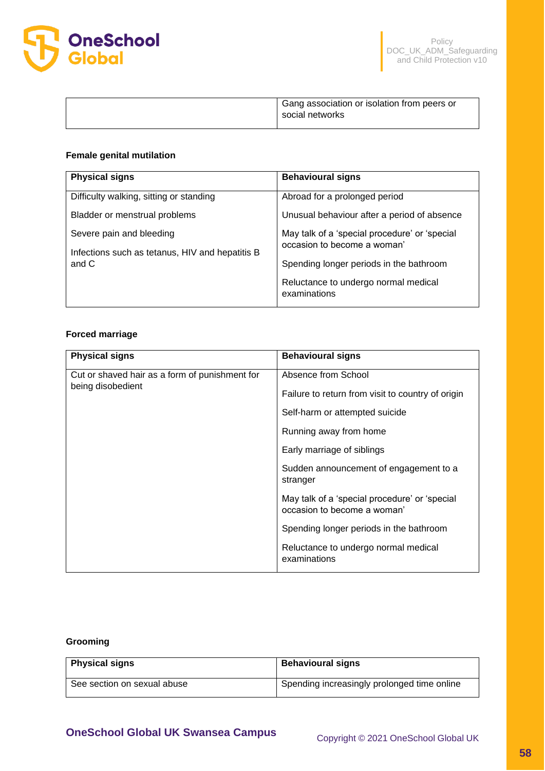| | |
|---|---|
| | Gang association or isolation from peers or social networks |

**Female genital mutilation**

| Physical signs | Behavioural signs |
|---|---|
| Difficulty walking, sitting or standing<br>Bladder or menstrual problems<br>Severe pain and bleeding<br>Infections such as tetanus, HIV and hepatitis B and C | Abroad for a prolonged period<br>Unusual behaviour after a period of absence<br>May talk of a 'special procedure' or 'special occasion to become a woman'<br>Spending longer periods in the bathroom<br>Reluctance to undergo normal medical examinations |

**Forced marriage**

| Physical signs | Behavioural signs |
|---|---|
| Cut or shaved hair as a form of punishment for being disobedient | Absence from School<br>Failure to return from visit to country of origin<br>Self-harm or attempted suicide<br>Running away from home<br>Early marriage of siblings<br>Sudden announcement of engagement to a stranger<br>May talk of a 'special procedure' or 'special occasion to become a woman'<br>Spending longer periods in the bathroom<br>Reluctance to undergo normal medical examinations |

**Grooming**

| Physical signs | Behavioural signs |
|---|---|
| See section on sexual abuse | Spending increasingly prolonged time online |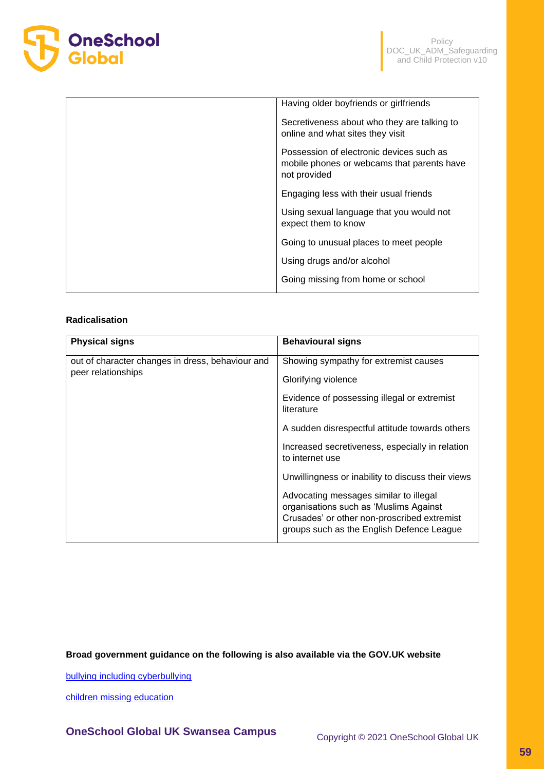| | |
|---|---|
| | Having older boyfriends or girlfriends<br><br>Secretiveness about who they are talking to online and what sites they visit<br><br>Possession of electronic devices such as mobile phones or webcams that parents have not provided<br><br>Engaging less with their usual friends<br><br>Using sexual language that you would not expect them to know<br><br>Going to unusual places to meet people<br><br>Using drugs and/or alcohol<br><br>Going missing from home or school |

**Radicalisation**

| **Physical signs** | **Behavioural signs** |
|---|---|
| out of character changes in dress, behaviour and peer relationships | Showing sympathy for extremist causes<br><br>Glorifying violence<br><br>Evidence of possessing illegal or extremist literature<br><br>A sudden disrespectful attitude towards others<br><br>Increased secretiveness, especially in relation to internet use<br><br>Unwillingness or inability to discuss their views<br><br>Advocating messages similar to illegal organisations such as 'Muslims Against Crusades' or other non-proscribed extremist groups such as the English Defence League |

**Broad government guidance on the following is also available via the GOV.UK website**

[bullying including cyberbullying]

[children missing education]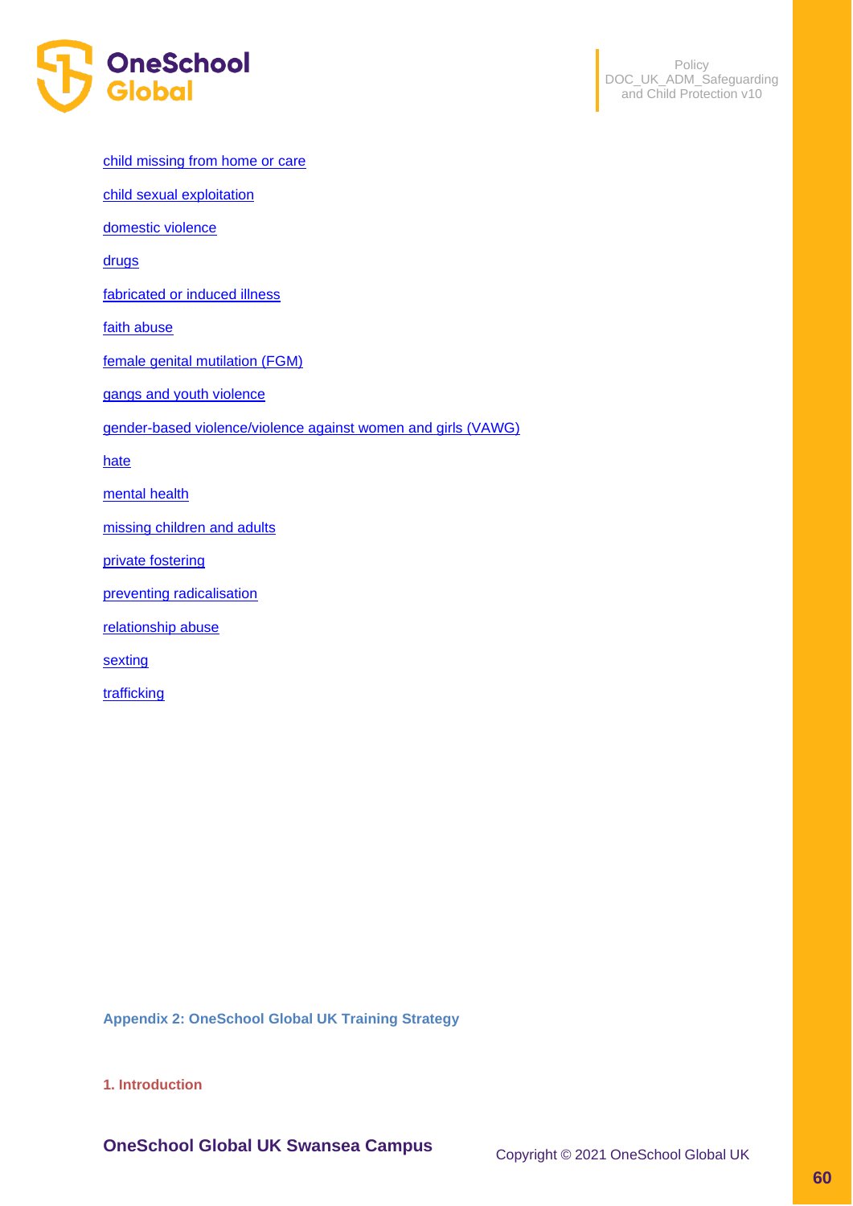- child missing from home or care
- child sexual exploitation
- domestic violence
- drugs
- fabricated or induced illness
- faith abuse
- female genital mutilation (FGM)
- gangs and youth violence
- gender-based violence/violence against women and girls (VAWG)
- hate
- mental health
- missing children and adults
- private fostering
- preventing radicalisation
- relationship abuse
- sexting
- trafficking

## Appendix 2: OneSchool Global UK Training Strategy

### 1. Introduction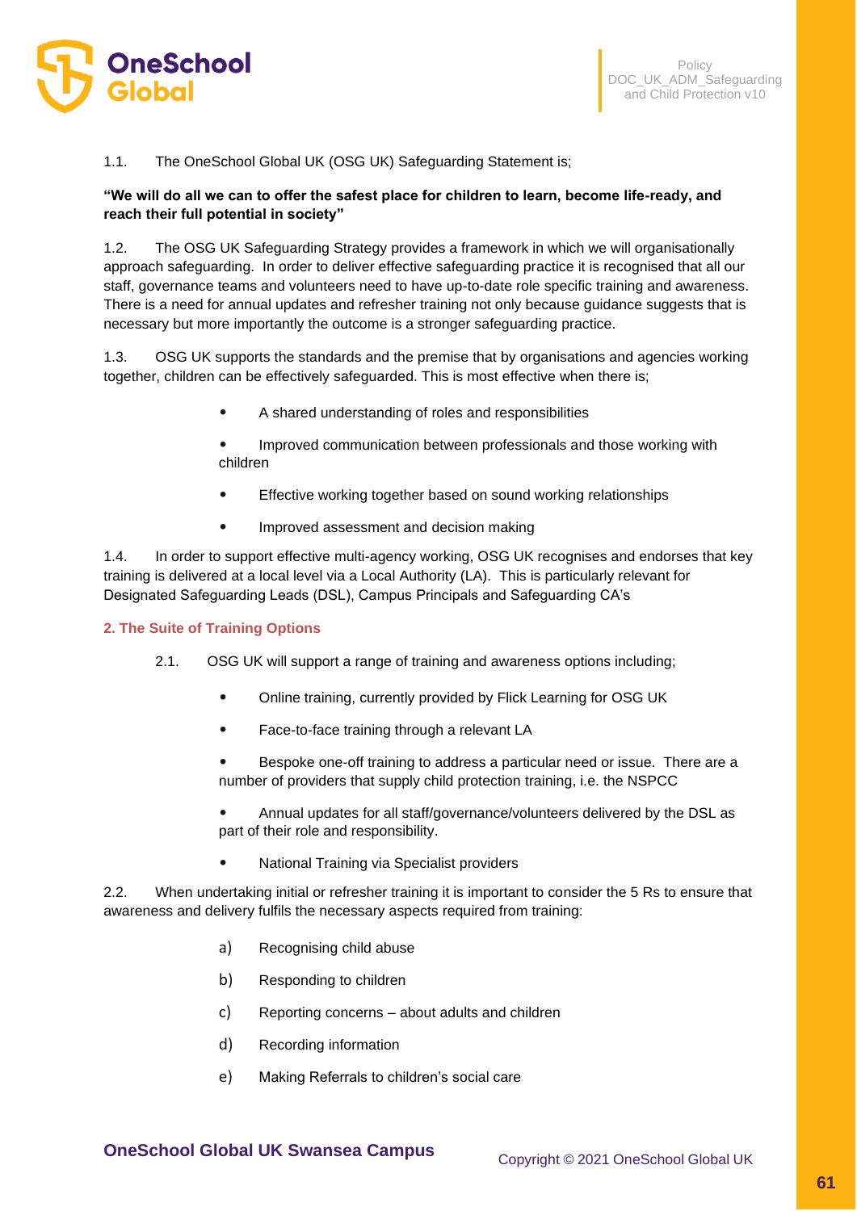1.1. The OneSchool Global UK (OSG UK) Safeguarding Statement is;

**"We will do all we can to offer the safest place for children to learn, become life-ready, and reach their full potential in society"**

1.2. The OSG UK Safeguarding Strategy provides a framework in which we will organisationally approach safeguarding. In order to deliver effective safeguarding practice it is recognised that all our staff, governance teams and volunteers need to have up-to-date role specific training and awareness. There is a need for annual updates and refresher training not only because guidance suggests that is necessary but more importantly the outcome is a stronger safeguarding practice.

1.3. OSG UK supports the standards and the premise that by organisations and agencies working together, children can be effectively safeguarded. This is most effective when there is;

- A shared understanding of roles and responsibilities
- Improved communication between professionals and those working with children
- Effective working together based on sound working relationships
- Improved assessment and decision making

1.4. In order to support effective multi-agency working, OSG UK recognises and endorses that key training is delivered at a local level via a Local Authority (LA). This is particularly relevant for Designated Safeguarding Leads (DSL), Campus Principals and Safeguarding CA's

## 2. The Suite of Training Options

2.1. OSG UK will support a range of training and awareness options including;

- Online training, currently provided by Flick Learning for OSG UK
- Face-to-face training through a relevant LA
- Bespoke one-off training to address a particular need or issue. There are a number of providers that supply child protection training, i.e. the NSPCC
- Annual updates for all staff/governance/volunteers delivered by the DSL as part of their role and responsibility.
- National Training via Specialist providers

2.2. When undertaking initial or refresher training it is important to consider the 5 Rs to ensure that awareness and delivery fulfils the necessary aspects required from training:

a) Recognising child abuse

b) Responding to children

c) Reporting concerns – about adults and children

d) Recording information

e) Making Referrals to children's social care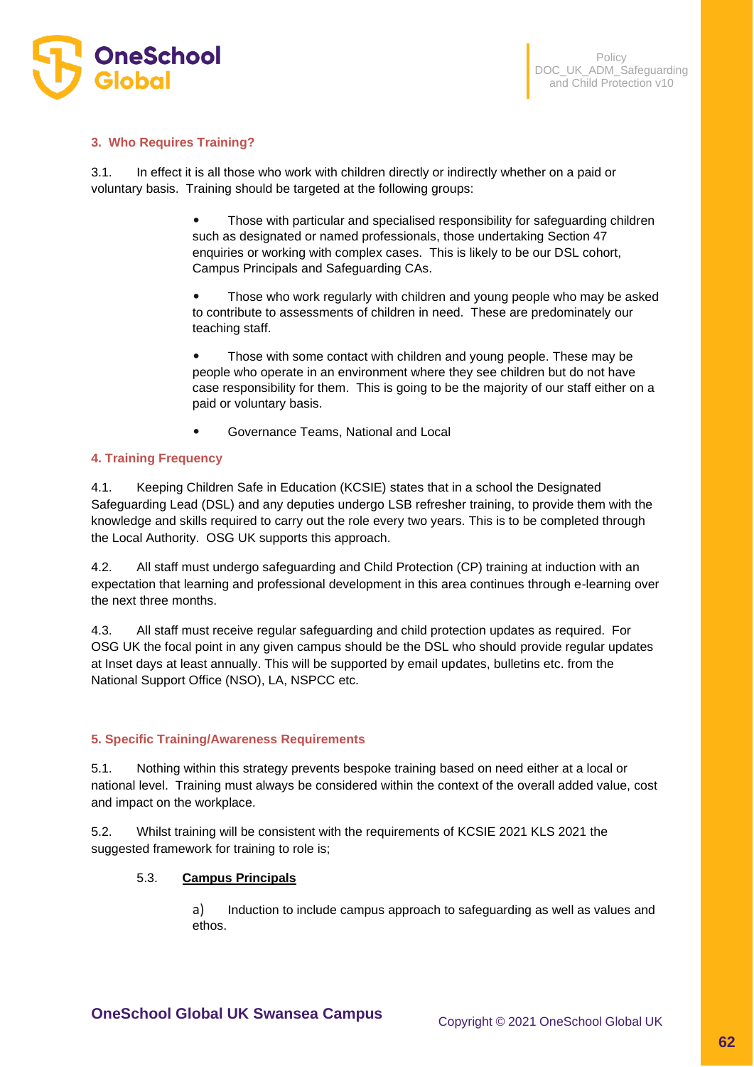### 3. Who Requires Training?

3.1. In effect it is all those who work with children directly or indirectly whether on a paid or voluntary basis. Training should be targeted at the following groups:

- Those with particular and specialised responsibility for safeguarding children such as designated or named professionals, those undertaking Section 47 enquiries or working with complex cases. This is likely to be our DSL cohort, Campus Principals and Safeguarding CAs.
- Those who work regularly with children and young people who may be asked to contribute to assessments of children in need. These are predominately our teaching staff.
- Those with some contact with children and young people. These may be people who operate in an environment where they see children but do not have case responsibility for them. This is going to be the majority of our staff either on a paid or voluntary basis.
- Governance Teams, National and Local

### 4. Training Frequency

4.1. Keeping Children Safe in Education (KCSIE) states that in a school the Designated Safeguarding Lead (DSL) and any deputies undergo LSB refresher training, to provide them with the knowledge and skills required to carry out the role every two years. This is to be completed through the Local Authority. OSG UK supports this approach.

4.2. All staff must undergo safeguarding and Child Protection (CP) training at induction with an expectation that learning and professional development in this area continues through e-learning over the next three months.

4.3. All staff must receive regular safeguarding and child protection updates as required. For OSG UK the focal point in any given campus should be the DSL who should provide regular updates at Inset days at least annually. This will be supported by email updates, bulletins etc. from the National Support Office (NSO), LA, NSPCC etc.

### 5. Specific Training/Awareness Requirements

5.1. Nothing within this strategy prevents bespoke training based on need either at a local or national level. Training must always be considered within the context of the overall added value, cost and impact on the workplace.

5.2. Whilst training will be consistent with the requirements of KCSIE 2021 KLS 2021 the suggested framework for training to role is;

5.3. **Campus Principals**

a) Induction to include campus approach to safeguarding as well as values and ethos.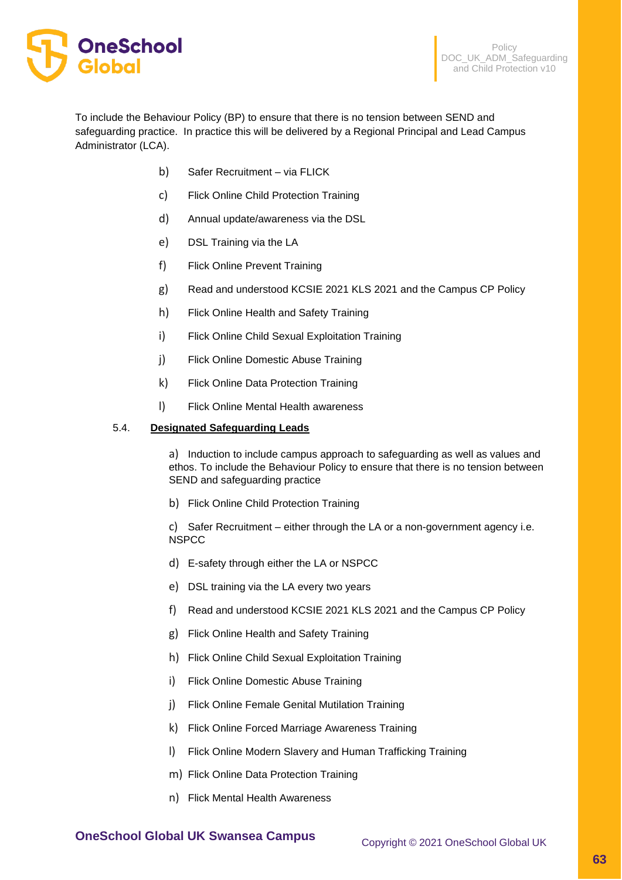To include the Behaviour Policy (BP) to ensure that there is no tension between SEND and safeguarding practice. In practice this will be delivered by a Regional Principal and Lead Campus Administrator (LCA).

b) Safer Recruitment – via FLICK

c) Flick Online Child Protection Training

d) Annual update/awareness via the DSL

e) DSL Training via the LA

f) Flick Online Prevent Training

g) Read and understood KCSIE 2021 KLS 2021 and the Campus CP Policy

h) Flick Online Health and Safety Training

i) Flick Online Child Sexual Exploitation Training

j) Flick Online Domestic Abuse Training

k) Flick Online Data Protection Training

l) Flick Online Mental Health awareness

### 5.4. Designated Safeguarding Leads

a) Induction to include campus approach to safeguarding as well as values and ethos. To include the Behaviour Policy to ensure that there is no tension between SEND and safeguarding practice

b) Flick Online Child Protection Training

c) Safer Recruitment – either through the LA or a non-government agency i.e. NSPCC

d) E-safety through either the LA or NSPCC

e) DSL training via the LA every two years

f) Read and understood KCSIE 2021 KLS 2021 and the Campus CP Policy

g) Flick Online Health and Safety Training

h) Flick Online Child Sexual Exploitation Training

i) Flick Online Domestic Abuse Training

j) Flick Online Female Genital Mutilation Training

k) Flick Online Forced Marriage Awareness Training

l) Flick Online Modern Slavery and Human Trafficking Training

m) Flick Online Data Protection Training

n) Flick Mental Health Awareness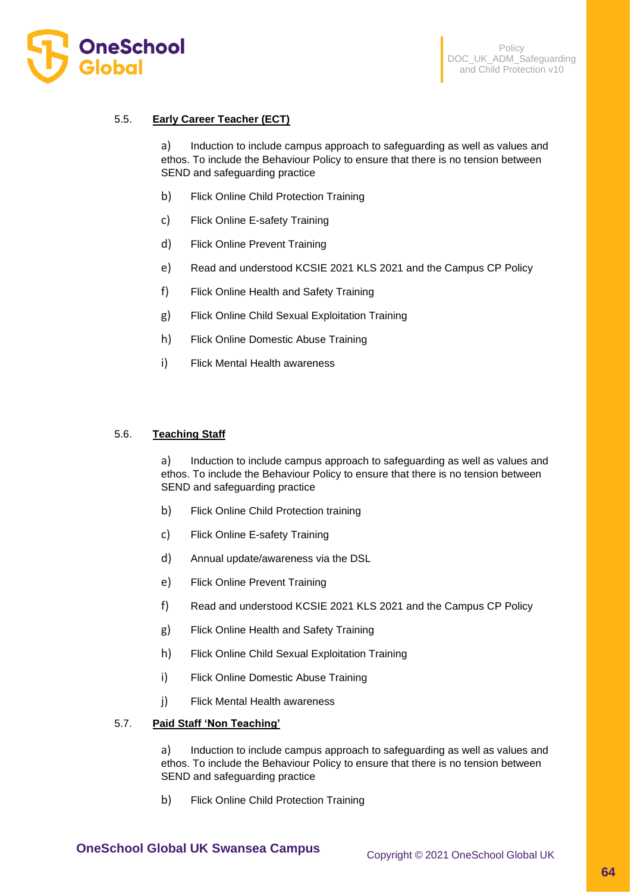5.5. **Early Career Teacher (ECT)**

a) Induction to include campus approach to safeguarding as well as values and ethos. To include the Behaviour Policy to ensure that there is no tension between SEND and safeguarding practice

b) Flick Online Child Protection Training

c) Flick Online E-safety Training

d) Flick Online Prevent Training

e) Read and understood KCSIE 2021 KLS 2021 and the Campus CP Policy

f) Flick Online Health and Safety Training

g) Flick Online Child Sexual Exploitation Training

h) Flick Online Domestic Abuse Training

i) Flick Mental Health awareness

5.6. **Teaching Staff**

a) Induction to include campus approach to safeguarding as well as values and ethos. To include the Behaviour Policy to ensure that there is no tension between SEND and safeguarding practice

b) Flick Online Child Protection training

c) Flick Online E-safety Training

d) Annual update/awareness via the DSL

e) Flick Online Prevent Training

f) Read and understood KCSIE 2021 KLS 2021 and the Campus CP Policy

g) Flick Online Health and Safety Training

h) Flick Online Child Sexual Exploitation Training

i) Flick Online Domestic Abuse Training

j) Flick Mental Health awareness

5.7. **Paid Staff 'Non Teaching'**

a) Induction to include campus approach to safeguarding as well as values and ethos. To include the Behaviour Policy to ensure that there is no tension between SEND and safeguarding practice

b) Flick Online Child Protection Training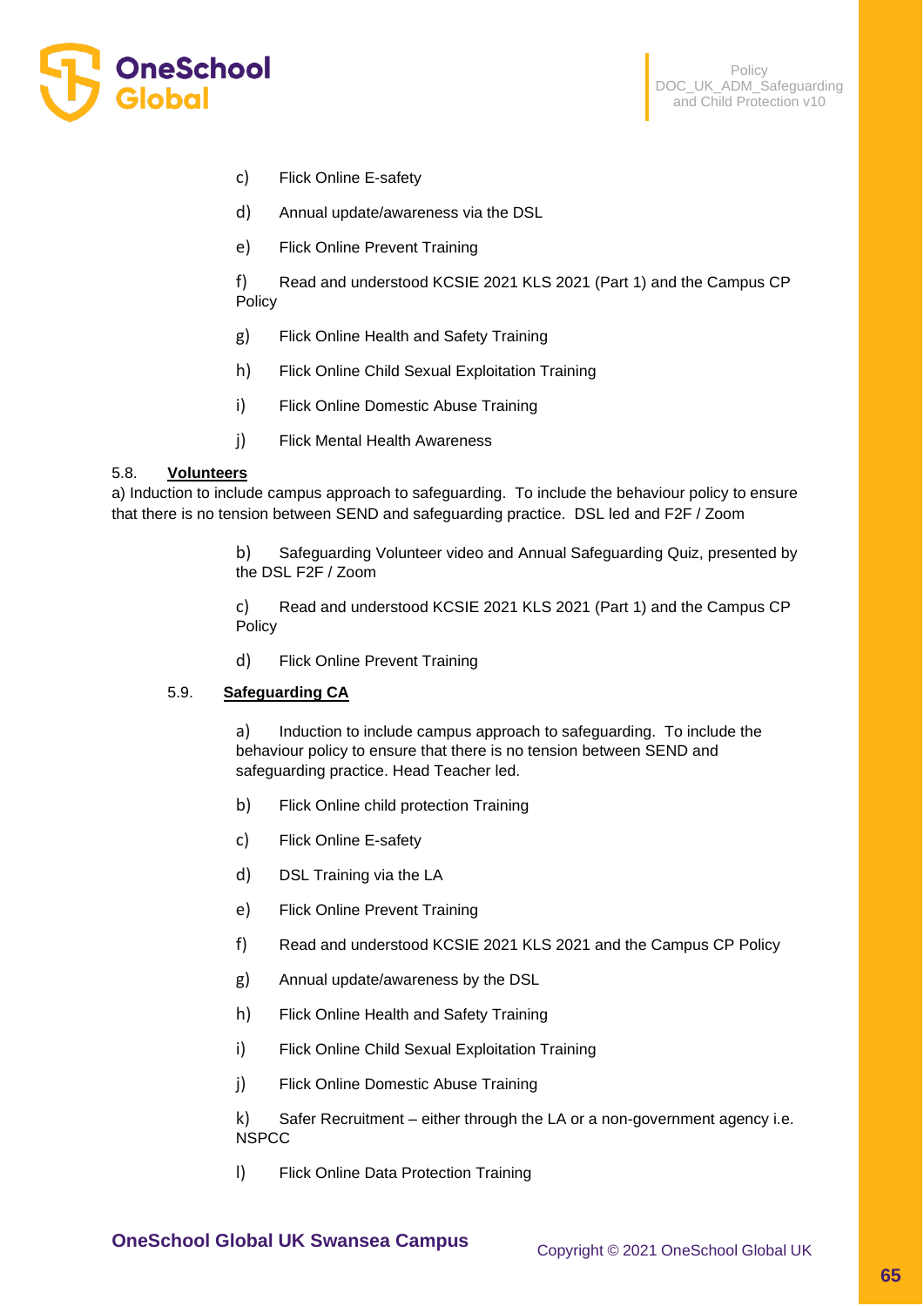c) Flick Online E-safety

d) Annual update/awareness via the DSL

e) Flick Online Prevent Training

f) Read and understood KCSIE 2021 KLS 2021 (Part 1) and the Campus CP Policy

g) Flick Online Health and Safety Training

h) Flick Online Child Sexual Exploitation Training

i) Flick Online Domestic Abuse Training

j) Flick Mental Health Awareness

5.8. **Volunteers**

a) Induction to include campus approach to safeguarding. To include the behaviour policy to ensure that there is no tension between SEND and safeguarding practice. DSL led and F2F / Zoom

b) Safeguarding Volunteer video and Annual Safeguarding Quiz, presented by the DSL F2F / Zoom

c) Read and understood KCSIE 2021 KLS 2021 (Part 1) and the Campus CP Policy

d) Flick Online Prevent Training

5.9. **Safeguarding CA**

a) Induction to include campus approach to safeguarding. To include the behaviour policy to ensure that there is no tension between SEND and safeguarding practice. Head Teacher led.

b) Flick Online child protection Training

c) Flick Online E-safety

d) DSL Training via the LA

e) Flick Online Prevent Training

f) Read and understood KCSIE 2021 KLS 2021 and the Campus CP Policy

g) Annual update/awareness by the DSL

h) Flick Online Health and Safety Training

i) Flick Online Child Sexual Exploitation Training

j) Flick Online Domestic Abuse Training

k) Safer Recruitment – either through the LA or a non-government agency i.e. NSPCC

l) Flick Online Data Protection Training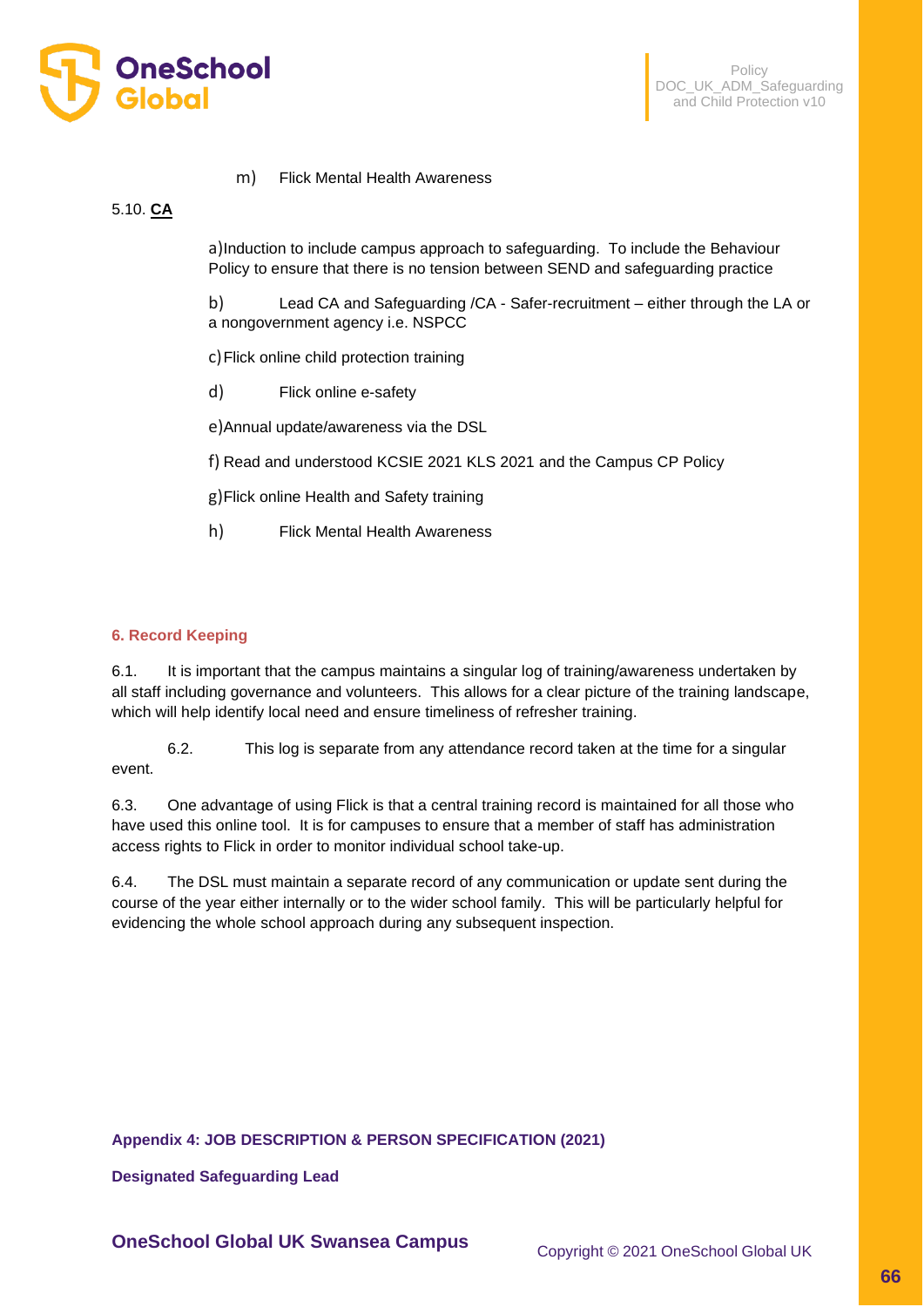m) Flick Mental Health Awareness

5.10. **CA**

a) Induction to include campus approach to safeguarding. To include the Behaviour Policy to ensure that there is no tension between SEND and safeguarding practice

b) Lead CA and Safeguarding /CA - Safer-recruitment – either through the LA or a nongovernment agency i.e. NSPCC

c) Flick online child protection training

d) Flick online e-safety

e) Annual update/awareness via the DSL

f) Read and understood KCSIE 2021 KLS 2021 and the Campus CP Policy

g) Flick online Health and Safety training

h) Flick Mental Health Awareness

## 6. Record Keeping

6.1. It is important that the campus maintains a singular log of training/awareness undertaken by all staff including governance and volunteers. This allows for a clear picture of the training landscape, which will help identify local need and ensure timeliness of refresher training.

6.2. This log is separate from any attendance record taken at the time for a singular event.

6.3. One advantage of using Flick is that a central training record is maintained for all those who have used this online tool. It is for campuses to ensure that a member of staff has administration access rights to Flick in order to monitor individual school take-up.

6.4. The DSL must maintain a separate record of any communication or update sent during the course of the year either internally or to the wider school family. This will be particularly helpful for evidencing the whole school approach during any subsequent inspection.

## Appendix 4: JOB DESCRIPTION & PERSON SPECIFICATION (2021)

### Designated Safeguarding Lead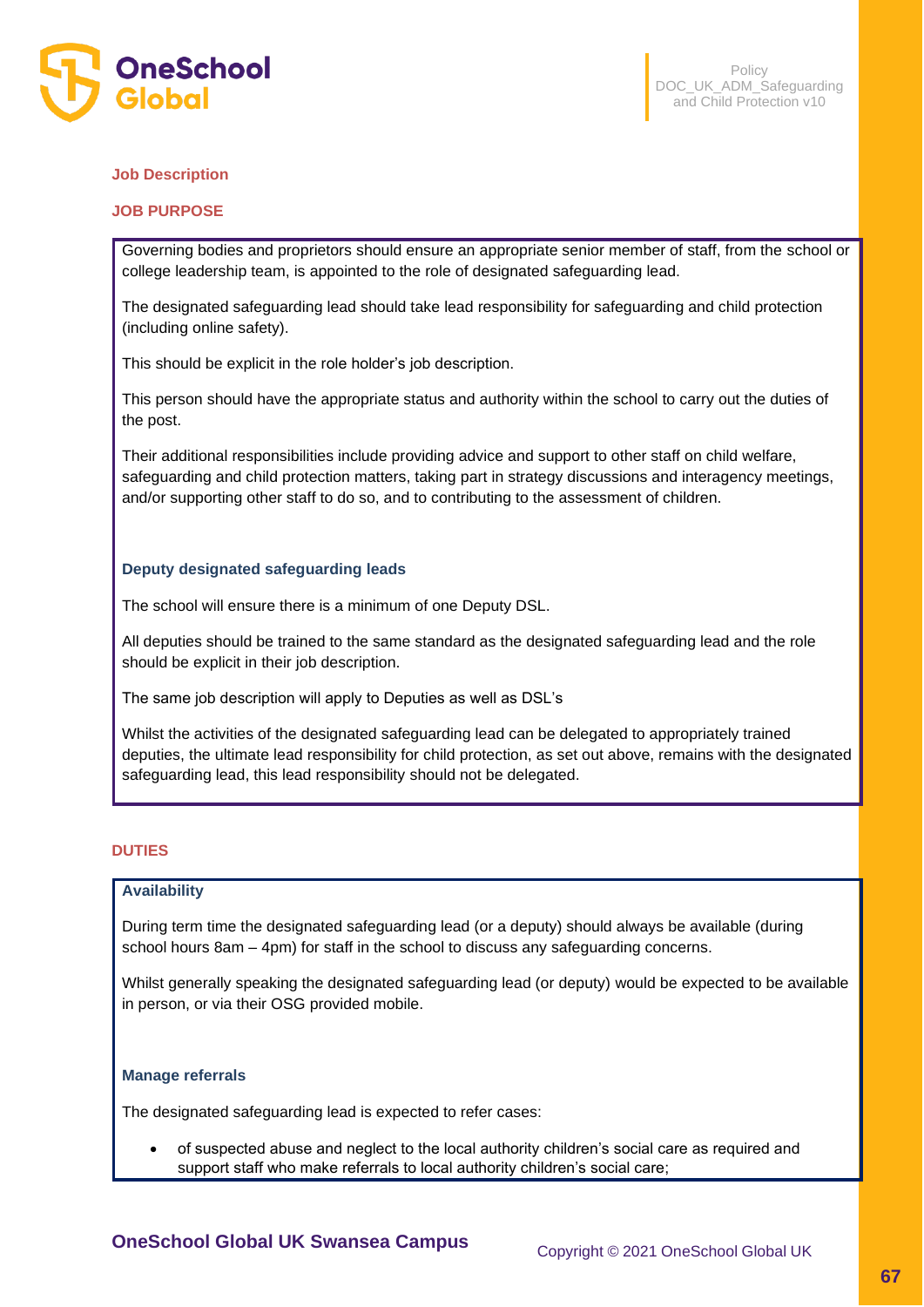**Job Description**

**JOB PURPOSE**

Governing bodies and proprietors should ensure an appropriate senior member of staff, from the school or college leadership team, is appointed to the role of designated safeguarding lead.

The designated safeguarding lead should take lead responsibility for safeguarding and child protection (including online safety).

This should be explicit in the role holder's job description.

This person should have the appropriate status and authority within the school to carry out the duties of the post.

Their additional responsibilities include providing advice and support to other staff on child welfare, safeguarding and child protection matters, taking part in strategy discussions and interagency meetings, and/or supporting other staff to do so, and to contributing to the assessment of children.

**Deputy designated safeguarding leads**

The school will ensure there is a minimum of one Deputy DSL.

All deputies should be trained to the same standard as the designated safeguarding lead and the role should be explicit in their job description.

The same job description will apply to Deputies as well as DSL's

Whilst the activities of the designated safeguarding lead can be delegated to appropriately trained deputies, the ultimate lead responsibility for child protection, as set out above, remains with the designated safeguarding lead, this lead responsibility should not be delegated.

**DUTIES**

**Availability**

During term time the designated safeguarding lead (or a deputy) should always be available (during school hours 8am – 4pm) for staff in the school to discuss any safeguarding concerns.

Whilst generally speaking the designated safeguarding lead (or deputy) would be expected to be available in person, or via their OSG provided mobile.

**Manage referrals**

The designated safeguarding lead is expected to refer cases:

- of suspected abuse and neglect to the local authority children's social care as required and support staff who make referrals to local authority children's social care;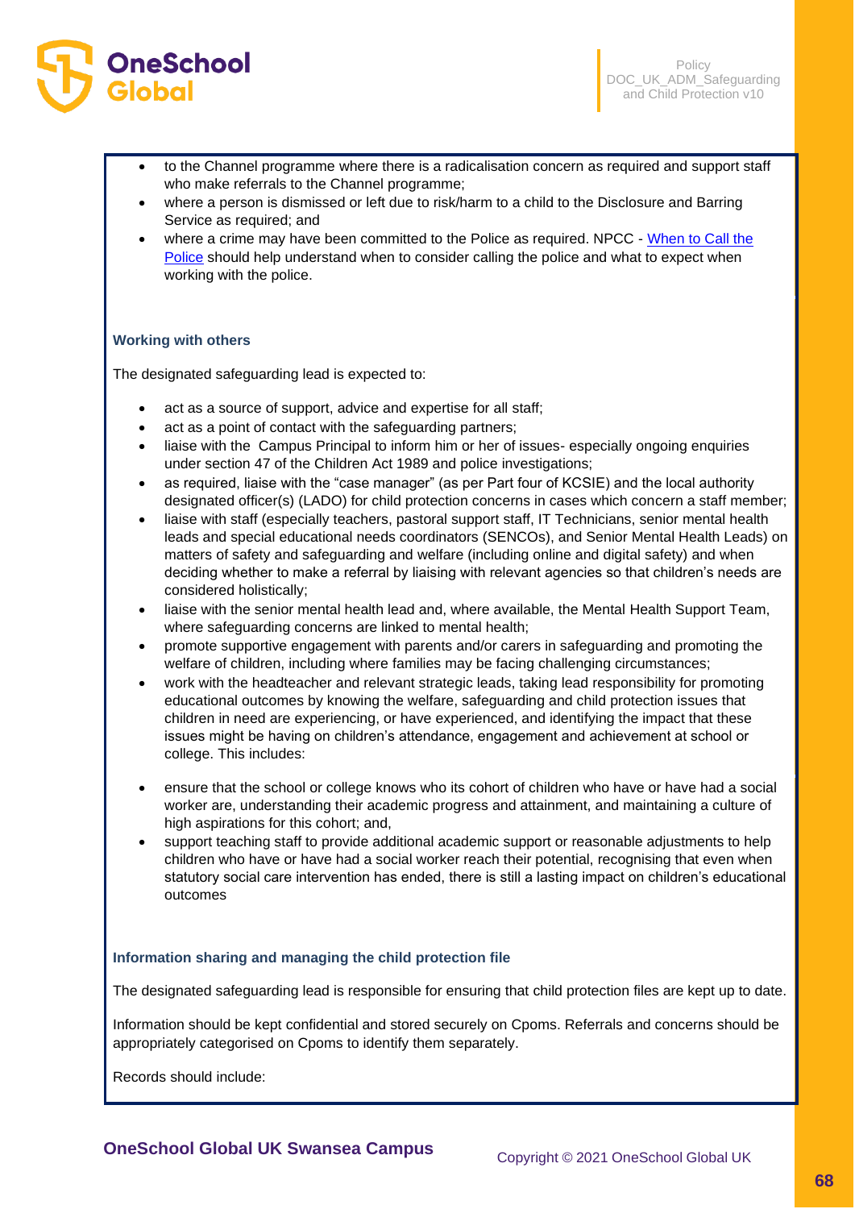- to the Channel programme where there is a radicalisation concern as required and support staff who make referrals to the Channel programme;
- where a person is dismissed or left due to risk/harm to a child to the Disclosure and Barring Service as required; and
- where a crime may have been committed to the Police as required. NPCC - [When to Call the Police](#) should help understand when to consider calling the police and what to expect when working with the police.

#### Working with others

The designated safeguarding lead is expected to:

- act as a source of support, advice and expertise for all staff;
- act as a point of contact with the safeguarding partners;
- liaise with the  Campus Principal to inform him or her of issues- especially ongoing enquiries under section 47 of the Children Act 1989 and police investigations;
- as required, liaise with the "case manager" (as per Part four of KCSIE) and the local authority designated officer(s) (LADO) for child protection concerns in cases which concern a staff member;
- liaise with staff (especially teachers, pastoral support staff, IT Technicians, senior mental health leads and special educational needs coordinators (SENCOs), and Senior Mental Health Leads) on matters of safety and safeguarding and welfare (including online and digital safety) and when deciding whether to make a referral by liaising with relevant agencies so that children's needs are considered holistically;
- liaise with the senior mental health lead and, where available, the Mental Health Support Team, where safeguarding concerns are linked to mental health;
- promote supportive engagement with parents and/or carers in safeguarding and promoting the welfare of children, including where families may be facing challenging circumstances;
- work with the headteacher and relevant strategic leads, taking lead responsibility for promoting educational outcomes by knowing the welfare, safeguarding and child protection issues that children in need are experiencing, or have experienced, and identifying the impact that these issues might be having on children's attendance, engagement and achievement at school or college. This includes:

- ensure that the school or college knows who its cohort of children who have or have had a social worker are, understanding their academic progress and attainment, and maintaining a culture of high aspirations for this cohort; and,
- support teaching staff to provide additional academic support or reasonable adjustments to help children who have or have had a social worker reach their potential, recognising that even when statutory social care intervention has ended, there is still a lasting impact on children's educational outcomes

#### Information sharing and managing the child protection file

The designated safeguarding lead is responsible for ensuring that child protection files are kept up to date.

Information should be kept confidential and stored securely on Cpoms. Referrals and concerns should be appropriately categorised on Cpoms to identify them separately.

Records should include: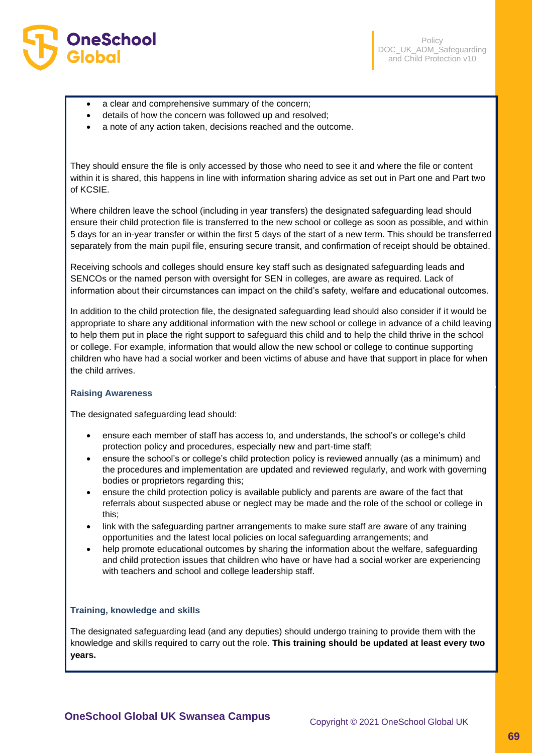- a clear and comprehensive summary of the concern;
- details of how the concern was followed up and resolved;
- a note of any action taken, decisions reached and the outcome.

They should ensure the file is only accessed by those who need to see it and where the file or content within it is shared, this happens in line with information sharing advice as set out in Part one and Part two of KCSIE.

Where children leave the school (including in year transfers) the designated safeguarding lead should ensure their child protection file is transferred to the new school or college as soon as possible, and within 5 days for an in-year transfer or within the first 5 days of the start of a new term. This should be transferred separately from the main pupil file, ensuring secure transit, and confirmation of receipt should be obtained.

Receiving schools and colleges should ensure key staff such as designated safeguarding leads and SENCOs or the named person with oversight for SEN in colleges, are aware as required. Lack of information about their circumstances can impact on the child's safety, welfare and educational outcomes.

In addition to the child protection file, the designated safeguarding lead should also consider if it would be appropriate to share any additional information with the new school or college in advance of a child leaving to help them put in place the right support to safeguard this child and to help the child thrive in the school or college. For example, information that would allow the new school or college to continue supporting children who have had a social worker and been victims of abuse and have that support in place for when the child arrives.

#### Raising Awareness

The designated safeguarding lead should:

- ensure each member of staff has access to, and understands, the school's or college's child protection policy and procedures, especially new and part-time staff;
- ensure the school's or college's child protection policy is reviewed annually (as a minimum) and the procedures and implementation are updated and reviewed regularly, and work with governing bodies or proprietors regarding this;
- ensure the child protection policy is available publicly and parents are aware of the fact that referrals about suspected abuse or neglect may be made and the role of the school or college in this;
- link with the safeguarding partner arrangements to make sure staff are aware of any training opportunities and the latest local policies on local safeguarding arrangements; and
- help promote educational outcomes by sharing the information about the welfare, safeguarding and child protection issues that children who have or have had a social worker are experiencing with teachers and school and college leadership staff.

#### Training, knowledge and skills

The designated safeguarding lead (and any deputies) should undergo training to provide them with the knowledge and skills required to carry out the role. **This training should be updated at least every two years.**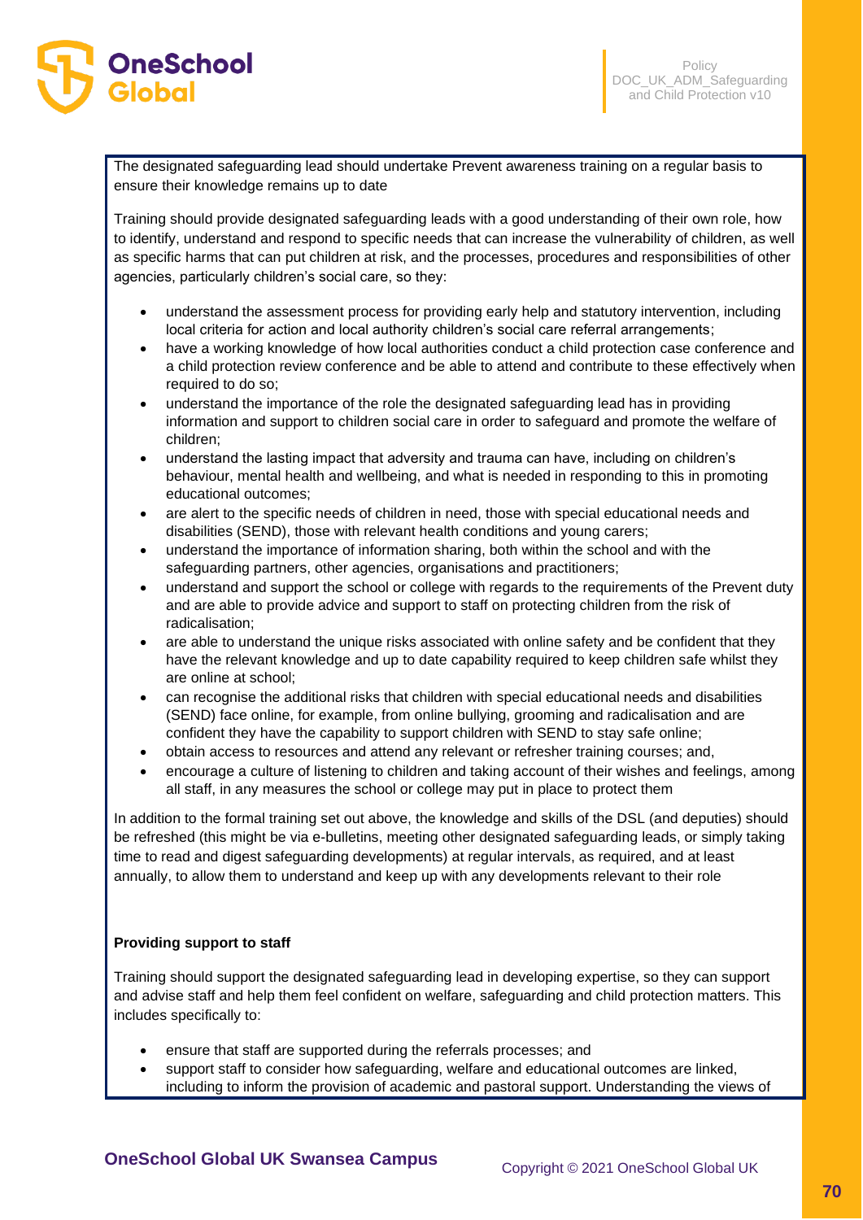The designated safeguarding lead should undertake Prevent awareness training on a regular basis to ensure their knowledge remains up to date

Training should provide designated safeguarding leads with a good understanding of their own role, how to identify, understand and respond to specific needs that can increase the vulnerability of children, as well as specific harms that can put children at risk, and the processes, procedures and responsibilities of other agencies, particularly children's social care, so they:

- understand the assessment process for providing early help and statutory intervention, including local criteria for action and local authority children's social care referral arrangements;
- have a working knowledge of how local authorities conduct a child protection case conference and a child protection review conference and be able to attend and contribute to these effectively when required to do so;
- understand the importance of the role the designated safeguarding lead has in providing information and support to children social care in order to safeguard and promote the welfare of children;
- understand the lasting impact that adversity and trauma can have, including on children's behaviour, mental health and wellbeing, and what is needed in responding to this in promoting educational outcomes;
- are alert to the specific needs of children in need, those with special educational needs and disabilities (SEND), those with relevant health conditions and young carers;
- understand the importance of information sharing, both within the school and with the safeguarding partners, other agencies, organisations and practitioners;
- understand and support the school or college with regards to the requirements of the Prevent duty and are able to provide advice and support to staff on protecting children from the risk of radicalisation;
- are able to understand the unique risks associated with online safety and be confident that they have the relevant knowledge and up to date capability required to keep children safe whilst they are online at school;
- can recognise the additional risks that children with special educational needs and disabilities (SEND) face online, for example, from online bullying, grooming and radicalisation and are confident they have the capability to support children with SEND to stay safe online;
- obtain access to resources and attend any relevant or refresher training courses; and,
- encourage a culture of listening to children and taking account of their wishes and feelings, among all staff, in any measures the school or college may put in place to protect them

In addition to the formal training set out above, the knowledge and skills of the DSL (and deputies) should be refreshed (this might be via e-bulletins, meeting other designated safeguarding leads, or simply taking time to read and digest safeguarding developments) at regular intervals, as required, and at least annually, to allow them to understand and keep up with any developments relevant to their role

**Providing support to staff**

Training should support the designated safeguarding lead in developing expertise, so they can support and advise staff and help them feel confident on welfare, safeguarding and child protection matters. This includes specifically to:

- ensure that staff are supported during the referrals processes; and
- support staff to consider how safeguarding, welfare and educational outcomes are linked, including to inform the provision of academic and pastoral support. Understanding the views of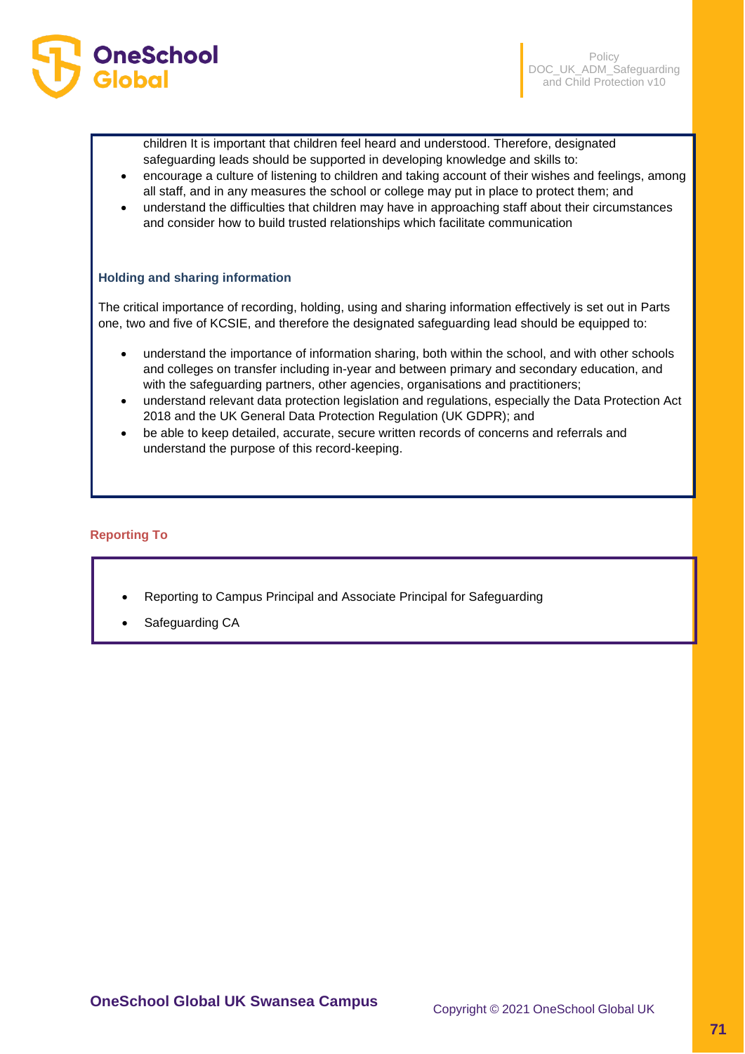children It is important that children feel heard and understood. Therefore, designated safeguarding leads should be supported in developing knowledge and skills to:

- encourage a culture of listening to children and taking account of their wishes and feelings, among all staff, and in any measures the school or college may put in place to protect them; and
- understand the difficulties that children may have in approaching staff about their circumstances and consider how to build trusted relationships which facilitate communication

### Holding and sharing information

The critical importance of recording, holding, using and sharing information effectively is set out in Parts one, two and five of KCSIE, and therefore the designated safeguarding lead should be equipped to:

- understand the importance of information sharing, both within the school, and with other schools and colleges on transfer including in-year and between primary and secondary education, and with the safeguarding partners, other agencies, organisations and practitioners;
- understand relevant data protection legislation and regulations, especially the Data Protection Act 2018 and the UK General Data Protection Regulation (UK GDPR); and
- be able to keep detailed, accurate, secure written records of concerns and referrals and understand the purpose of this record-keeping.

### Reporting To

- Reporting to Campus Principal and Associate Principal for Safeguarding
- Safeguarding CA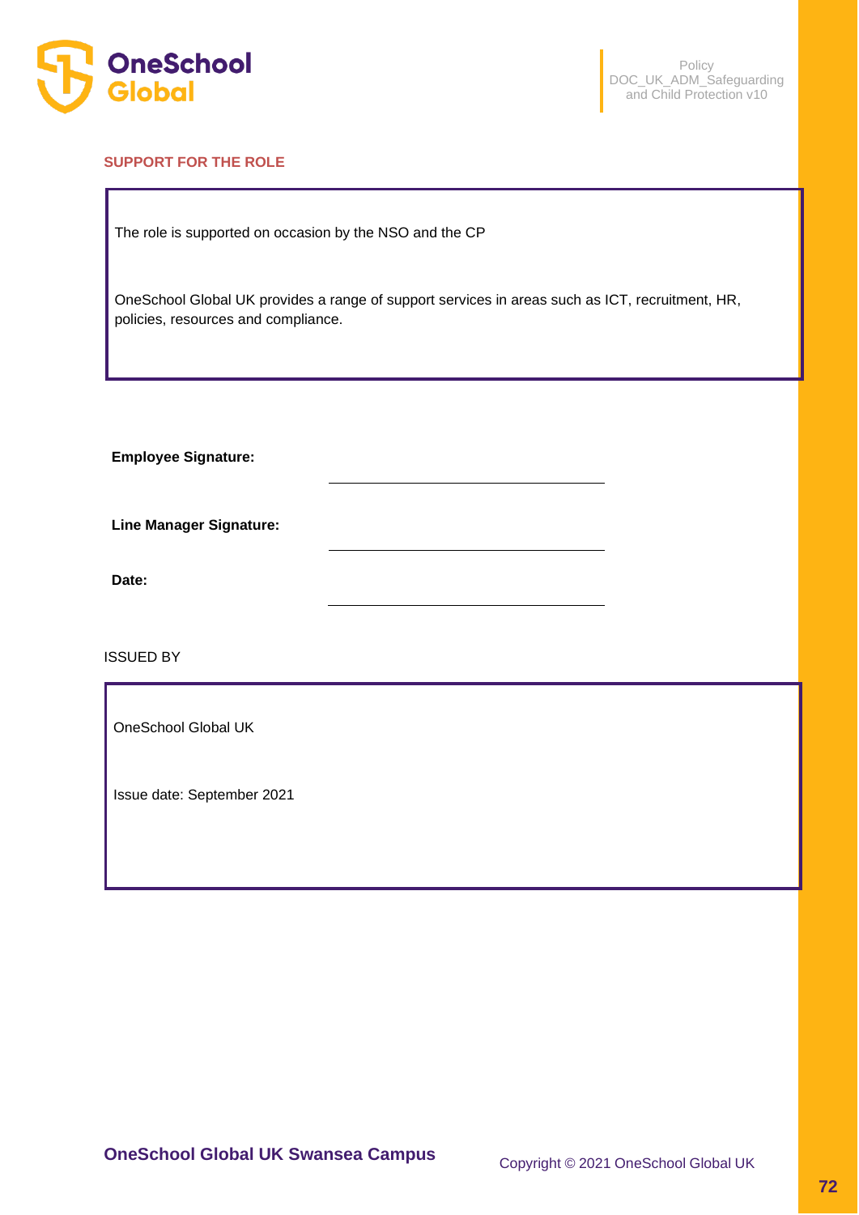## SUPPORT FOR THE ROLE

The role is supported on occasion by the NSO and the CP

OneSchool Global UK provides a range of support services in areas such as ICT, recruitment, HR, policies, resources and compliance.

**Employee Signature:** ______________________________

**Line Manager Signature:** ______________________________

**Date:** ______________________________

ISSUED BY

OneSchool Global UK

Issue date: September 2021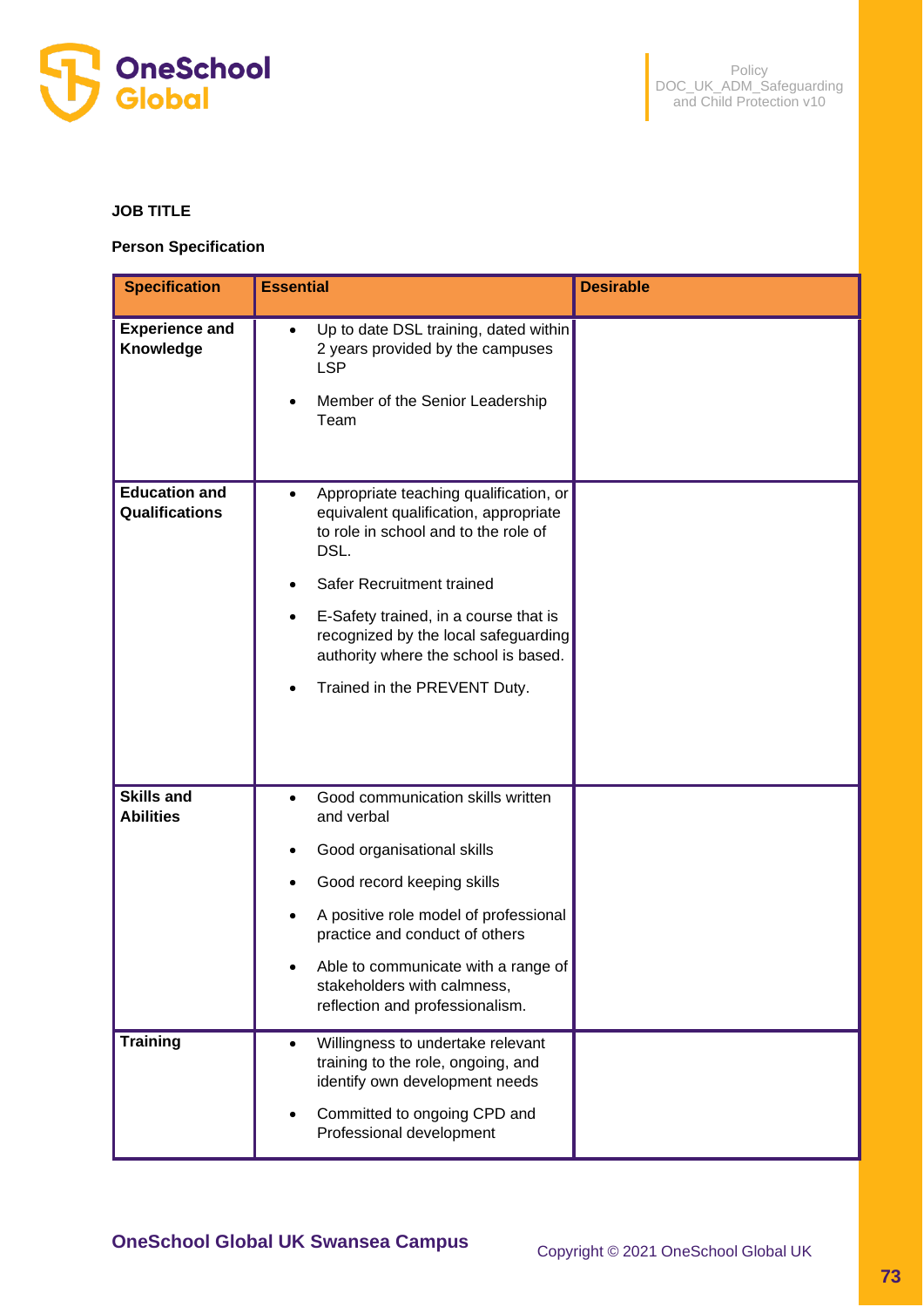**JOB TITLE**

**Person Specification**

| Specification | Essential | Desirable |
|---|---|---|
| **Experience and Knowledge** | • Up to date DSL training, dated within 2 years provided by the campuses LSP<br>• Member of the Senior Leadership Team | |
| **Education and Qualifications** | • Appropriate teaching qualification, or equivalent qualification, appropriate to role in school and to the role of DSL.<br>• Safer Recruitment trained<br>• E-Safety trained, in a course that is recognized by the local safeguarding authority where the school is based.<br>• Trained in the PREVENT Duty. | |
| **Skills and Abilities** | • Good communication skills written and verbal<br>• Good organisational skills<br>• Good record keeping skills<br>• A positive role model of professional practice and conduct of others<br>• Able to communicate with a range of stakeholders with calmness, reflection and professionalism. | |
| **Training** | • Willingness to undertake relevant training to the role, ongoing, and identify own development needs<br>• Committed to ongoing CPD and Professional development | |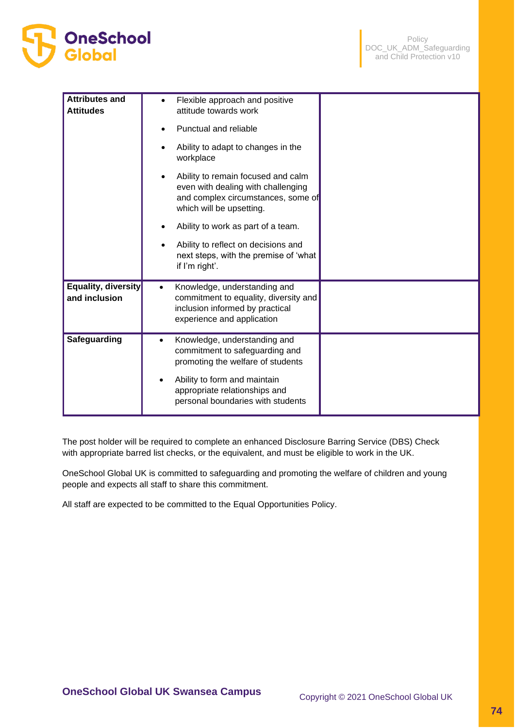| | | |
|---|---|---|
| **Attributes and Attitudes** | • Flexible approach and positive attitude towards work<br>• Punctual and reliable<br>• Ability to adapt to changes in the workplace<br>• Ability to remain focused and calm even with dealing with challenging and complex circumstances, some of which will be upsetting.<br>• Ability to work as part of a team.<br>• Ability to reflect on decisions and next steps, with the premise of 'what if I'm right'. | |
| **Equality, diversity and inclusion** | • Knowledge, understanding and commitment to equality, diversity and inclusion informed by practical experience and application | |
| **Safeguarding** | • Knowledge, understanding and commitment to safeguarding and promoting the welfare of students<br>• Ability to form and maintain appropriate relationships and personal boundaries with students | |

The post holder will be required to complete an enhanced Disclosure Barring Service (DBS) Check with appropriate barred list checks, or the equivalent, and must be eligible to work in the UK.

OneSchool Global UK is committed to safeguarding and promoting the welfare of children and young people and expects all staff to share this commitment.

All staff are expected to be committed to the Equal Opportunities Policy.